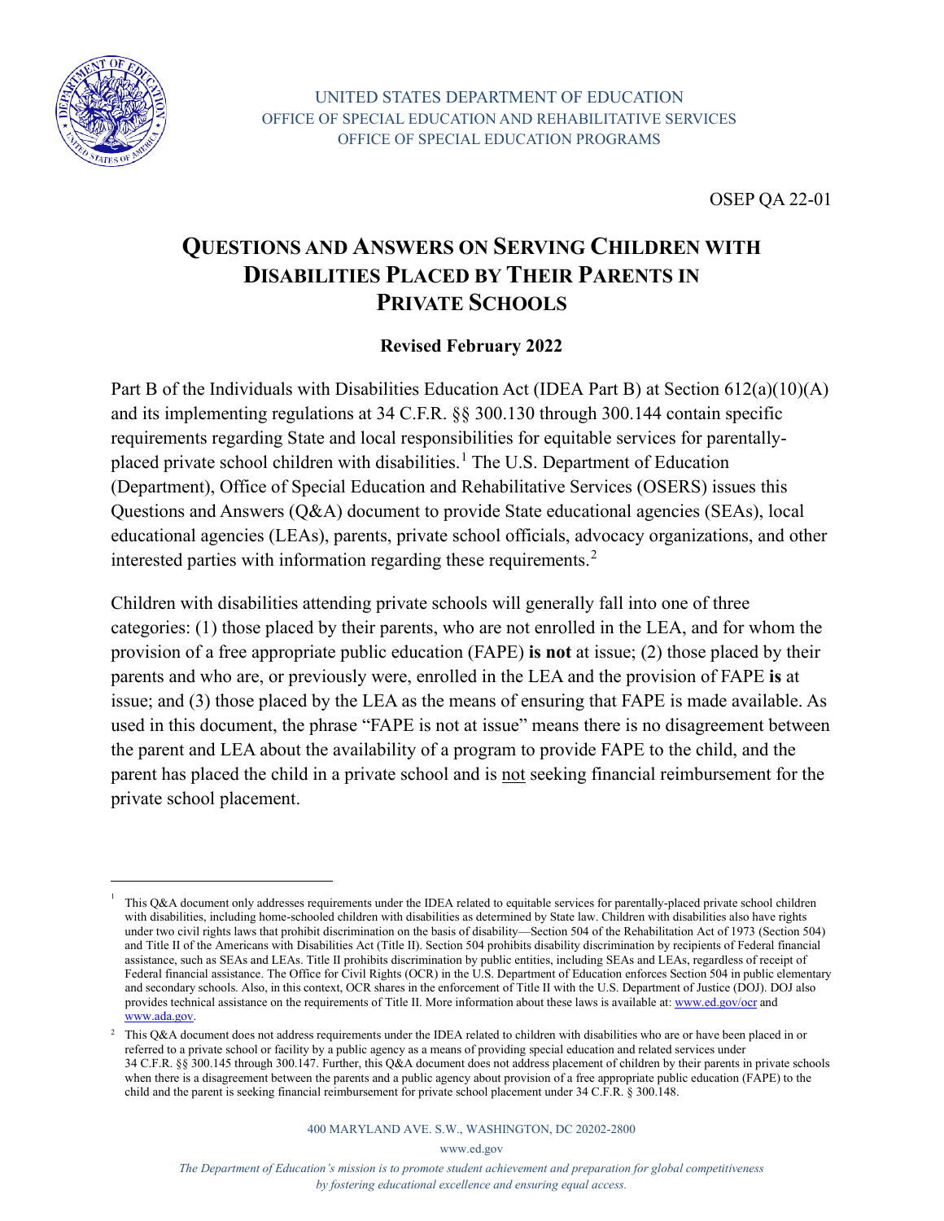UNITED STATES DEPARTMENT OF EDUCATION
OFFICE OF SPECIAL EDUCATION AND REHABILITATIVE SERVICES
OFFICE OF SPECIAL EDUCATION PROGRAMS

OSEP QA 22-01

# QUESTIONS AND ANSWERS ON SERVING CHILDREN WITH DISABILITIES PLACED BY THEIR PARENTS IN PRIVATE SCHOOLS

**Revised February 2022**

Part B of the Individuals with Disabilities Education Act (IDEA Part B) at Section 612(a)(10)(A) and its implementing regulations at 34 C.F.R. §§ 300.130 through 300.144 contain specific requirements regarding State and local responsibilities for equitable services for parentally-placed private school children with disabilities.[1] The U.S. Department of Education (Department), Office of Special Education and Rehabilitative Services (OSERS) issues this Questions and Answers (Q&A) document to provide State educational agencies (SEAs), local educational agencies (LEAs), parents, private school officials, advocacy organizations, and other interested parties with information regarding these requirements.[2]

Children with disabilities attending private schools will generally fall into one of three categories: (1) those placed by their parents, who are not enrolled in the LEA, and for whom the provision of a free appropriate public education (FAPE) **is not** at issue; (2) those placed by their parents and who are, or previously were, enrolled in the LEA and the provision of FAPE **is** at issue; and (3) those placed by the LEA as the means of ensuring that FAPE is made available. As used in this document, the phrase "FAPE is not at issue" means there is no disagreement between the parent and LEA about the availability of a program to provide FAPE to the child, and the parent has placed the child in a private school and is not seeking financial reimbursement for the private school placement.

---

[1] This Q&A document only addresses requirements under the IDEA related to equitable services for parentally-placed private school children with disabilities, including home-schooled children with disabilities as determined by State law. Children with disabilities also have rights under two civil rights laws that prohibit discrimination on the basis of disability—Section 504 of the Rehabilitation Act of 1973 (Section 504) and Title II of the Americans with Disabilities Act (Title II). Section 504 prohibits disability discrimination by recipients of Federal financial assistance, such as SEAs and LEAs. Title II prohibits discrimination by public entities, including SEAs and LEAs, regardless of receipt of Federal financial assistance. The Office for Civil Rights (OCR) in the U.S. Department of Education enforces Section 504 in public elementary and secondary schools. Also, in this context, OCR shares in the enforcement of Title II with the U.S. Department of Justice (DOJ). DOJ also provides technical assistance on the requirements of Title II. More information about these laws is available at: www.ed.gov/ocr and www.ada.gov.

[2] This Q&A document does not address requirements under the IDEA related to children with disabilities who are or have been placed in or referred to a private school or facility by a public agency as a means of providing special education and related services under 34 C.F.R. §§ 300.145 through 300.147. Further, this Q&A document does not address placement of children by their parents in private schools when there is a disagreement between the parents and a public agency about provision of a free appropriate public education (FAPE) to the child and the parent is seeking financial reimbursement for private school placement under 34 C.F.R. § 300.148.

400 MARYLAND AVE. S.W., WASHINGTON, DC 20202-2800

www.ed.gov

*The Department of Education's mission is to promote student achievement and preparation for global competitiveness by fostering educational excellence and ensuring equal access.*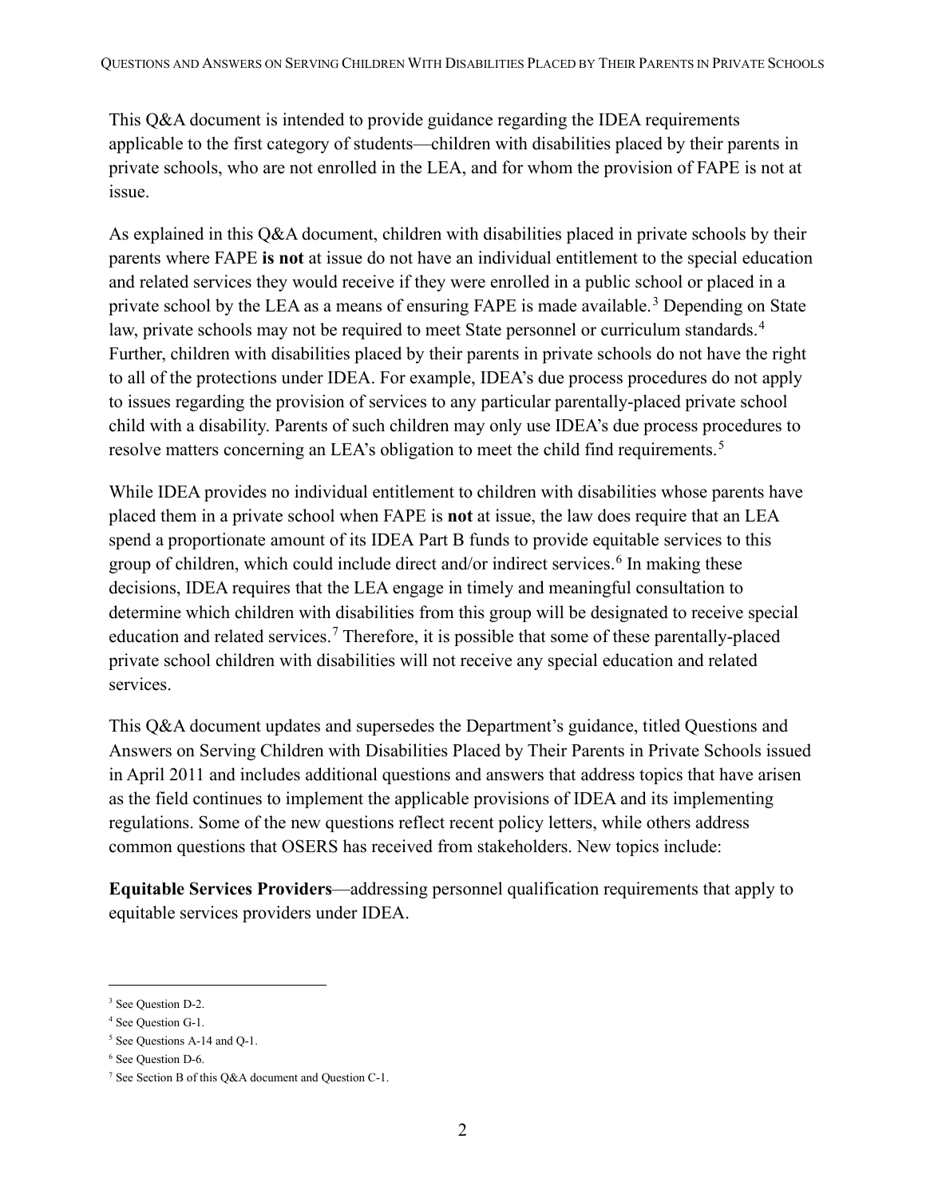This Q&A document is intended to provide guidance regarding the IDEA requirements applicable to the first category of students—children with disabilities placed by their parents in private schools, who are not enrolled in the LEA, and for whom the provision of FAPE is not at issue.

As explained in this Q&A document, children with disabilities placed in private schools by their parents where FAPE **is not** at issue do not have an individual entitlement to the special education and related services they would receive if they were enrolled in a public school or placed in a private school by the LEA as a means of ensuring FAPE is made available.[3] Depending on State law, private schools may not be required to meet State personnel or curriculum standards.[4] Further, children with disabilities placed by their parents in private schools do not have the right to all of the protections under IDEA. For example, IDEA's due process procedures do not apply to issues regarding the provision of services to any particular parentally-placed private school child with a disability. Parents of such children may only use IDEA's due process procedures to resolve matters concerning an LEA's obligation to meet the child find requirements.[5]

While IDEA provides no individual entitlement to children with disabilities whose parents have placed them in a private school when FAPE is **not** at issue, the law does require that an LEA spend a proportionate amount of its IDEA Part B funds to provide equitable services to this group of children, which could include direct and/or indirect services.[6] In making these decisions, IDEA requires that the LEA engage in timely and meaningful consultation to determine which children with disabilities from this group will be designated to receive special education and related services.[7] Therefore, it is possible that some of these parentally-placed private school children with disabilities will not receive any special education and related services.

This Q&A document updates and supersedes the Department's guidance, titled Questions and Answers on Serving Children with Disabilities Placed by Their Parents in Private Schools issued in April 2011 and includes additional questions and answers that address topics that have arisen as the field continues to implement the applicable provisions of IDEA and its implementing regulations. Some of the new questions reflect recent policy letters, while others address common questions that OSERS has received from stakeholders. New topics include:

**Equitable Services Providers**—addressing personnel qualification requirements that apply to equitable services providers under IDEA.

---

[3] See Question D-2.

[4] See Question G-1.

[5] See Questions A-14 and Q-1.

[6] See Question D-6.

[7] See Section B of this Q&A document and Question C-1.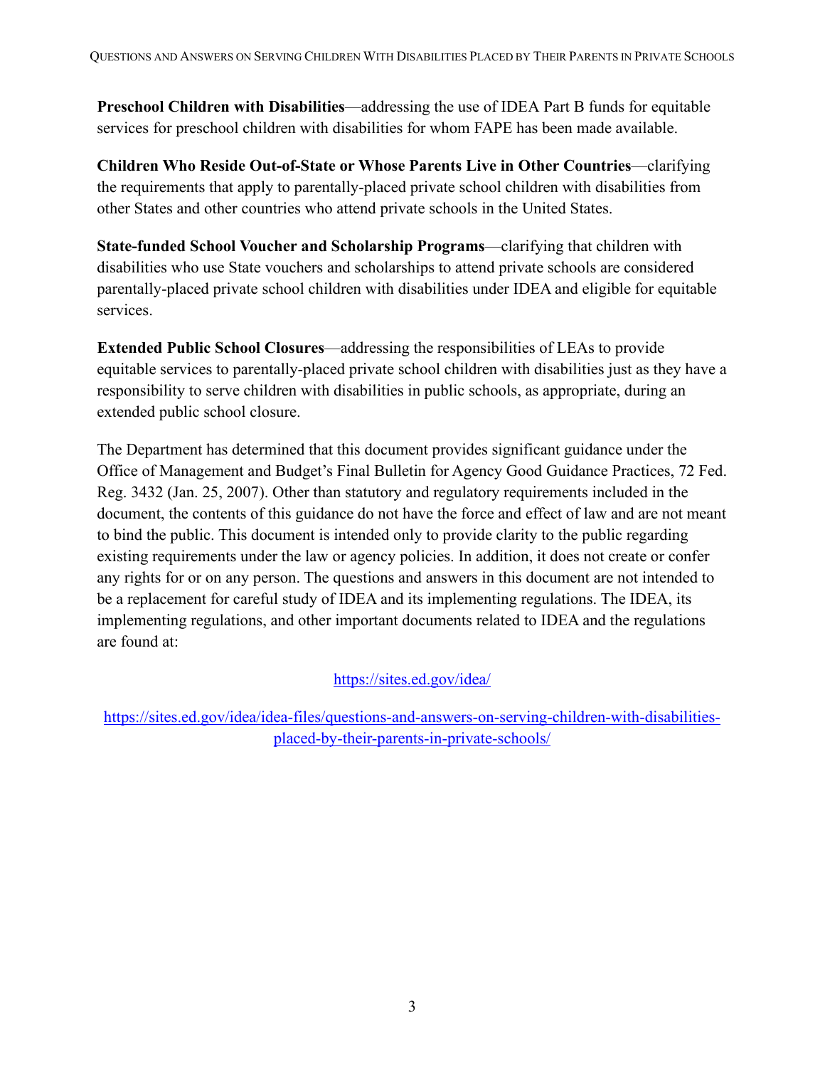**Preschool Children with Disabilities**—addressing the use of IDEA Part B funds for equitable services for preschool children with disabilities for whom FAPE has been made available.

**Children Who Reside Out-of-State or Whose Parents Live in Other Countries**—clarifying the requirements that apply to parentally-placed private school children with disabilities from other States and other countries who attend private schools in the United States.

**State-funded School Voucher and Scholarship Programs**—clarifying that children with disabilities who use State vouchers and scholarships to attend private schools are considered parentally-placed private school children with disabilities under IDEA and eligible for equitable services.

**Extended Public School Closures**—addressing the responsibilities of LEAs to provide equitable services to parentally-placed private school children with disabilities just as they have a responsibility to serve children with disabilities in public schools, as appropriate, during an extended public school closure.

The Department has determined that this document provides significant guidance under the Office of Management and Budget's Final Bulletin for Agency Good Guidance Practices, 72 Fed. Reg. 3432 (Jan. 25, 2007). Other than statutory and regulatory requirements included in the document, the contents of this guidance do not have the force and effect of law and are not meant to bind the public. This document is intended only to provide clarity to the public regarding existing requirements under the law or agency policies. In addition, it does not create or confer any rights for or on any person. The questions and answers in this document are not intended to be a replacement for careful study of IDEA and its implementing regulations. The IDEA, its implementing regulations, and other important documents related to IDEA and the regulations are found at:

https://sites.ed.gov/idea/

https://sites.ed.gov/idea/idea-files/questions-and-answers-on-serving-children-with-disabilities-placed-by-their-parents-in-private-schools/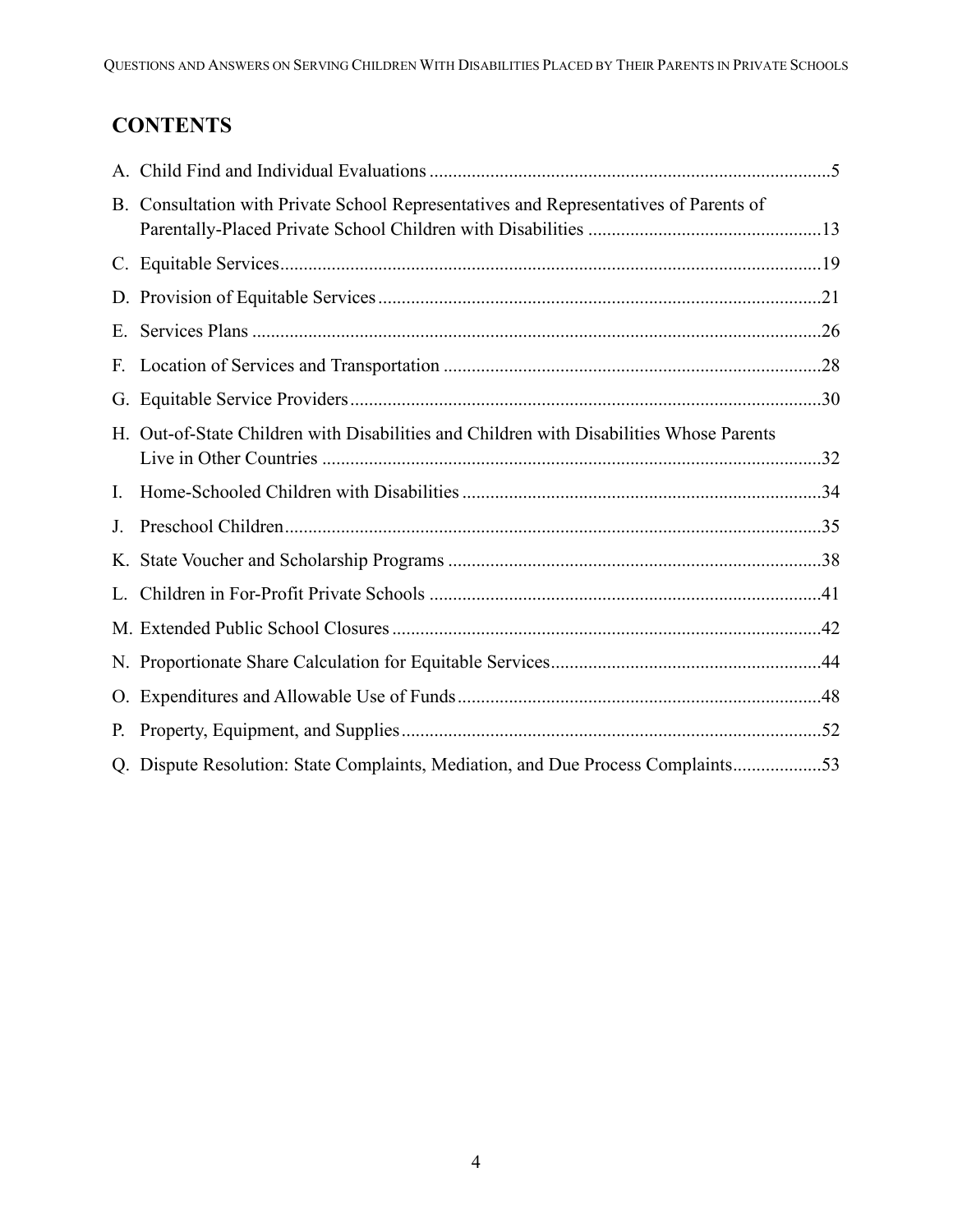## CONTENTS

A. Child Find and Individual Evaluations ..................................................................................5

B. Consultation with Private School Representatives and Representatives of Parents of Parentally-Placed Private School Children with Disabilities ..................................................13

C. Equitable Services..................................................................................................................19

D. Provision of Equitable Services..............................................................................................21

E. Services Plans ........................................................................................................................26

F. Location of Services and Transportation ................................................................................28

G. Equitable Service Providers....................................................................................................30

H. Out-of-State Children with Disabilities and Children with Disabilities Whose Parents Live in Other Countries ..........................................................................................................32

I. Home-Schooled Children with Disabilities ............................................................................34

J. Preschool Children..................................................................................................................35

K. State Voucher and Scholarship Programs ...............................................................................38

L. Children in For-Profit Private Schools ...................................................................................41

M. Extended Public School Closures ...........................................................................................42

N. Proportionate Share Calculation for Equitable Services.........................................................44

O. Expenditures and Allowable Use of Funds.............................................................................48

P. Property, Equipment, and Supplies.........................................................................................52

Q. Dispute Resolution: State Complaints, Mediation, and Due Process Complaints..................53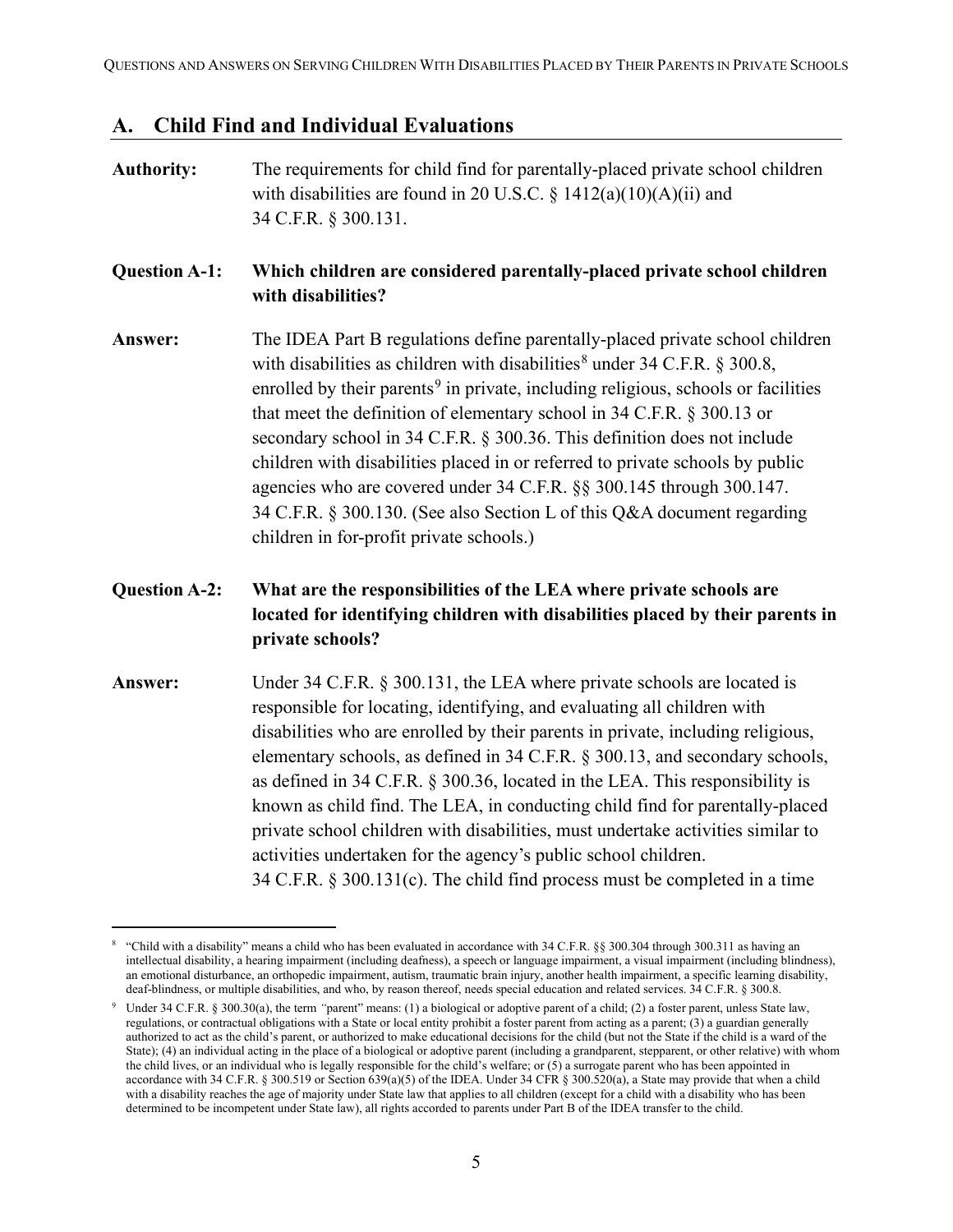## A. Child Find and Individual Evaluations

**Authority:** The requirements for child find for parentally-placed private school children with disabilities are found in 20 U.S.C. § 1412(a)(10)(A)(ii) and 34 C.F.R. § 300.131.

**Question A-1: Which children are considered parentally-placed private school children with disabilities?**

**Answer:** The IDEA Part B regulations define parentally-placed private school children with disabilities as children with disabilities[8] under 34 C.F.R. § 300.8, enrolled by their parents[9] in private, including religious, schools or facilities that meet the definition of elementary school in 34 C.F.R. § 300.13 or secondary school in 34 C.F.R. § 300.36. This definition does not include children with disabilities placed in or referred to private schools by public agencies who are covered under 34 C.F.R. §§ 300.145 through 300.147. 34 C.F.R. § 300.130. (See also Section L of this Q&A document regarding children in for-profit private schools.)

**Question A-2: What are the responsibilities of the LEA where private schools are located for identifying children with disabilities placed by their parents in private schools?**

**Answer:** Under 34 C.F.R. § 300.131, the LEA where private schools are located is responsible for locating, identifying, and evaluating all children with disabilities who are enrolled by their parents in private, including religious, elementary schools, as defined in 34 C.F.R. § 300.13, and secondary schools, as defined in 34 C.F.R. § 300.36, located in the LEA. This responsibility is known as child find. The LEA, in conducting child find for parentally-placed private school children with disabilities, must undertake activities similar to activities undertaken for the agency's public school children. 34 C.F.R. § 300.131(c). The child find process must be completed in a time

---

[8] "Child with a disability" means a child who has been evaluated in accordance with 34 C.F.R. §§ 300.304 through 300.311 as having an intellectual disability, a hearing impairment (including deafness), a speech or language impairment, a visual impairment (including blindness), an emotional disturbance, an orthopedic impairment, autism, traumatic brain injury, another health impairment, a specific learning disability, deaf-blindness, or multiple disabilities, and who, by reason thereof, needs special education and related services. 34 C.F.R. § 300.8.

[9] Under 34 C.F.R. § 300.30(a), the term "parent" means: (1) a biological or adoptive parent of a child; (2) a foster parent, unless State law, regulations, or contractual obligations with a State or local entity prohibit a foster parent from acting as a parent; (3) a guardian generally authorized to act as the child's parent, or authorized to make educational decisions for the child (but not the State if the child is a ward of the State); (4) an individual acting in the place of a biological or adoptive parent (including a grandparent, stepparent, or other relative) with whom the child lives, or an individual who is legally responsible for the child's welfare; or (5) a surrogate parent who has been appointed in accordance with 34 C.F.R. § 300.519 or Section 639(a)(5) of the IDEA. Under 34 CFR § 300.520(a), a State may provide that when a child with a disability reaches the age of majority under State law that applies to all children (except for a child with a disability who has been determined to be incompetent under State law), all rights accorded to parents under Part B of the IDEA transfer to the child.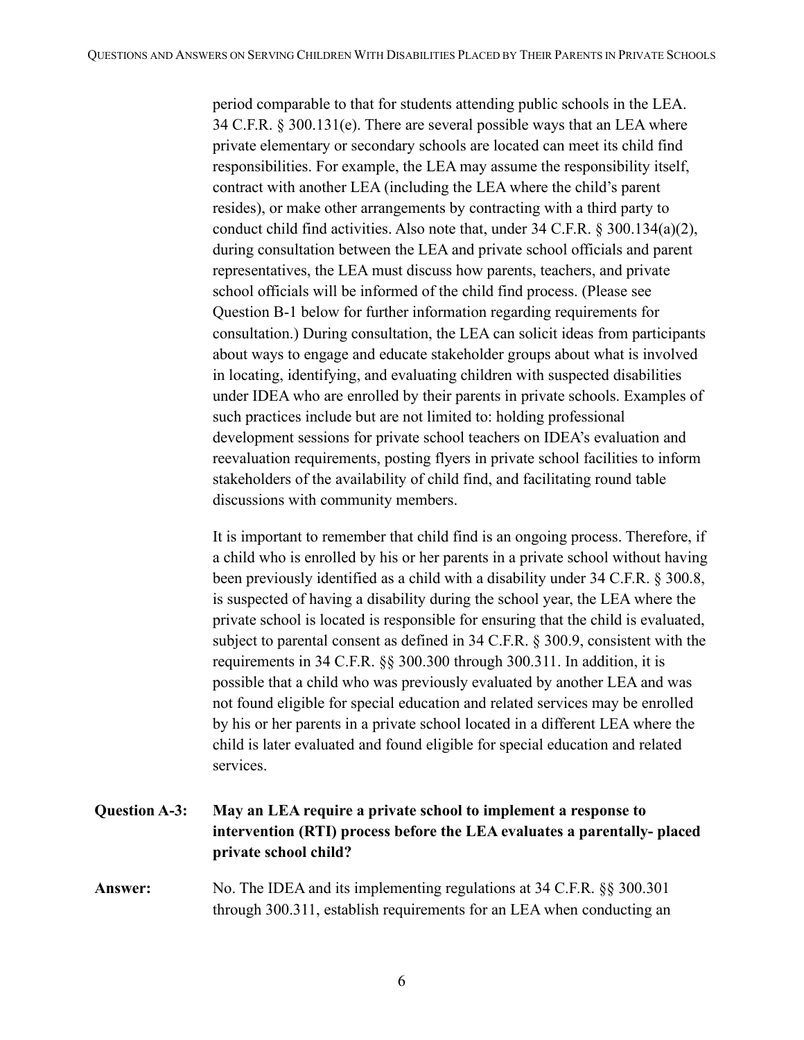period comparable to that for students attending public schools in the LEA. 34 C.F.R. § 300.131(e). There are several possible ways that an LEA where private elementary or secondary schools are located can meet its child find responsibilities. For example, the LEA may assume the responsibility itself, contract with another LEA (including the LEA where the child's parent resides), or make other arrangements by contracting with a third party to conduct child find activities. Also note that, under 34 C.F.R. § 300.134(a)(2), during consultation between the LEA and private school officials and parent representatives, the LEA must discuss how parents, teachers, and private school officials will be informed of the child find process. (Please see Question B-1 below for further information regarding requirements for consultation.) During consultation, the LEA can solicit ideas from participants about ways to engage and educate stakeholder groups about what is involved in locating, identifying, and evaluating children with suspected disabilities under IDEA who are enrolled by their parents in private schools. Examples of such practices include but are not limited to: holding professional development sessions for private school teachers on IDEA's evaluation and reevaluation requirements, posting flyers in private school facilities to inform stakeholders of the availability of child find, and facilitating round table discussions with community members.

It is important to remember that child find is an ongoing process. Therefore, if a child who is enrolled by his or her parents in a private school without having been previously identified as a child with a disability under 34 C.F.R. § 300.8, is suspected of having a disability during the school year, the LEA where the private school is located is responsible for ensuring that the child is evaluated, subject to parental consent as defined in 34 C.F.R. § 300.9, consistent with the requirements in 34 C.F.R. §§ 300.300 through 300.311. In addition, it is possible that a child who was previously evaluated by another LEA and was not found eligible for special education and related services may be enrolled by his or her parents in a private school located in a different LEA where the child is later evaluated and found eligible for special education and related services.

**Question A-3: May an LEA require a private school to implement a response to intervention (RTI) process before the LEA evaluates a parentally- placed private school child?**

**Answer:** No. The IDEA and its implementing regulations at 34 C.F.R. §§ 300.301 through 300.311, establish requirements for an LEA when conducting an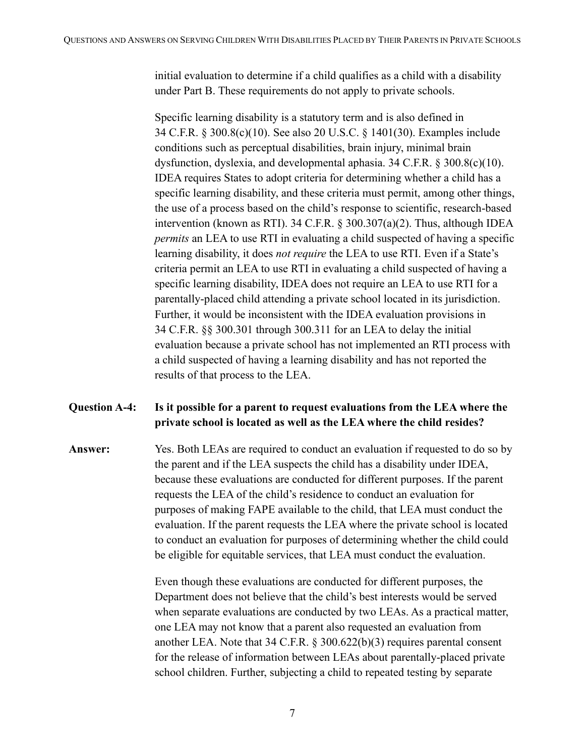initial evaluation to determine if a child qualifies as a child with a disability under Part B. These requirements do not apply to private schools.

Specific learning disability is a statutory term and is also defined in 34 C.F.R. § 300.8(c)(10). See also 20 U.S.C. § 1401(30). Examples include conditions such as perceptual disabilities, brain injury, minimal brain dysfunction, dyslexia, and developmental aphasia. 34 C.F.R. § 300.8(c)(10). IDEA requires States to adopt criteria for determining whether a child has a specific learning disability, and these criteria must permit, among other things, the use of a process based on the child's response to scientific, research-based intervention (known as RTI). 34 C.F.R. § 300.307(a)(2). Thus, although IDEA *permits* an LEA to use RTI in evaluating a child suspected of having a specific learning disability, it does *not require* the LEA to use RTI. Even if a State's criteria permit an LEA to use RTI in evaluating a child suspected of having a specific learning disability, IDEA does not require an LEA to use RTI for a parentally-placed child attending a private school located in its jurisdiction. Further, it would be inconsistent with the IDEA evaluation provisions in 34 C.F.R. §§ 300.301 through 300.311 for an LEA to delay the initial evaluation because a private school has not implemented an RTI process with a child suspected of having a learning disability and has not reported the results of that process to the LEA.

**Question A-4: Is it possible for a parent to request evaluations from the LEA where the private school is located as well as the LEA where the child resides?**

**Answer:** Yes. Both LEAs are required to conduct an evaluation if requested to do so by the parent and if the LEA suspects the child has a disability under IDEA, because these evaluations are conducted for different purposes. If the parent requests the LEA of the child's residence to conduct an evaluation for purposes of making FAPE available to the child, that LEA must conduct the evaluation. If the parent requests the LEA where the private school is located to conduct an evaluation for purposes of determining whether the child could be eligible for equitable services, that LEA must conduct the evaluation.

Even though these evaluations are conducted for different purposes, the Department does not believe that the child's best interests would be served when separate evaluations are conducted by two LEAs. As a practical matter, one LEA may not know that a parent also requested an evaluation from another LEA. Note that 34 C.F.R. § 300.622(b)(3) requires parental consent for the release of information between LEAs about parentally-placed private school children. Further, subjecting a child to repeated testing by separate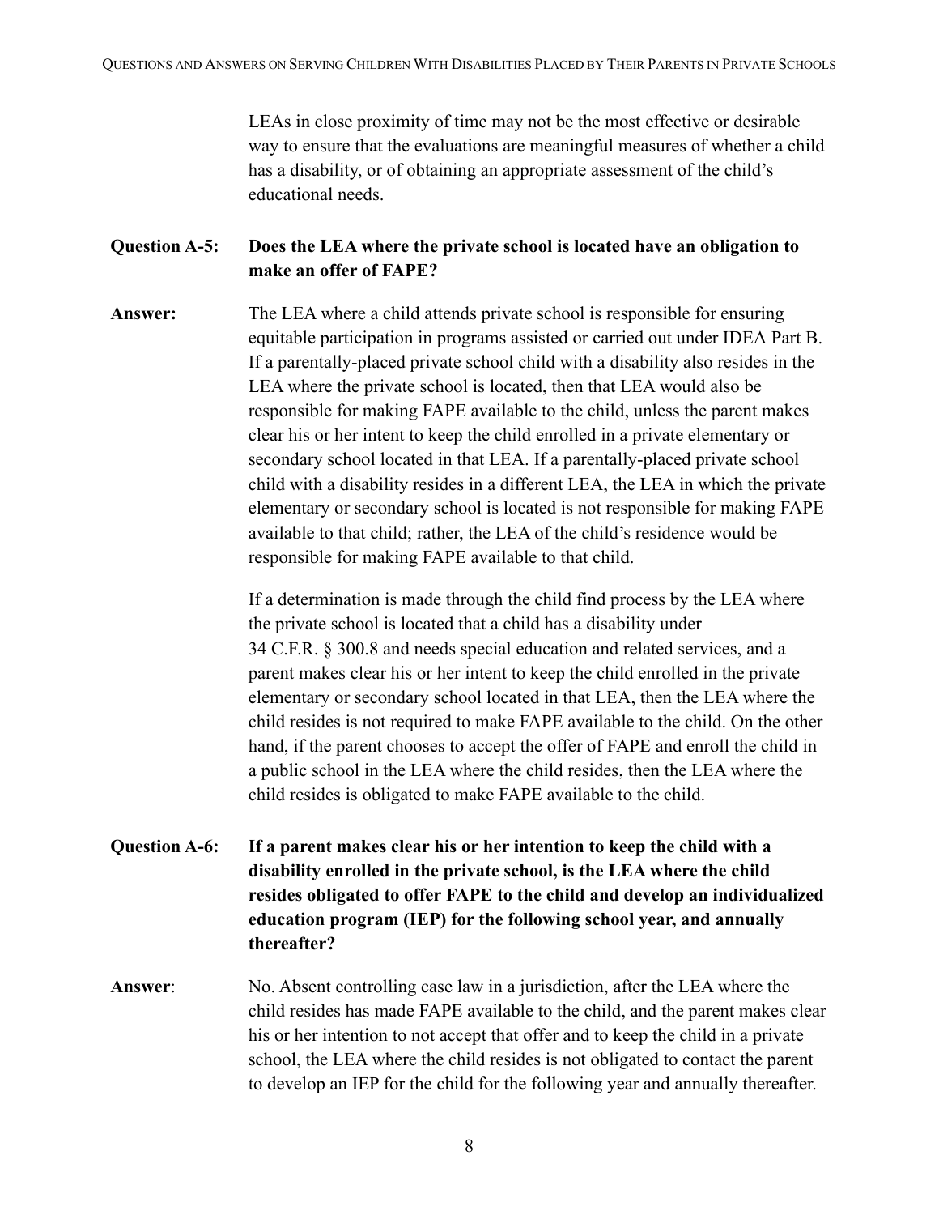LEAs in close proximity of time may not be the most effective or desirable way to ensure that the evaluations are meaningful measures of whether a child has a disability, or of obtaining an appropriate assessment of the child's educational needs.

**Question A-5: Does the LEA where the private school is located have an obligation to make an offer of FAPE?**

**Answer:** The LEA where a child attends private school is responsible for ensuring equitable participation in programs assisted or carried out under IDEA Part B. If a parentally-placed private school child with a disability also resides in the LEA where the private school is located, then that LEA would also be responsible for making FAPE available to the child, unless the parent makes clear his or her intent to keep the child enrolled in a private elementary or secondary school located in that LEA. If a parentally-placed private school child with a disability resides in a different LEA, the LEA in which the private elementary or secondary school is located is not responsible for making FAPE available to that child; rather, the LEA of the child's residence would be responsible for making FAPE available to that child.

If a determination is made through the child find process by the LEA where the private school is located that a child has a disability under 34 C.F.R. § 300.8 and needs special education and related services, and a parent makes clear his or her intent to keep the child enrolled in the private elementary or secondary school located in that LEA, then the LEA where the child resides is not required to make FAPE available to the child. On the other hand, if the parent chooses to accept the offer of FAPE and enroll the child in a public school in the LEA where the child resides, then the LEA where the child resides is obligated to make FAPE available to the child.

**Question A-6: If a parent makes clear his or her intention to keep the child with a disability enrolled in the private school, is the LEA where the child resides obligated to offer FAPE to the child and develop an individualized education program (IEP) for the following school year, and annually thereafter?**

**Answer**: No. Absent controlling case law in a jurisdiction, after the LEA where the child resides has made FAPE available to the child, and the parent makes clear his or her intention to not accept that offer and to keep the child in a private school, the LEA where the child resides is not obligated to contact the parent to develop an IEP for the child for the following year and annually thereafter.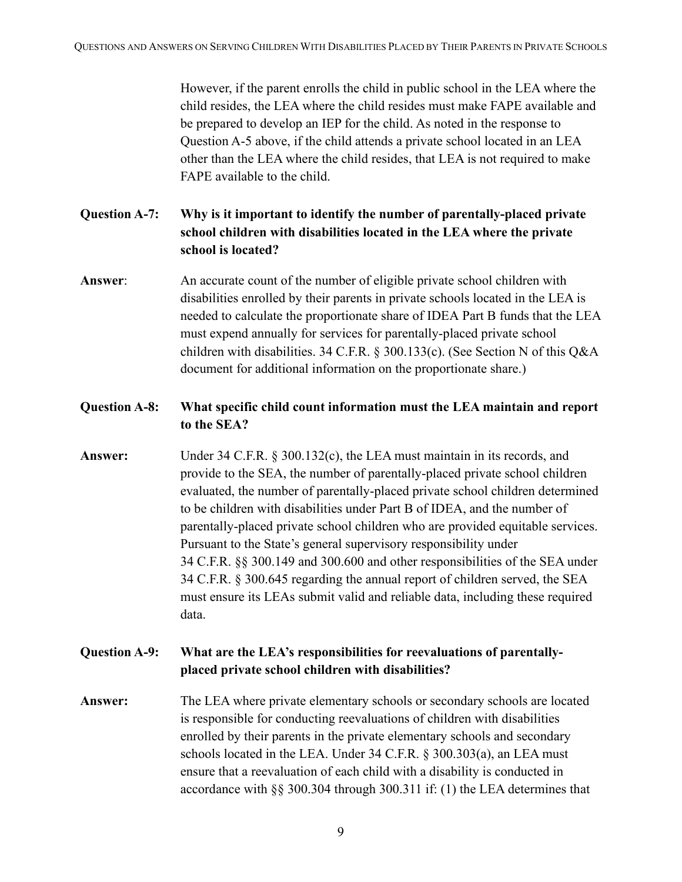However, if the parent enrolls the child in public school in the LEA where the child resides, the LEA where the child resides must make FAPE available and be prepared to develop an IEP for the child. As noted in the response to Question A-5 above, if the child attends a private school located in an LEA other than the LEA where the child resides, that LEA is not required to make FAPE available to the child.

**Question A-7: Why is it important to identify the number of parentally-placed private school children with disabilities located in the LEA where the private school is located?**

**Answer**: An accurate count of the number of eligible private school children with disabilities enrolled by their parents in private schools located in the LEA is needed to calculate the proportionate share of IDEA Part B funds that the LEA must expend annually for services for parentally-placed private school children with disabilities. 34 C.F.R. § 300.133(c). (See Section N of this Q&A document for additional information on the proportionate share.)

**Question A-8: What specific child count information must the LEA maintain and report to the SEA?**

**Answer:** Under 34 C.F.R. § 300.132(c), the LEA must maintain in its records, and provide to the SEA, the number of parentally-placed private school children evaluated, the number of parentally-placed private school children determined to be children with disabilities under Part B of IDEA, and the number of parentally-placed private school children who are provided equitable services. Pursuant to the State's general supervisory responsibility under 34 C.F.R. §§ 300.149 and 300.600 and other responsibilities of the SEA under 34 C.F.R. § 300.645 regarding the annual report of children served, the SEA must ensure its LEAs submit valid and reliable data, including these required data.

**Question A-9: What are the LEA's responsibilities for reevaluations of parentally-placed private school children with disabilities?**

**Answer:** The LEA where private elementary schools or secondary schools are located is responsible for conducting reevaluations of children with disabilities enrolled by their parents in the private elementary schools and secondary schools located in the LEA. Under 34 C.F.R. § 300.303(a), an LEA must ensure that a reevaluation of each child with a disability is conducted in accordance with §§ 300.304 through 300.311 if: (1) the LEA determines that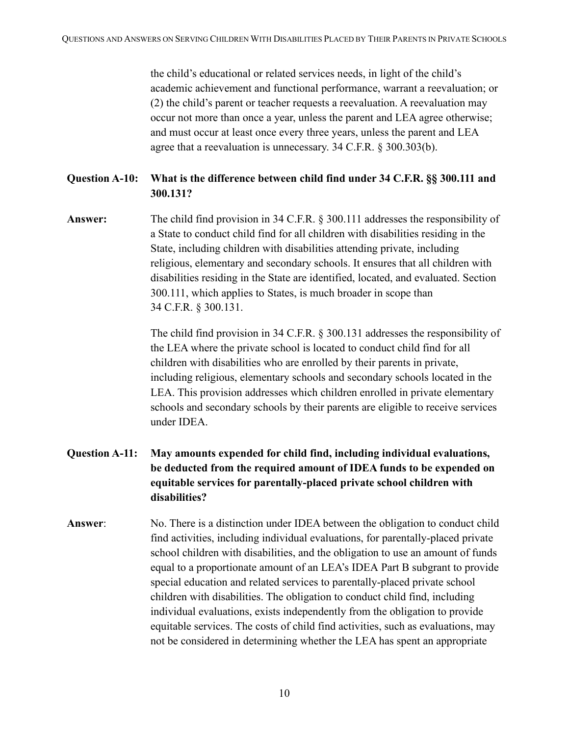the child's educational or related services needs, in light of the child's academic achievement and functional performance, warrant a reevaluation; or (2) the child's parent or teacher requests a reevaluation. A reevaluation may occur not more than once a year, unless the parent and LEA agree otherwise; and must occur at least once every three years, unless the parent and LEA agree that a reevaluation is unnecessary. 34 C.F.R. § 300.303(b).

**Question A-10: What is the difference between child find under 34 C.F.R. §§ 300.111 and 300.131?**

**Answer:** The child find provision in 34 C.F.R. § 300.111 addresses the responsibility of a State to conduct child find for all children with disabilities residing in the State, including children with disabilities attending private, including religious, elementary and secondary schools. It ensures that all children with disabilities residing in the State are identified, located, and evaluated. Section 300.111, which applies to States, is much broader in scope than 34 C.F.R. § 300.131.

The child find provision in 34 C.F.R. § 300.131 addresses the responsibility of the LEA where the private school is located to conduct child find for all children with disabilities who are enrolled by their parents in private, including religious, elementary schools and secondary schools located in the LEA. This provision addresses which children enrolled in private elementary schools and secondary schools by their parents are eligible to receive services under IDEA.

**Question A-11: May amounts expended for child find, including individual evaluations, be deducted from the required amount of IDEA funds to be expended on equitable services for parentally-placed private school children with disabilities?**

**Answer**: No. There is a distinction under IDEA between the obligation to conduct child find activities, including individual evaluations, for parentally-placed private school children with disabilities, and the obligation to use an amount of funds equal to a proportionate amount of an LEA's IDEA Part B subgrant to provide special education and related services to parentally-placed private school children with disabilities. The obligation to conduct child find, including individual evaluations, exists independently from the obligation to provide equitable services. The costs of child find activities, such as evaluations, may not be considered in determining whether the LEA has spent an appropriate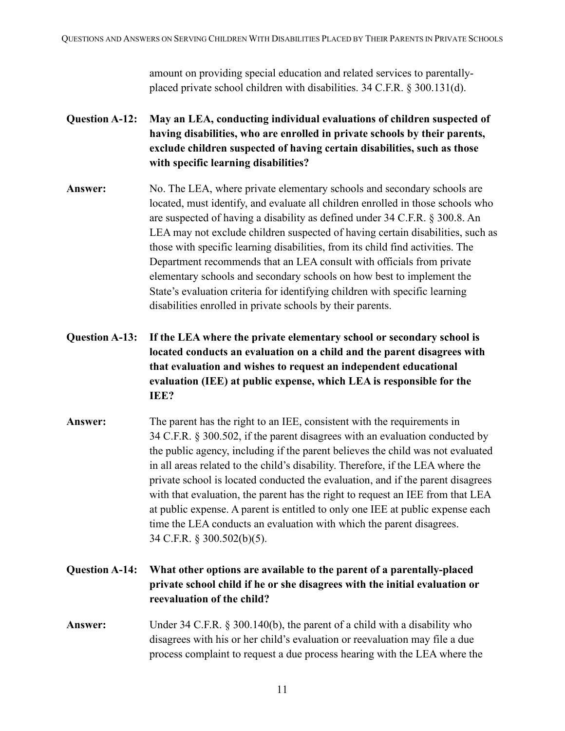amount on providing special education and related services to parentally-placed private school children with disabilities. 34 C.F.R. § 300.131(d).

**Question A-12: May an LEA, conducting individual evaluations of children suspected of having disabilities, who are enrolled in private schools by their parents, exclude children suspected of having certain disabilities, such as those with specific learning disabilities?**

**Answer:** No. The LEA, where private elementary schools and secondary schools are located, must identify, and evaluate all children enrolled in those schools who are suspected of having a disability as defined under 34 C.F.R. § 300.8. An LEA may not exclude children suspected of having certain disabilities, such as those with specific learning disabilities, from its child find activities. The Department recommends that an LEA consult with officials from private elementary schools and secondary schools on how best to implement the State's evaluation criteria for identifying children with specific learning disabilities enrolled in private schools by their parents.

**Question A-13: If the LEA where the private elementary school or secondary school is located conducts an evaluation on a child and the parent disagrees with that evaluation and wishes to request an independent educational evaluation (IEE) at public expense, which LEA is responsible for the IEE?**

**Answer:** The parent has the right to an IEE, consistent with the requirements in 34 C.F.R. § 300.502, if the parent disagrees with an evaluation conducted by the public agency, including if the parent believes the child was not evaluated in all areas related to the child's disability. Therefore, if the LEA where the private school is located conducted the evaluation, and if the parent disagrees with that evaluation, the parent has the right to request an IEE from that LEA at public expense. A parent is entitled to only one IEE at public expense each time the LEA conducts an evaluation with which the parent disagrees. 34 C.F.R. § 300.502(b)(5).

**Question A-14: What other options are available to the parent of a parentally-placed private school child if he or she disagrees with the initial evaluation or reevaluation of the child?**

**Answer:** Under 34 C.F.R. § 300.140(b), the parent of a child with a disability who disagrees with his or her child's evaluation or reevaluation may file a due process complaint to request a due process hearing with the LEA where the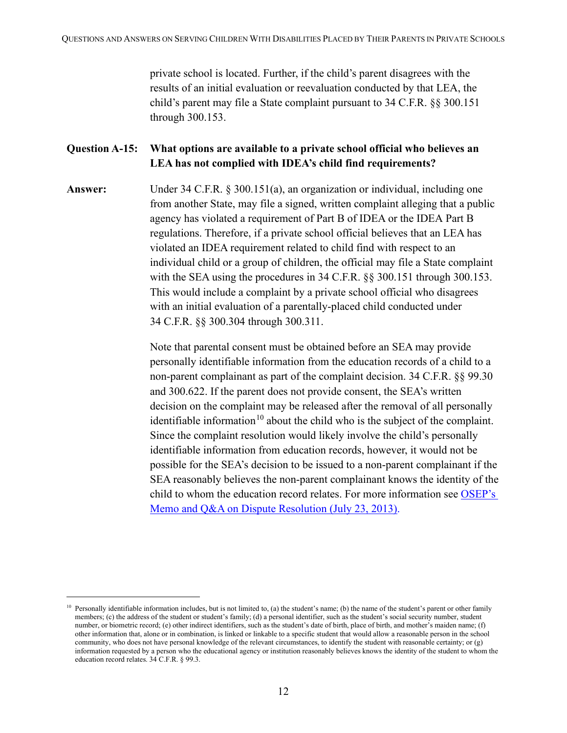private school is located. Further, if the child's parent disagrees with the results of an initial evaluation or reevaluation conducted by that LEA, the child's parent may file a State complaint pursuant to 34 C.F.R. §§ 300.151 through 300.153.

**Question A-15: What options are available to a private school official who believes an LEA has not complied with IDEA's child find requirements?**

**Answer:** Under 34 C.F.R. § 300.151(a), an organization or individual, including one from another State, may file a signed, written complaint alleging that a public agency has violated a requirement of Part B of IDEA or the IDEA Part B regulations. Therefore, if a private school official believes that an LEA has violated an IDEA requirement related to child find with respect to an individual child or a group of children, the official may file a State complaint with the SEA using the procedures in 34 C.F.R. §§ 300.151 through 300.153. This would include a complaint by a private school official who disagrees with an initial evaluation of a parentally-placed child conducted under 34 C.F.R. §§ 300.304 through 300.311.

Note that parental consent must be obtained before an SEA may provide personally identifiable information from the education records of a child to a non-parent complainant as part of the complaint decision. 34 C.F.R. §§ 99.30 and 300.622. If the parent does not provide consent, the SEA's written decision on the complaint may be released after the removal of all personally identifiable information[10] about the child who is the subject of the complaint. Since the complaint resolution would likely involve the child's personally identifiable information from education records, however, it would not be possible for the SEA's decision to be issued to a non-parent complainant if the SEA reasonably believes the non-parent complainant knows the identity of the child to whom the education record relates. For more information see OSEP's Memo and Q&A on Dispute Resolution (July 23, 2013).

---

[10] Personally identifiable information includes, but is not limited to, (a) the student's name; (b) the name of the student's parent or other family members; (c) the address of the student or student's family; (d) a personal identifier, such as the student's social security number, student number, or biometric record; (e) other indirect identifiers, such as the student's date of birth, place of birth, and mother's maiden name; (f) other information that, alone or in combination, is linked or linkable to a specific student that would allow a reasonable person in the school community, who does not have personal knowledge of the relevant circumstances, to identify the student with reasonable certainty; or (g) information requested by a person who the educational agency or institution reasonably believes knows the identity of the student to whom the education record relates. 34 C.F.R. § 99.3.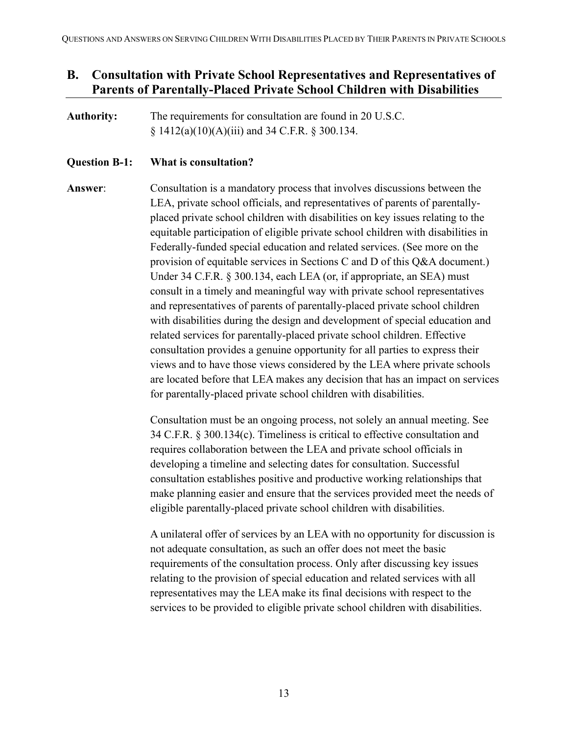## B. Consultation with Private School Representatives and Representatives of Parents of Parentally-Placed Private School Children with Disabilities

**Authority:** The requirements for consultation are found in 20 U.S.C. § 1412(a)(10)(A)(iii) and 34 C.F.R. § 300.134.

**Question B-1: What is consultation?**

**Answer**: Consultation is a mandatory process that involves discussions between the LEA, private school officials, and representatives of parents of parentally-placed private school children with disabilities on key issues relating to the equitable participation of eligible private school children with disabilities in Federally-funded special education and related services. (See more on the provision of equitable services in Sections C and D of this Q&A document.) Under 34 C.F.R. § 300.134, each LEA (or, if appropriate, an SEA) must consult in a timely and meaningful way with private school representatives and representatives of parents of parentally-placed private school children with disabilities during the design and development of special education and related services for parentally-placed private school children. Effective consultation provides a genuine opportunity for all parties to express their views and to have those views considered by the LEA where private schools are located before that LEA makes any decision that has an impact on services for parentally-placed private school children with disabilities.

Consultation must be an ongoing process, not solely an annual meeting. See 34 C.F.R. § 300.134(c). Timeliness is critical to effective consultation and requires collaboration between the LEA and private school officials in developing a timeline and selecting dates for consultation. Successful consultation establishes positive and productive working relationships that make planning easier and ensure that the services provided meet the needs of eligible parentally-placed private school children with disabilities.

A unilateral offer of services by an LEA with no opportunity for discussion is not adequate consultation, as such an offer does not meet the basic requirements of the consultation process. Only after discussing key issues relating to the provision of special education and related services with all representatives may the LEA make its final decisions with respect to the services to be provided to eligible private school children with disabilities.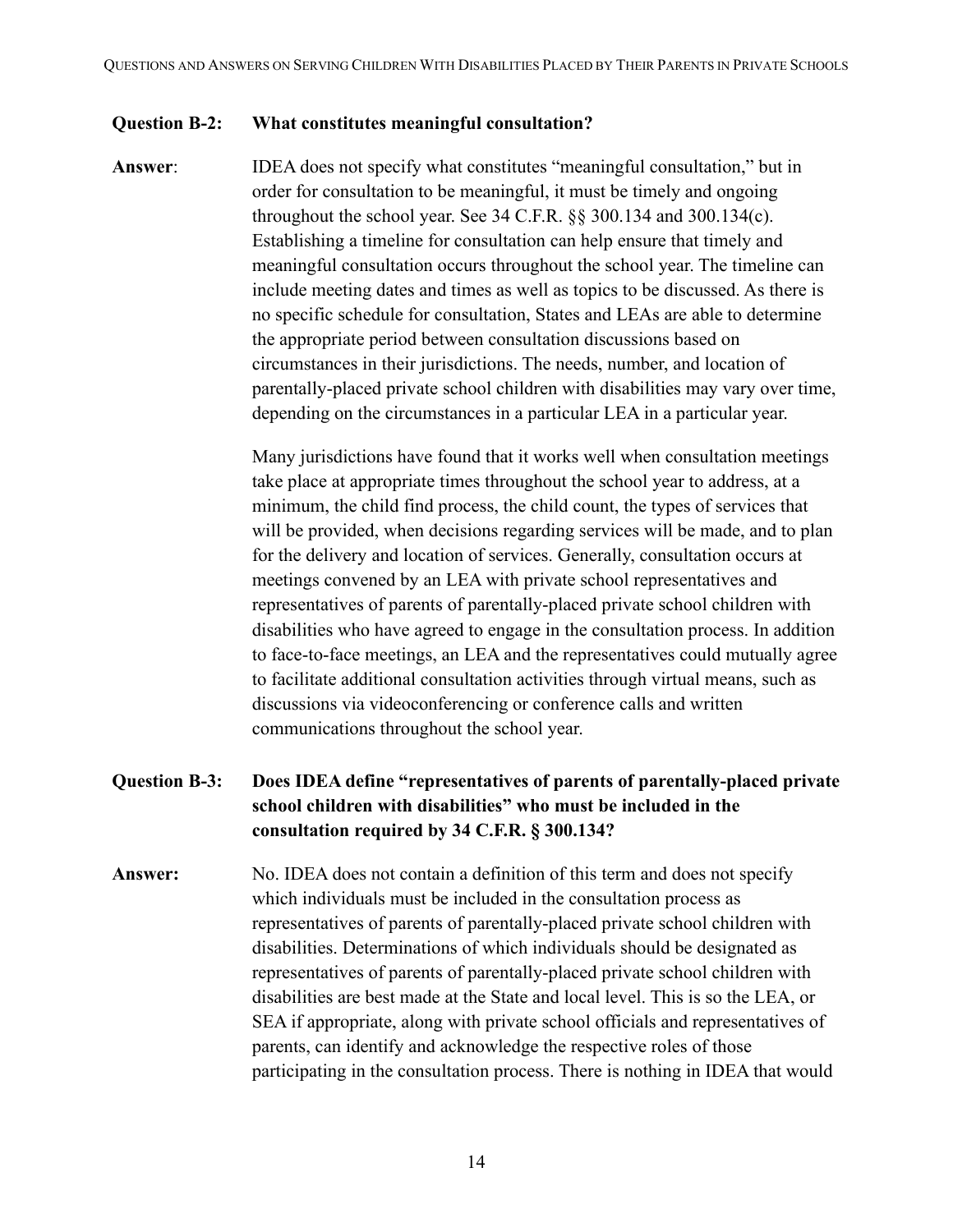**Question B-2: What constitutes meaningful consultation?**

**Answer**: IDEA does not specify what constitutes "meaningful consultation," but in order for consultation to be meaningful, it must be timely and ongoing throughout the school year. See 34 C.F.R. §§ 300.134 and 300.134(c). Establishing a timeline for consultation can help ensure that timely and meaningful consultation occurs throughout the school year. The timeline can include meeting dates and times as well as topics to be discussed. As there is no specific schedule for consultation, States and LEAs are able to determine the appropriate period between consultation discussions based on circumstances in their jurisdictions. The needs, number, and location of parentally-placed private school children with disabilities may vary over time, depending on the circumstances in a particular LEA in a particular year.

Many jurisdictions have found that it works well when consultation meetings take place at appropriate times throughout the school year to address, at a minimum, the child find process, the child count, the types of services that will be provided, when decisions regarding services will be made, and to plan for the delivery and location of services. Generally, consultation occurs at meetings convened by an LEA with private school representatives and representatives of parents of parentally-placed private school children with disabilities who have agreed to engage in the consultation process. In addition to face-to-face meetings, an LEA and the representatives could mutually agree to facilitate additional consultation activities through virtual means, such as discussions via videoconferencing or conference calls and written communications throughout the school year.

**Question B-3: Does IDEA define "representatives of parents of parentally-placed private school children with disabilities" who must be included in the consultation required by 34 C.F.R. § 300.134?**

**Answer:** No. IDEA does not contain a definition of this term and does not specify which individuals must be included in the consultation process as representatives of parents of parentally-placed private school children with disabilities. Determinations of which individuals should be designated as representatives of parents of parentally-placed private school children with disabilities are best made at the State and local level. This is so the LEA, or SEA if appropriate, along with private school officials and representatives of parents, can identify and acknowledge the respective roles of those participating in the consultation process. There is nothing in IDEA that would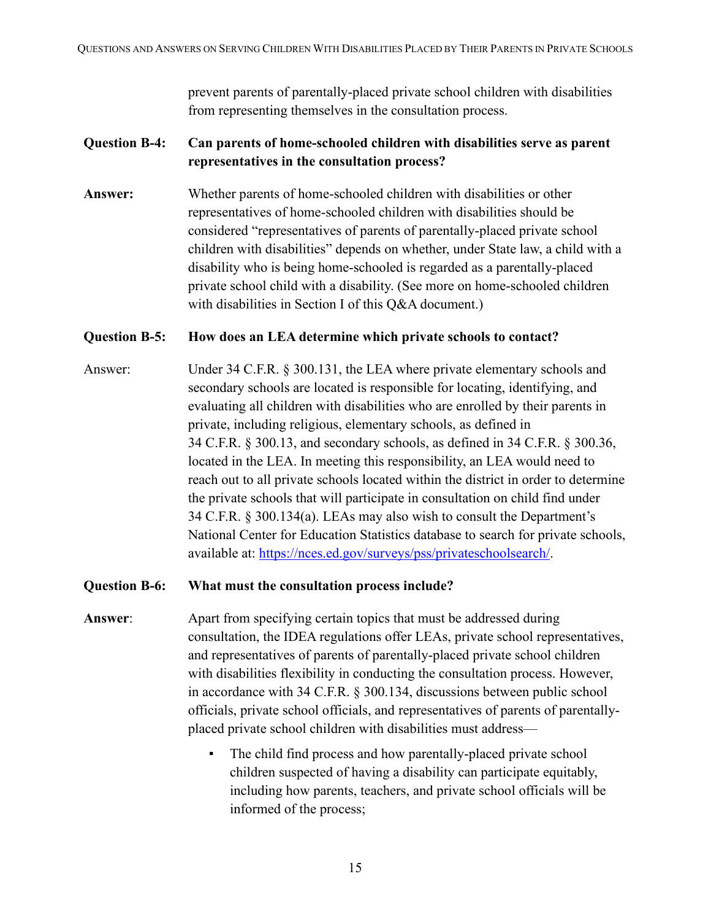prevent parents of parentally-placed private school children with disabilities from representing themselves in the consultation process.

**Question B-4: Can parents of home-schooled children with disabilities serve as parent representatives in the consultation process?**

**Answer:** Whether parents of home-schooled children with disabilities or other representatives of home-schooled children with disabilities should be considered "representatives of parents of parentally-placed private school children with disabilities" depends on whether, under State law, a child with a disability who is being home-schooled is regarded as a parentally-placed private school child with a disability. (See more on home-schooled children with disabilities in Section I of this Q&A document.)

**Question B-5: How does an LEA determine which private schools to contact?**

Answer: Under 34 C.F.R. § 300.131, the LEA where private elementary schools and secondary schools are located is responsible for locating, identifying, and evaluating all children with disabilities who are enrolled by their parents in private, including religious, elementary schools, as defined in 34 C.F.R. § 300.13, and secondary schools, as defined in 34 C.F.R. § 300.36, located in the LEA. In meeting this responsibility, an LEA would need to reach out to all private schools located within the district in order to determine the private schools that will participate in consultation on child find under 34 C.F.R. § 300.134(a). LEAs may also wish to consult the Department's National Center for Education Statistics database to search for private schools, available at: [https://nces.ed.gov/surveys/pss/privateschoolsearch/](https://nces.ed.gov/surveys/pss/privateschoolsearch/).

**Question B-6: What must the consultation process include?**

**Answer**: Apart from specifying certain topics that must be addressed during consultation, the IDEA regulations offer LEAs, private school representatives, and representatives of parents of parentally-placed private school children with disabilities flexibility in conducting the consultation process. However, in accordance with 34 C.F.R. § 300.134, discussions between public school officials, private school officials, and representatives of parents of parentally-placed private school children with disabilities must address—

- The child find process and how parentally-placed private school children suspected of having a disability can participate equitably, including how parents, teachers, and private school officials will be informed of the process;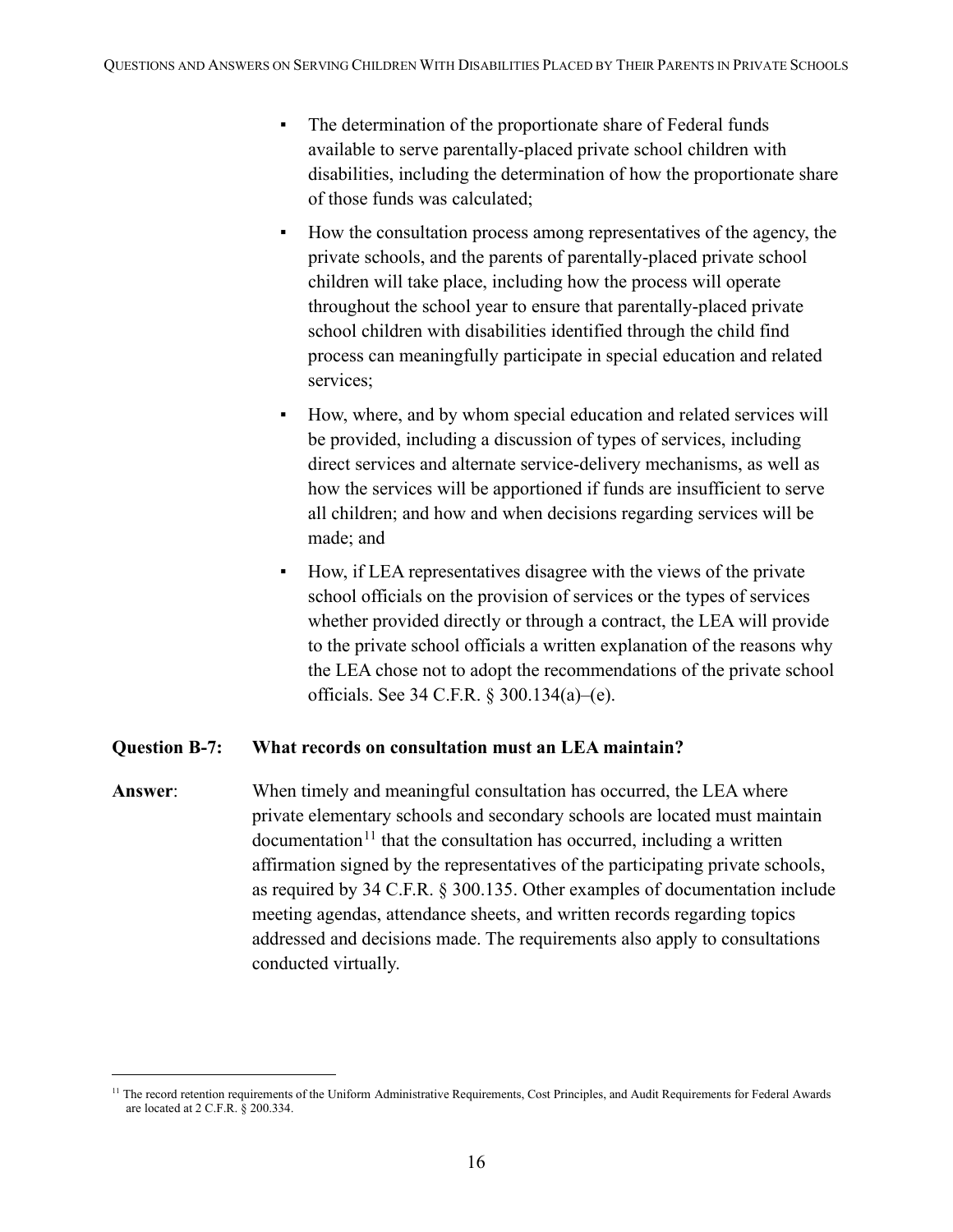- The determination of the proportionate share of Federal funds available to serve parentally-placed private school children with disabilities, including the determination of how the proportionate share of those funds was calculated;
- How the consultation process among representatives of the agency, the private schools, and the parents of parentally-placed private school children will take place, including how the process will operate throughout the school year to ensure that parentally-placed private school children with disabilities identified through the child find process can meaningfully participate in special education and related services;
- How, where, and by whom special education and related services will be provided, including a discussion of types of services, including direct services and alternate service-delivery mechanisms, as well as how the services will be apportioned if funds are insufficient to serve all children; and how and when decisions regarding services will be made; and
- How, if LEA representatives disagree with the views of the private school officials on the provision of services or the types of services whether provided directly or through a contract, the LEA will provide to the private school officials a written explanation of the reasons why the LEA chose not to adopt the recommendations of the private school officials. See 34 C.F.R. § 300.134(a)–(e).

**Question B-7: What records on consultation must an LEA maintain?**

**Answer**: When timely and meaningful consultation has occurred, the LEA where private elementary schools and secondary schools are located must maintain documentation[11] that the consultation has occurred, including a written affirmation signed by the representatives of the participating private schools, as required by 34 C.F.R. § 300.135. Other examples of documentation include meeting agendas, attendance sheets, and written records regarding topics addressed and decisions made. The requirements also apply to consultations conducted virtually.

[11] The record retention requirements of the Uniform Administrative Requirements, Cost Principles, and Audit Requirements for Federal Awards are located at 2 C.F.R. § 200.334.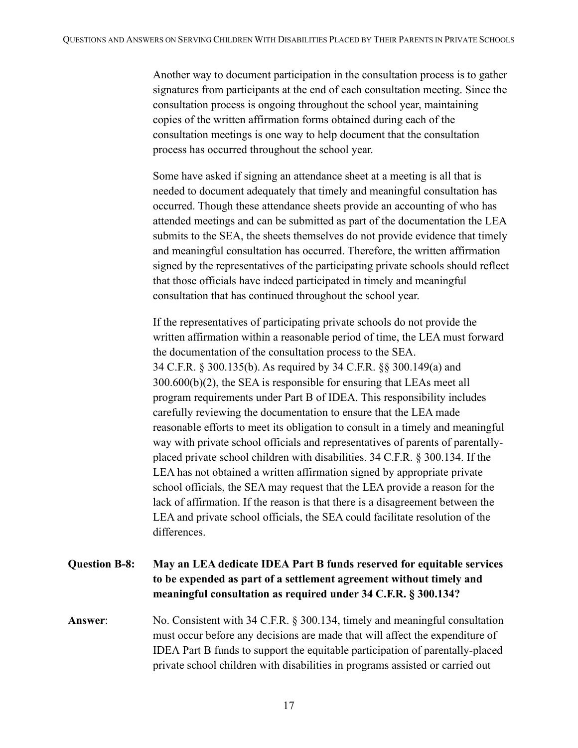Another way to document participation in the consultation process is to gather signatures from participants at the end of each consultation meeting. Since the consultation process is ongoing throughout the school year, maintaining copies of the written affirmation forms obtained during each of the consultation meetings is one way to help document that the consultation process has occurred throughout the school year.

Some have asked if signing an attendance sheet at a meeting is all that is needed to document adequately that timely and meaningful consultation has occurred. Though these attendance sheets provide an accounting of who has attended meetings and can be submitted as part of the documentation the LEA submits to the SEA, the sheets themselves do not provide evidence that timely and meaningful consultation has occurred. Therefore, the written affirmation signed by the representatives of the participating private schools should reflect that those officials have indeed participated in timely and meaningful consultation that has continued throughout the school year.

If the representatives of participating private schools do not provide the written affirmation within a reasonable period of time, the LEA must forward the documentation of the consultation process to the SEA. 34 C.F.R. § 300.135(b). As required by 34 C.F.R. §§ 300.149(a) and 300.600(b)(2), the SEA is responsible for ensuring that LEAs meet all program requirements under Part B of IDEA. This responsibility includes carefully reviewing the documentation to ensure that the LEA made reasonable efforts to meet its obligation to consult in a timely and meaningful way with private school officials and representatives of parents of parentally-placed private school children with disabilities. 34 C.F.R. § 300.134. If the LEA has not obtained a written affirmation signed by appropriate private school officials, the SEA may request that the LEA provide a reason for the lack of affirmation. If the reason is that there is a disagreement between the LEA and private school officials, the SEA could facilitate resolution of the differences.

**Question B-8: May an LEA dedicate IDEA Part B funds reserved for equitable services to be expended as part of a settlement agreement without timely and meaningful consultation as required under 34 C.F.R. § 300.134?**

**Answer**: No. Consistent with 34 C.F.R. § 300.134, timely and meaningful consultation must occur before any decisions are made that will affect the expenditure of IDEA Part B funds to support the equitable participation of parentally-placed private school children with disabilities in programs assisted or carried out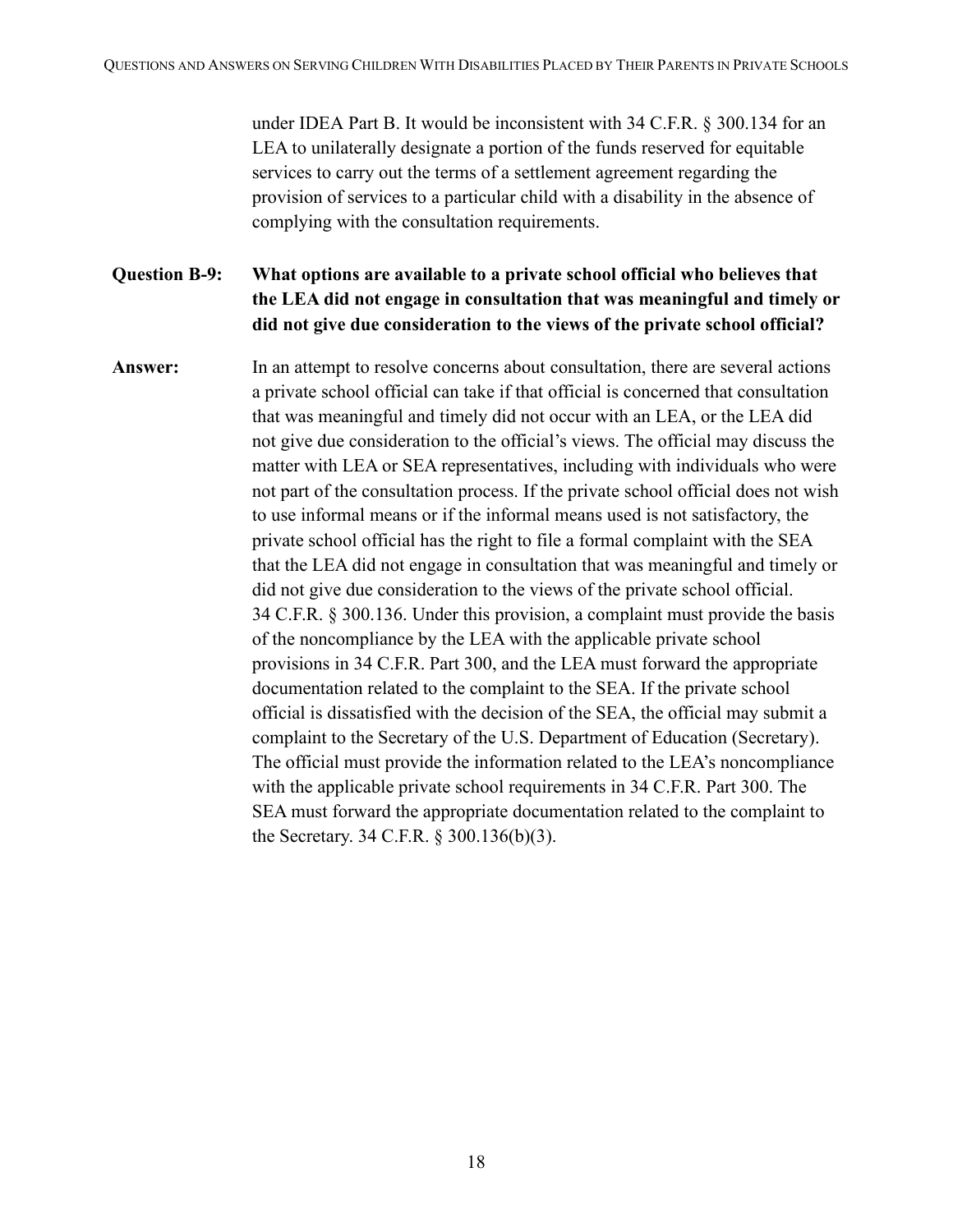under IDEA Part B. It would be inconsistent with 34 C.F.R. § 300.134 for an LEA to unilaterally designate a portion of the funds reserved for equitable services to carry out the terms of a settlement agreement regarding the provision of services to a particular child with a disability in the absence of complying with the consultation requirements.

**Question B-9: What options are available to a private school official who believes that the LEA did not engage in consultation that was meaningful and timely or did not give due consideration to the views of the private school official?**

**Answer:** In an attempt to resolve concerns about consultation, there are several actions a private school official can take if that official is concerned that consultation that was meaningful and timely did not occur with an LEA, or the LEA did not give due consideration to the official's views. The official may discuss the matter with LEA or SEA representatives, including with individuals who were not part of the consultation process. If the private school official does not wish to use informal means or if the informal means used is not satisfactory, the private school official has the right to file a formal complaint with the SEA that the LEA did not engage in consultation that was meaningful and timely or did not give due consideration to the views of the private school official. 34 C.F.R. § 300.136. Under this provision, a complaint must provide the basis of the noncompliance by the LEA with the applicable private school provisions in 34 C.F.R. Part 300, and the LEA must forward the appropriate documentation related to the complaint to the SEA. If the private school official is dissatisfied with the decision of the SEA, the official may submit a complaint to the Secretary of the U.S. Department of Education (Secretary). The official must provide the information related to the LEA's noncompliance with the applicable private school requirements in 34 C.F.R. Part 300. The SEA must forward the appropriate documentation related to the complaint to the Secretary. 34 C.F.R. § 300.136(b)(3).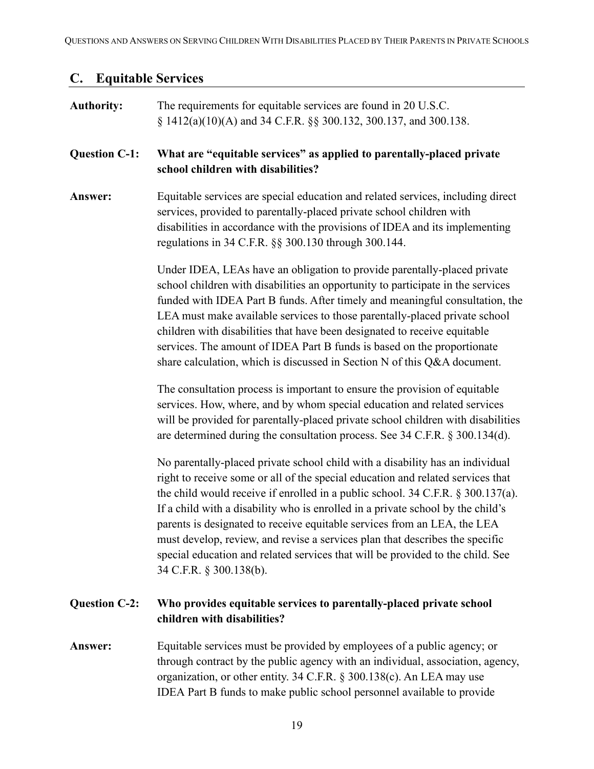## C. Equitable Services

**Authority:** The requirements for equitable services are found in 20 U.S.C. § 1412(a)(10)(A) and 34 C.F.R. §§ 300.132, 300.137, and 300.138.

**Question C-1: What are "equitable services" as applied to parentally-placed private school children with disabilities?**

**Answer:** Equitable services are special education and related services, including direct services, provided to parentally-placed private school children with disabilities in accordance with the provisions of IDEA and its implementing regulations in 34 C.F.R. §§ 300.130 through 300.144.

Under IDEA, LEAs have an obligation to provide parentally-placed private school children with disabilities an opportunity to participate in the services funded with IDEA Part B funds. After timely and meaningful consultation, the LEA must make available services to those parentally-placed private school children with disabilities that have been designated to receive equitable services. The amount of IDEA Part B funds is based on the proportionate share calculation, which is discussed in Section N of this Q&A document.

The consultation process is important to ensure the provision of equitable services. How, where, and by whom special education and related services will be provided for parentally-placed private school children with disabilities are determined during the consultation process. See 34 C.F.R. § 300.134(d).

No parentally-placed private school child with a disability has an individual right to receive some or all of the special education and related services that the child would receive if enrolled in a public school. 34 C.F.R. § 300.137(a). If a child with a disability who is enrolled in a private school by the child's parents is designated to receive equitable services from an LEA, the LEA must develop, review, and revise a services plan that describes the specific special education and related services that will be provided to the child. See 34 C.F.R. § 300.138(b).

**Question C-2: Who provides equitable services to parentally-placed private school children with disabilities?**

**Answer:** Equitable services must be provided by employees of a public agency; or through contract by the public agency with an individual, association, agency, organization, or other entity. 34 C.F.R. § 300.138(c). An LEA may use IDEA Part B funds to make public school personnel available to provide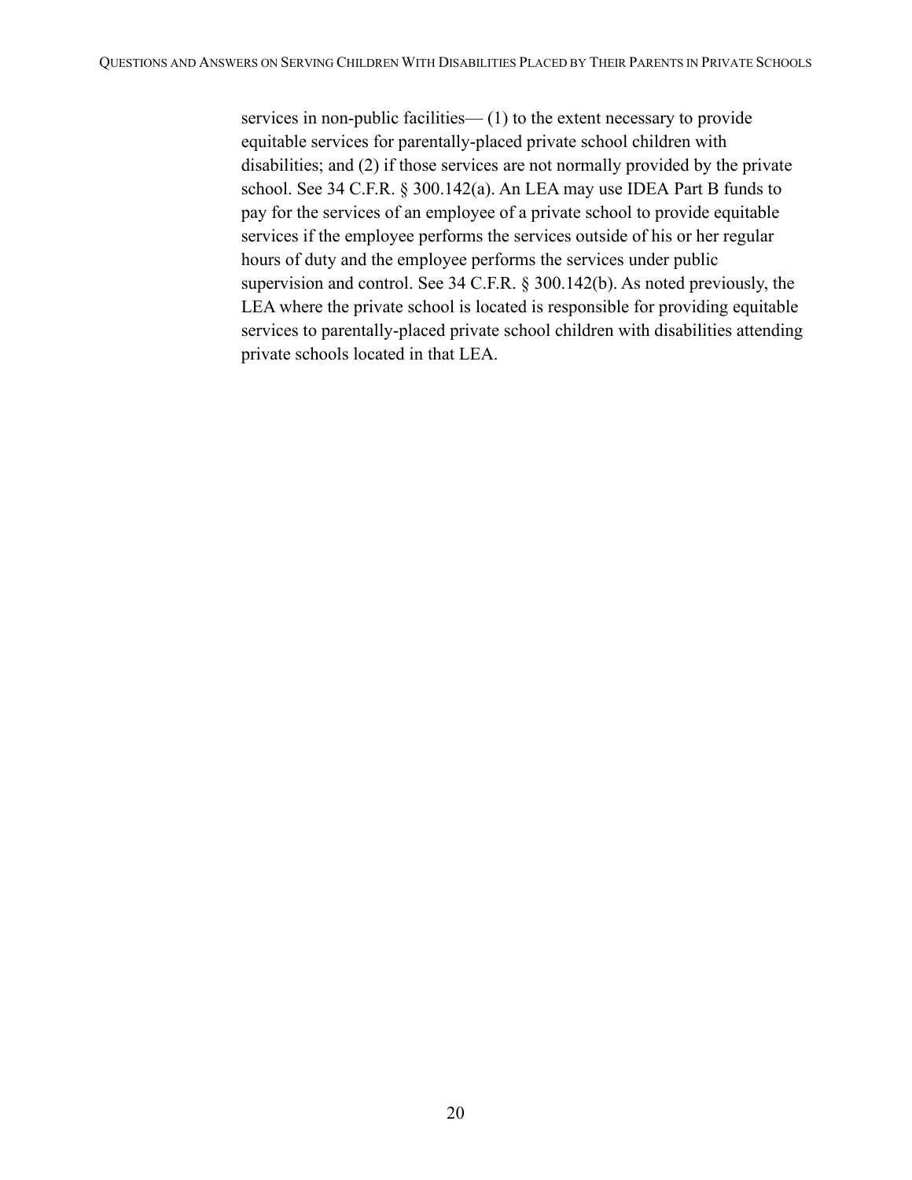services in non-public facilities— (1) to the extent necessary to provide equitable services for parentally-placed private school children with disabilities; and (2) if those services are not normally provided by the private school. See 34 C.F.R. § 300.142(a). An LEA may use IDEA Part B funds to pay for the services of an employee of a private school to provide equitable services if the employee performs the services outside of his or her regular hours of duty and the employee performs the services under public supervision and control. See 34 C.F.R. § 300.142(b). As noted previously, the LEA where the private school is located is responsible for providing equitable services to parentally-placed private school children with disabilities attending private schools located in that LEA.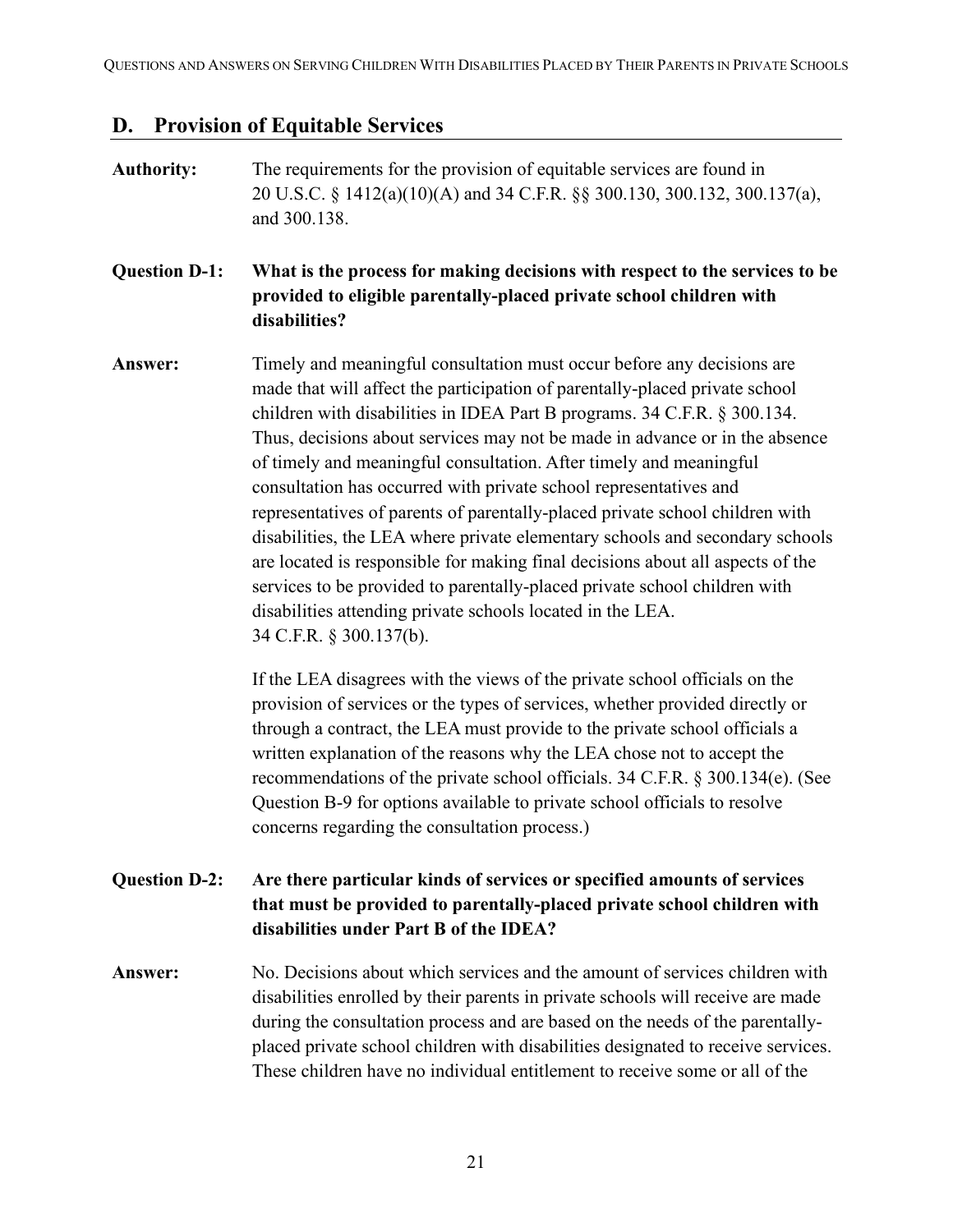## D. Provision of Equitable Services

**Authority:** The requirements for the provision of equitable services are found in 20 U.S.C. § 1412(a)(10)(A) and 34 C.F.R. §§ 300.130, 300.132, 300.137(a), and 300.138.

**Question D-1: What is the process for making decisions with respect to the services to be provided to eligible parentally-placed private school children with disabilities?**

**Answer:** Timely and meaningful consultation must occur before any decisions are made that will affect the participation of parentally-placed private school children with disabilities in IDEA Part B programs. 34 C.F.R. § 300.134. Thus, decisions about services may not be made in advance or in the absence of timely and meaningful consultation. After timely and meaningful consultation has occurred with private school representatives and representatives of parents of parentally-placed private school children with disabilities, the LEA where private elementary schools and secondary schools are located is responsible for making final decisions about all aspects of the services to be provided to parentally-placed private school children with disabilities attending private schools located in the LEA. 34 C.F.R. § 300.137(b).

If the LEA disagrees with the views of the private school officials on the provision of services or the types of services, whether provided directly or through a contract, the LEA must provide to the private school officials a written explanation of the reasons why the LEA chose not to accept the recommendations of the private school officials. 34 C.F.R. § 300.134(e). (See Question B-9 for options available to private school officials to resolve concerns regarding the consultation process.)

**Question D-2: Are there particular kinds of services or specified amounts of services that must be provided to parentally-placed private school children with disabilities under Part B of the IDEA?**

**Answer:** No. Decisions about which services and the amount of services children with disabilities enrolled by their parents in private schools will receive are made during the consultation process and are based on the needs of the parentally-placed private school children with disabilities designated to receive services. These children have no individual entitlement to receive some or all of the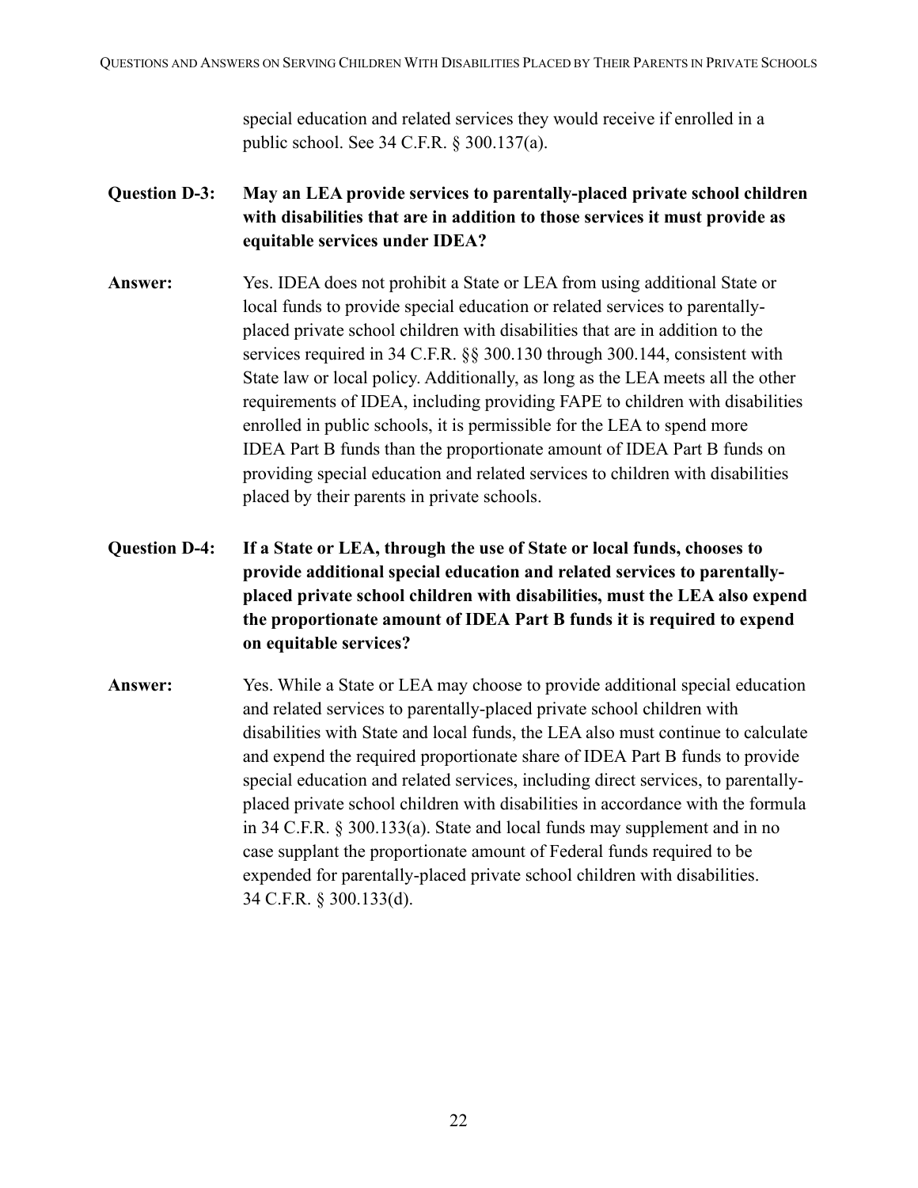special education and related services they would receive if enrolled in a public school. See 34 C.F.R. § 300.137(a).

**Question D-3: May an LEA provide services to parentally-placed private school children with disabilities that are in addition to those services it must provide as equitable services under IDEA?**

**Answer:** Yes. IDEA does not prohibit a State or LEA from using additional State or local funds to provide special education or related services to parentally-placed private school children with disabilities that are in addition to the services required in 34 C.F.R. §§ 300.130 through 300.144, consistent with State law or local policy. Additionally, as long as the LEA meets all the other requirements of IDEA, including providing FAPE to children with disabilities enrolled in public schools, it is permissible for the LEA to spend more IDEA Part B funds than the proportionate amount of IDEA Part B funds on providing special education and related services to children with disabilities placed by their parents in private schools.

**Question D-4: If a State or LEA, through the use of State or local funds, chooses to provide additional special education and related services to parentally-placed private school children with disabilities, must the LEA also expend the proportionate amount of IDEA Part B funds it is required to expend on equitable services?**

**Answer:** Yes. While a State or LEA may choose to provide additional special education and related services to parentally-placed private school children with disabilities with State and local funds, the LEA also must continue to calculate and expend the required proportionate share of IDEA Part B funds to provide special education and related services, including direct services, to parentally-placed private school children with disabilities in accordance with the formula in 34 C.F.R. § 300.133(a). State and local funds may supplement and in no case supplant the proportionate amount of Federal funds required to be expended for parentally-placed private school children with disabilities. 34 C.F.R. § 300.133(d).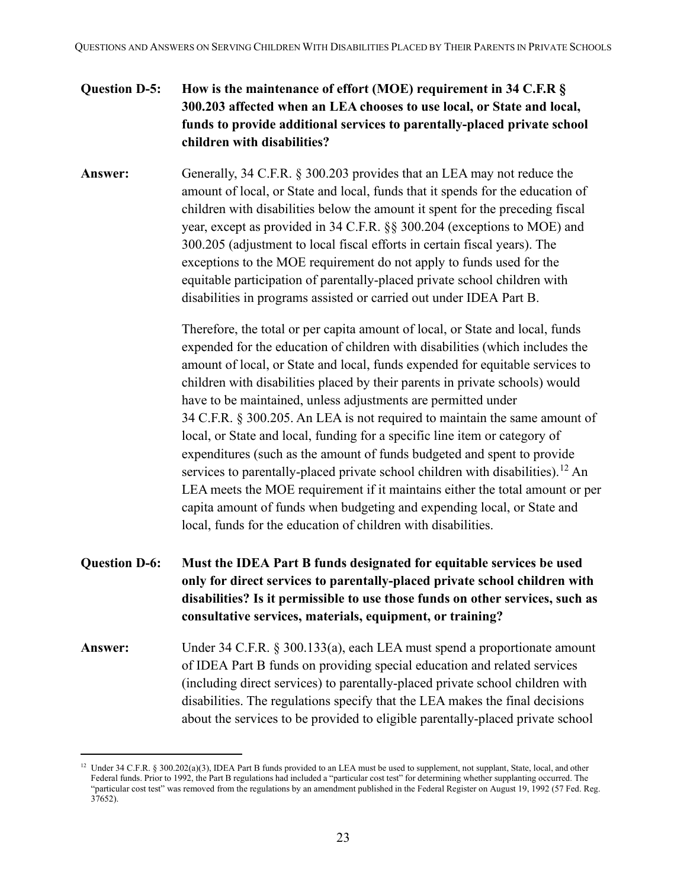**Question D-5: How is the maintenance of effort (MOE) requirement in 34 C.F.R § 300.203 affected when an LEA chooses to use local, or State and local, funds to provide additional services to parentally-placed private school children with disabilities?**

**Answer:** Generally, 34 C.F.R. § 300.203 provides that an LEA may not reduce the amount of local, or State and local, funds that it spends for the education of children with disabilities below the amount it spent for the preceding fiscal year, except as provided in 34 C.F.R. §§ 300.204 (exceptions to MOE) and 300.205 (adjustment to local fiscal efforts in certain fiscal years). The exceptions to the MOE requirement do not apply to funds used for the equitable participation of parentally-placed private school children with disabilities in programs assisted or carried out under IDEA Part B.

Therefore, the total or per capita amount of local, or State and local, funds expended for the education of children with disabilities (which includes the amount of local, or State and local, funds expended for equitable services to children with disabilities placed by their parents in private schools) would have to be maintained, unless adjustments are permitted under 34 C.F.R. § 300.205. An LEA is not required to maintain the same amount of local, or State and local, funding for a specific line item or category of expenditures (such as the amount of funds budgeted and spent to provide services to parentally-placed private school children with disabilities).[12] An LEA meets the MOE requirement if it maintains either the total amount or per capita amount of funds when budgeting and expending local, or State and local, funds for the education of children with disabilities.

**Question D-6: Must the IDEA Part B funds designated for equitable services be used only for direct services to parentally-placed private school children with disabilities? Is it permissible to use those funds on other services, such as consultative services, materials, equipment, or training?**

**Answer:** Under 34 C.F.R. § 300.133(a), each LEA must spend a proportionate amount of IDEA Part B funds on providing special education and related services (including direct services) to parentally-placed private school children with disabilities. The regulations specify that the LEA makes the final decisions about the services to be provided to eligible parentally-placed private school

---

[12] Under 34 C.F.R. § 300.202(a)(3), IDEA Part B funds provided to an LEA must be used to supplement, not supplant, State, local, and other Federal funds. Prior to 1992, the Part B regulations had included a "particular cost test" for determining whether supplanting occurred. The "particular cost test" was removed from the regulations by an amendment published in the Federal Register on August 19, 1992 (57 Fed. Reg. 37652).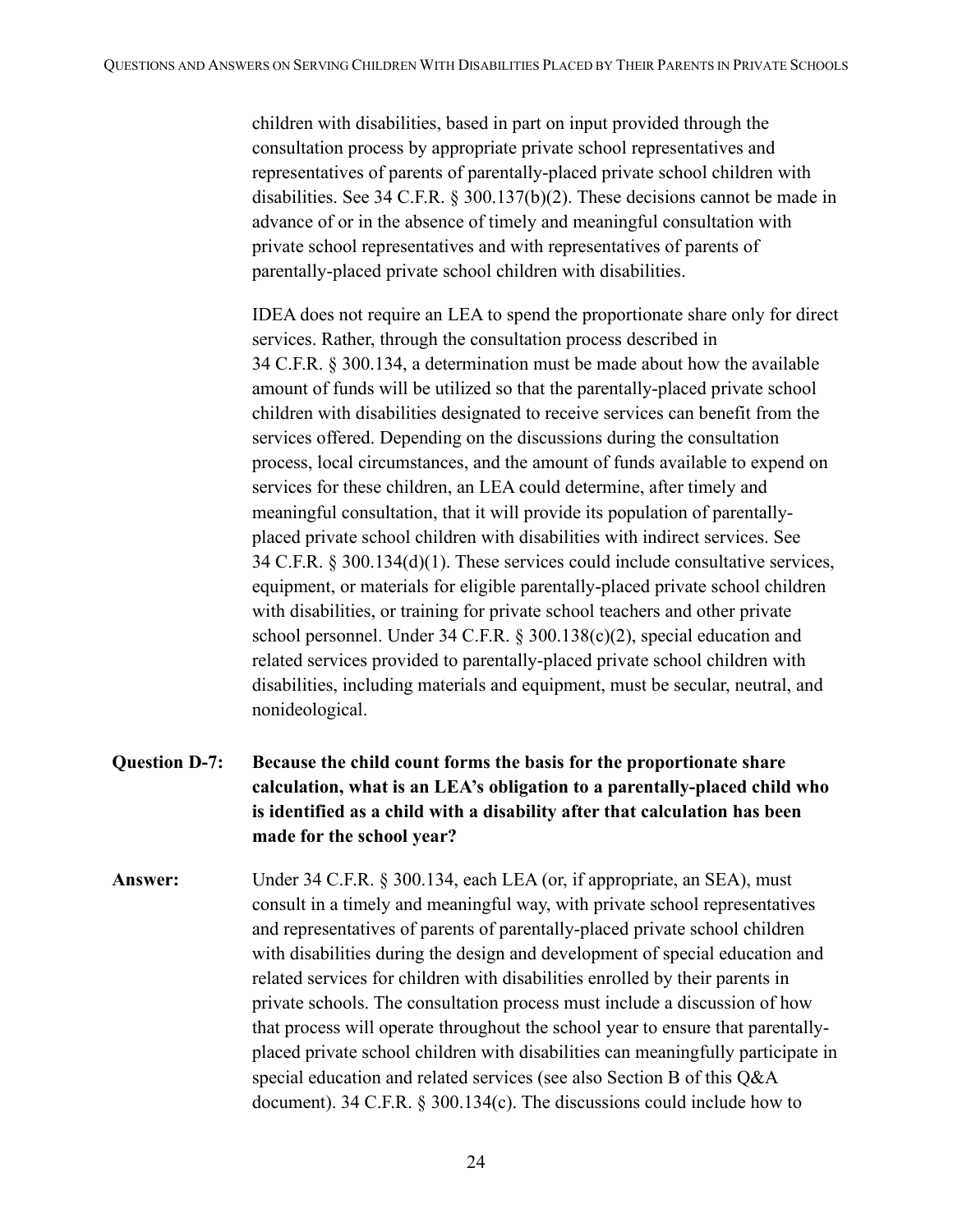children with disabilities, based in part on input provided through the consultation process by appropriate private school representatives and representatives of parents of parentally-placed private school children with disabilities. See 34 C.F.R. § 300.137(b)(2). These decisions cannot be made in advance of or in the absence of timely and meaningful consultation with private school representatives and with representatives of parents of parentally-placed private school children with disabilities.

IDEA does not require an LEA to spend the proportionate share only for direct services. Rather, through the consultation process described in 34 C.F.R. § 300.134, a determination must be made about how the available amount of funds will be utilized so that the parentally-placed private school children with disabilities designated to receive services can benefit from the services offered. Depending on the discussions during the consultation process, local circumstances, and the amount of funds available to expend on services for these children, an LEA could determine, after timely and meaningful consultation, that it will provide its population of parentally-placed private school children with disabilities with indirect services. See 34 C.F.R. § 300.134(d)(1). These services could include consultative services, equipment, or materials for eligible parentally-placed private school children with disabilities, or training for private school teachers and other private school personnel. Under 34 C.F.R. § 300.138(c)(2), special education and related services provided to parentally-placed private school children with disabilities, including materials and equipment, must be secular, neutral, and nonideological.

**Question D-7: Because the child count forms the basis for the proportionate share calculation, what is an LEA's obligation to a parentally-placed child who is identified as a child with a disability after that calculation has been made for the school year?**

**Answer:** Under 34 C.F.R. § 300.134, each LEA (or, if appropriate, an SEA), must consult in a timely and meaningful way, with private school representatives and representatives of parents of parentally-placed private school children with disabilities during the design and development of special education and related services for children with disabilities enrolled by their parents in private schools. The consultation process must include a discussion of how that process will operate throughout the school year to ensure that parentally-placed private school children with disabilities can meaningfully participate in special education and related services (see also Section B of this Q&A document). 34 C.F.R. § 300.134(c). The discussions could include how to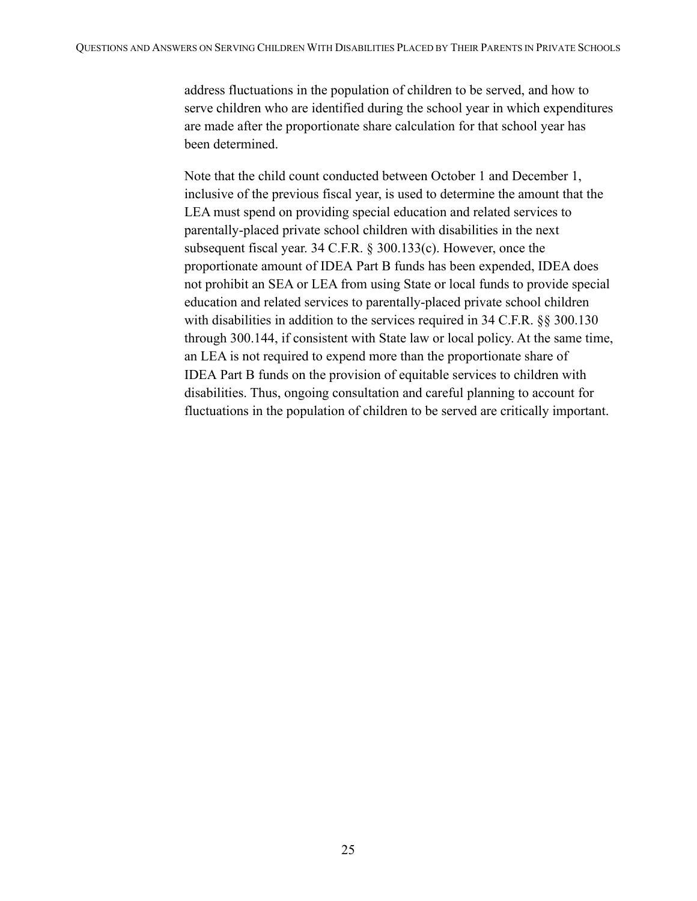address fluctuations in the population of children to be served, and how to serve children who are identified during the school year in which expenditures are made after the proportionate share calculation for that school year has been determined.

Note that the child count conducted between October 1 and December 1, inclusive of the previous fiscal year, is used to determine the amount that the LEA must spend on providing special education and related services to parentally-placed private school children with disabilities in the next subsequent fiscal year. 34 C.F.R. § 300.133(c). However, once the proportionate amount of IDEA Part B funds has been expended, IDEA does not prohibit an SEA or LEA from using State or local funds to provide special education and related services to parentally-placed private school children with disabilities in addition to the services required in 34 C.F.R. §§ 300.130 through 300.144, if consistent with State law or local policy. At the same time, an LEA is not required to expend more than the proportionate share of IDEA Part B funds on the provision of equitable services to children with disabilities. Thus, ongoing consultation and careful planning to account for fluctuations in the population of children to be served are critically important.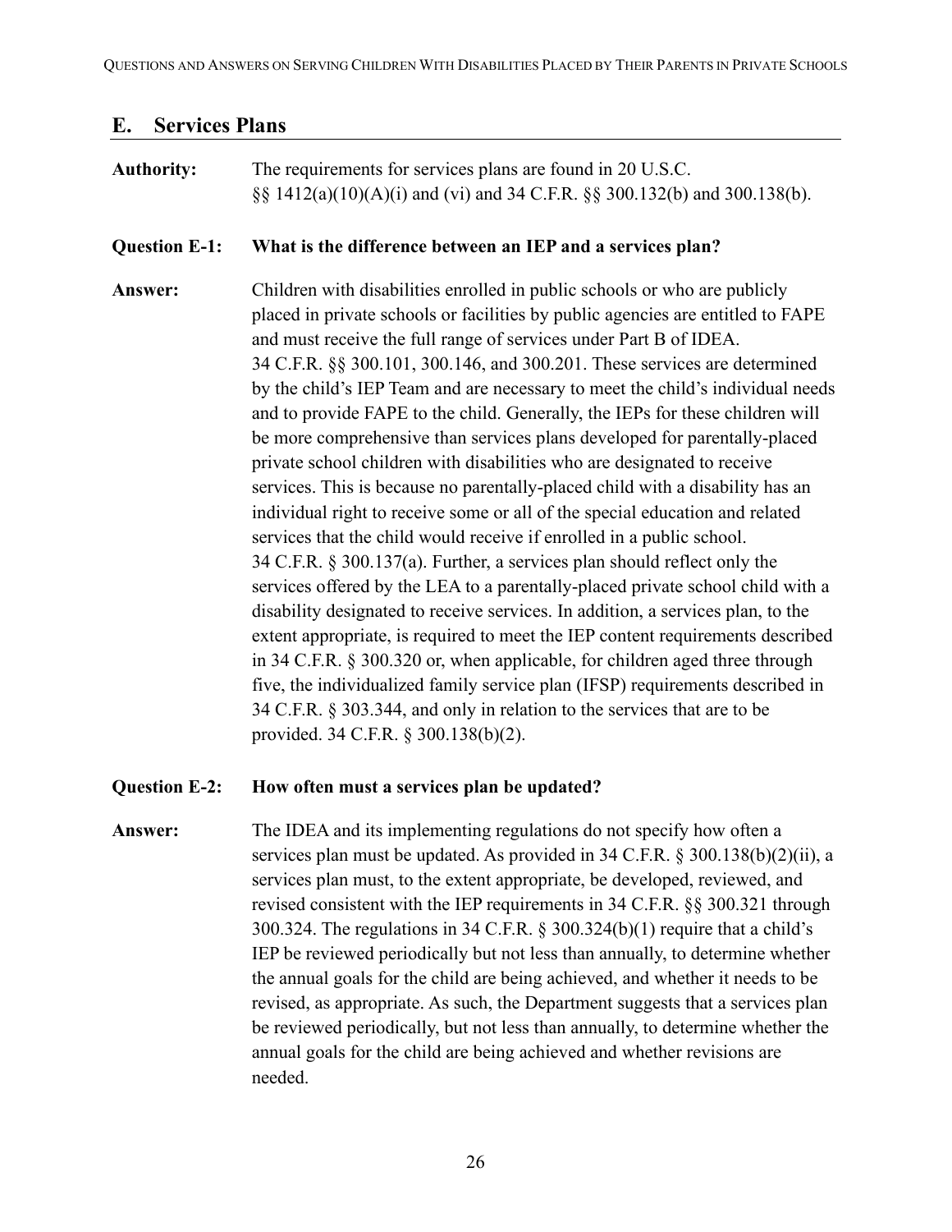## E. Services Plans

**Authority:** The requirements for services plans are found in 20 U.S.C. §§ 1412(a)(10)(A)(i) and (vi) and 34 C.F.R. §§ 300.132(b) and 300.138(b).

**Question E-1: What is the difference between an IEP and a services plan?**

**Answer:** Children with disabilities enrolled in public schools or who are publicly placed in private schools or facilities by public agencies are entitled to FAPE and must receive the full range of services under Part B of IDEA. 34 C.F.R. §§ 300.101, 300.146, and 300.201. These services are determined by the child's IEP Team and are necessary to meet the child's individual needs and to provide FAPE to the child. Generally, the IEPs for these children will be more comprehensive than services plans developed for parentally-placed private school children with disabilities who are designated to receive services. This is because no parentally-placed child with a disability has an individual right to receive some or all of the special education and related services that the child would receive if enrolled in a public school. 34 C.F.R. § 300.137(a). Further, a services plan should reflect only the services offered by the LEA to a parentally-placed private school child with a disability designated to receive services. In addition, a services plan, to the extent appropriate, is required to meet the IEP content requirements described in 34 C.F.R. § 300.320 or, when applicable, for children aged three through five, the individualized family service plan (IFSP) requirements described in 34 C.F.R. § 303.344, and only in relation to the services that are to be provided. 34 C.F.R. § 300.138(b)(2).

**Question E-2: How often must a services plan be updated?**

**Answer:** The IDEA and its implementing regulations do not specify how often a services plan must be updated. As provided in 34 C.F.R. § 300.138(b)(2)(ii), a services plan must, to the extent appropriate, be developed, reviewed, and revised consistent with the IEP requirements in 34 C.F.R. §§ 300.321 through 300.324. The regulations in 34 C.F.R. § 300.324(b)(1) require that a child's IEP be reviewed periodically but not less than annually, to determine whether the annual goals for the child are being achieved, and whether it needs to be revised, as appropriate. As such, the Department suggests that a services plan be reviewed periodically, but not less than annually, to determine whether the annual goals for the child are being achieved and whether revisions are needed.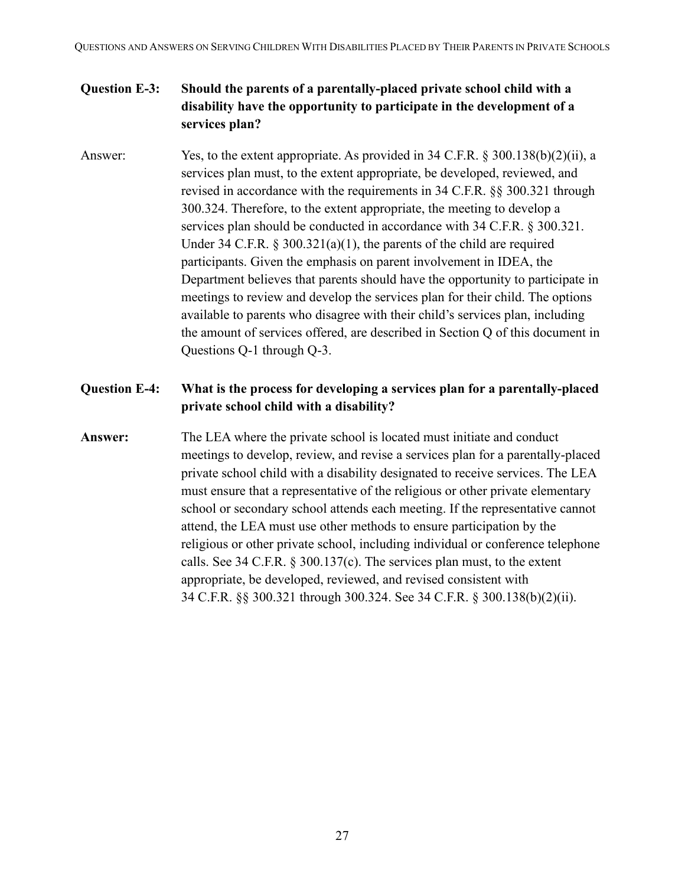**Question E-3: Should the parents of a parentally-placed private school child with a disability have the opportunity to participate in the development of a services plan?**

Answer: Yes, to the extent appropriate. As provided in 34 C.F.R. § 300.138(b)(2)(ii), a services plan must, to the extent appropriate, be developed, reviewed, and revised in accordance with the requirements in 34 C.F.R. §§ 300.321 through 300.324. Therefore, to the extent appropriate, the meeting to develop a services plan should be conducted in accordance with 34 C.F.R. § 300.321. Under 34 C.F.R. § 300.321(a)(1), the parents of the child are required participants. Given the emphasis on parent involvement in IDEA, the Department believes that parents should have the opportunity to participate in meetings to review and develop the services plan for their child. The options available to parents who disagree with their child's services plan, including the amount of services offered, are described in Section Q of this document in Questions Q-1 through Q-3.

**Question E-4: What is the process for developing a services plan for a parentally-placed private school child with a disability?**

**Answer:** The LEA where the private school is located must initiate and conduct meetings to develop, review, and revise a services plan for a parentally-placed private school child with a disability designated to receive services. The LEA must ensure that a representative of the religious or other private elementary school or secondary school attends each meeting. If the representative cannot attend, the LEA must use other methods to ensure participation by the religious or other private school, including individual or conference telephone calls. See 34 C.F.R. § 300.137(c). The services plan must, to the extent appropriate, be developed, reviewed, and revised consistent with 34 C.F.R. §§ 300.321 through 300.324. See 34 C.F.R. § 300.138(b)(2)(ii).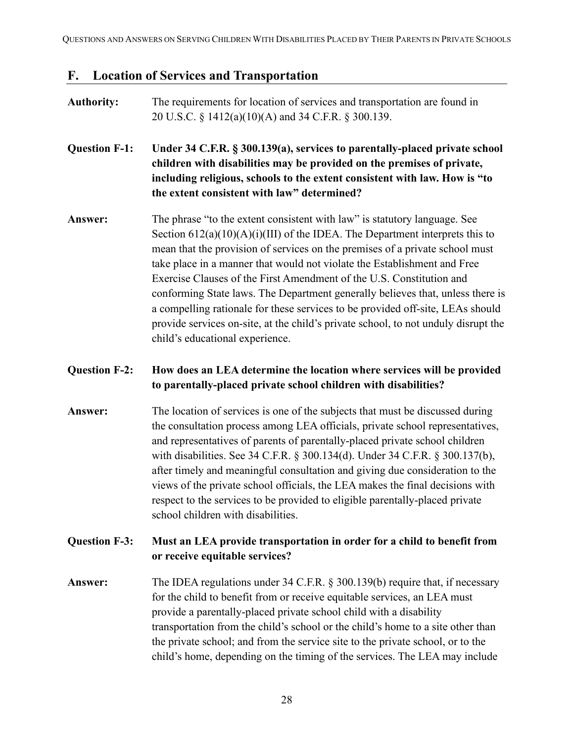## F. Location of Services and Transportation

**Authority:** The requirements for location of services and transportation are found in 20 U.S.C. § 1412(a)(10)(A) and 34 C.F.R. § 300.139.

**Question F-1: Under 34 C.F.R. § 300.139(a), services to parentally-placed private school children with disabilities may be provided on the premises of private, including religious, schools to the extent consistent with law. How is "to the extent consistent with law" determined?**

**Answer:** The phrase "to the extent consistent with law" is statutory language. See Section 612(a)(10)(A)(i)(III) of the IDEA. The Department interprets this to mean that the provision of services on the premises of a private school must take place in a manner that would not violate the Establishment and Free Exercise Clauses of the First Amendment of the U.S. Constitution and conforming State laws. The Department generally believes that, unless there is a compelling rationale for these services to be provided off-site, LEAs should provide services on-site, at the child's private school, to not unduly disrupt the child's educational experience.

**Question F-2: How does an LEA determine the location where services will be provided to parentally-placed private school children with disabilities?**

**Answer:** The location of services is one of the subjects that must be discussed during the consultation process among LEA officials, private school representatives, and representatives of parents of parentally-placed private school children with disabilities. See 34 C.F.R. § 300.134(d). Under 34 C.F.R. § 300.137(b), after timely and meaningful consultation and giving due consideration to the views of the private school officials, the LEA makes the final decisions with respect to the services to be provided to eligible parentally-placed private school children with disabilities.

**Question F-3: Must an LEA provide transportation in order for a child to benefit from or receive equitable services?**

**Answer:** The IDEA regulations under 34 C.F.R. § 300.139(b) require that, if necessary for the child to benefit from or receive equitable services, an LEA must provide a parentally-placed private school child with a disability transportation from the child's school or the child's home to a site other than the private school; and from the service site to the private school, or to the child's home, depending on the timing of the services. The LEA may include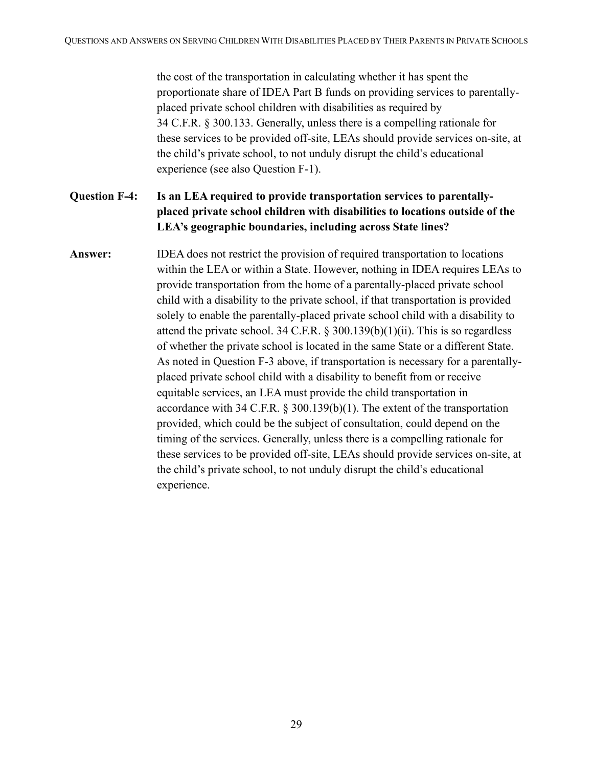the cost of the transportation in calculating whether it has spent the proportionate share of IDEA Part B funds on providing services to parentally-placed private school children with disabilities as required by 34 C.F.R. § 300.133. Generally, unless there is a compelling rationale for these services to be provided off-site, LEAs should provide services on-site, at the child's private school, to not unduly disrupt the child's educational experience (see also Question F-1).

**Question F-4: Is an LEA required to provide transportation services to parentally-placed private school children with disabilities to locations outside of the LEA's geographic boundaries, including across State lines?**

**Answer:** IDEA does not restrict the provision of required transportation to locations within the LEA or within a State. However, nothing in IDEA requires LEAs to provide transportation from the home of a parentally-placed private school child with a disability to the private school, if that transportation is provided solely to enable the parentally-placed private school child with a disability to attend the private school. 34 C.F.R. § 300.139(b)(1)(ii). This is so regardless of whether the private school is located in the same State or a different State. As noted in Question F-3 above, if transportation is necessary for a parentally-placed private school child with a disability to benefit from or receive equitable services, an LEA must provide the child transportation in accordance with 34 C.F.R. § 300.139(b)(1). The extent of the transportation provided, which could be the subject of consultation, could depend on the timing of the services. Generally, unless there is a compelling rationale for these services to be provided off-site, LEAs should provide services on-site, at the child's private school, to not unduly disrupt the child's educational experience.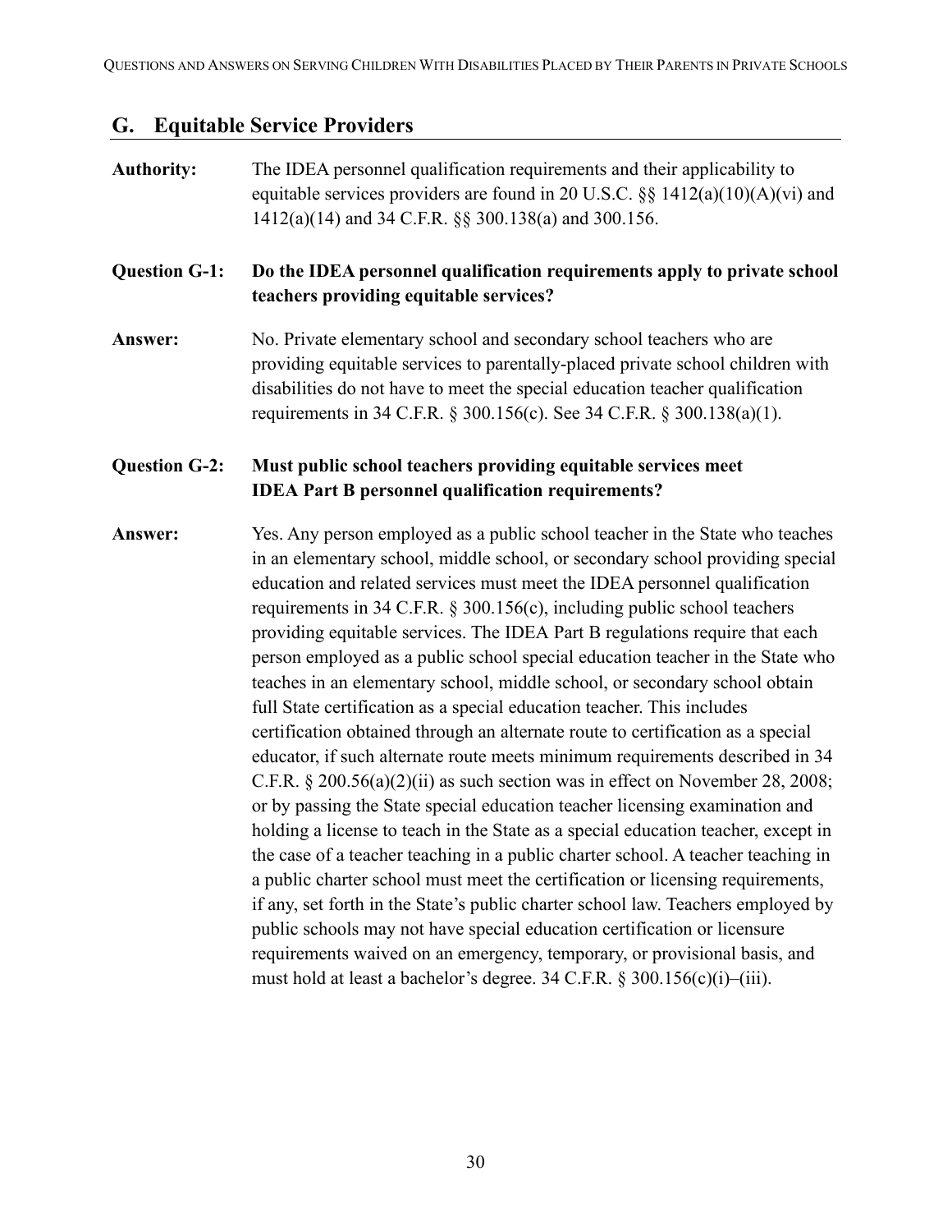## G. Equitable Service Providers

**Authority:** The IDEA personnel qualification requirements and their applicability to equitable services providers are found in 20 U.S.C. §§ 1412(a)(10)(A)(vi) and 1412(a)(14) and 34 C.F.R. §§ 300.138(a) and 300.156.

**Question G-1: Do the IDEA personnel qualification requirements apply to private school teachers providing equitable services?**

**Answer:** No. Private elementary school and secondary school teachers who are providing equitable services to parentally-placed private school children with disabilities do not have to meet the special education teacher qualification requirements in 34 C.F.R. § 300.156(c). See 34 C.F.R. § 300.138(a)(1).

**Question G-2: Must public school teachers providing equitable services meet IDEA Part B personnel qualification requirements?**

**Answer:** Yes. Any person employed as a public school teacher in the State who teaches in an elementary school, middle school, or secondary school providing special education and related services must meet the IDEA personnel qualification requirements in 34 C.F.R. § 300.156(c), including public school teachers providing equitable services. The IDEA Part B regulations require that each person employed as a public school special education teacher in the State who teaches in an elementary school, middle school, or secondary school obtain full State certification as a special education teacher. This includes certification obtained through an alternate route to certification as a special educator, if such alternate route meets minimum requirements described in 34 C.F.R. § 200.56(a)(2)(ii) as such section was in effect on November 28, 2008; or by passing the State special education teacher licensing examination and holding a license to teach in the State as a special education teacher, except in the case of a teacher teaching in a public charter school. A teacher teaching in a public charter school must meet the certification or licensing requirements, if any, set forth in the State's public charter school law. Teachers employed by public schools may not have special education certification or licensure requirements waived on an emergency, temporary, or provisional basis, and must hold at least a bachelor's degree. 34 C.F.R. § 300.156(c)(i)–(iii).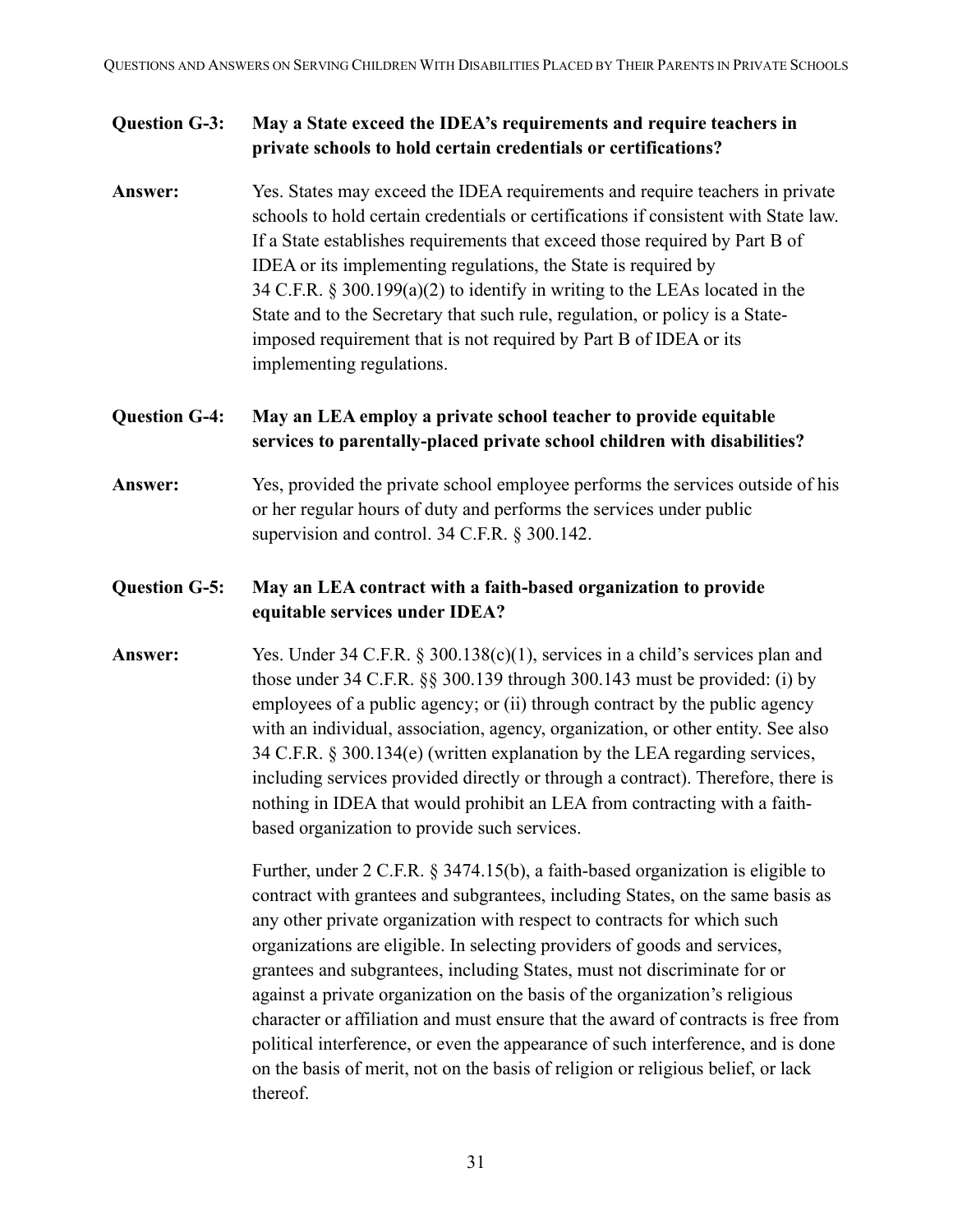**Question G-3: May a State exceed the IDEA's requirements and require teachers in private schools to hold certain credentials or certifications?**

**Answer:** Yes. States may exceed the IDEA requirements and require teachers in private schools to hold certain credentials or certifications if consistent with State law. If a State establishes requirements that exceed those required by Part B of IDEA or its implementing regulations, the State is required by 34 C.F.R. § 300.199(a)(2) to identify in writing to the LEAs located in the State and to the Secretary that such rule, regulation, or policy is a State-imposed requirement that is not required by Part B of IDEA or its implementing regulations.

**Question G-4: May an LEA employ a private school teacher to provide equitable services to parentally-placed private school children with disabilities?**

**Answer:** Yes, provided the private school employee performs the services outside of his or her regular hours of duty and performs the services under public supervision and control. 34 C.F.R. § 300.142.

**Question G-5: May an LEA contract with a faith-based organization to provide equitable services under IDEA?**

**Answer:** Yes. Under 34 C.F.R. § 300.138(c)(1), services in a child's services plan and those under 34 C.F.R. §§ 300.139 through 300.143 must be provided: (i) by employees of a public agency; or (ii) through contract by the public agency with an individual, association, agency, organization, or other entity. See also 34 C.F.R. § 300.134(e) (written explanation by the LEA regarding services, including services provided directly or through a contract). Therefore, there is nothing in IDEA that would prohibit an LEA from contracting with a faith-based organization to provide such services.

Further, under 2 C.F.R. § 3474.15(b), a faith-based organization is eligible to contract with grantees and subgrantees, including States, on the same basis as any other private organization with respect to contracts for which such organizations are eligible. In selecting providers of goods and services, grantees and subgrantees, including States, must not discriminate for or against a private organization on the basis of the organization's religious character or affiliation and must ensure that the award of contracts is free from political interference, or even the appearance of such interference, and is done on the basis of merit, not on the basis of religion or religious belief, or lack thereof.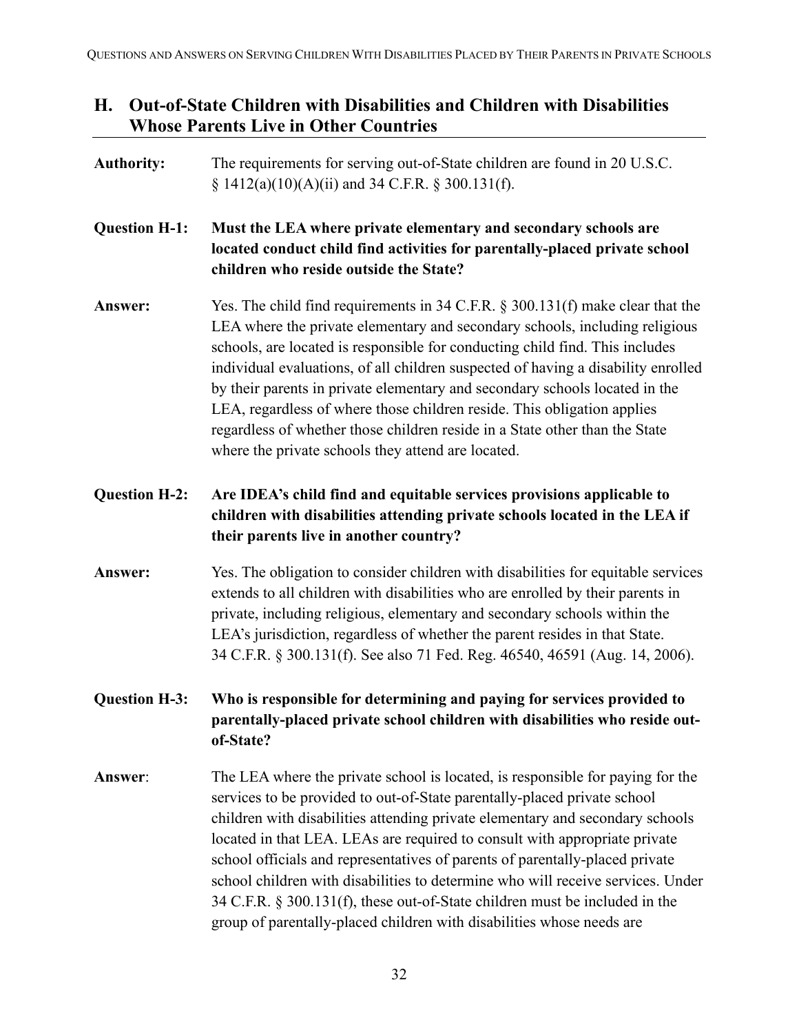## H. Out-of-State Children with Disabilities and Children with Disabilities Whose Parents Live in Other Countries

**Authority:** The requirements for serving out-of-State children are found in 20 U.S.C. § 1412(a)(10)(A)(ii) and 34 C.F.R. § 300.131(f).

**Question H-1: Must the LEA where private elementary and secondary schools are located conduct child find activities for parentally-placed private school children who reside outside the State?**

**Answer:** Yes. The child find requirements in 34 C.F.R. § 300.131(f) make clear that the LEA where the private elementary and secondary schools, including religious schools, are located is responsible for conducting child find. This includes individual evaluations, of all children suspected of having a disability enrolled by their parents in private elementary and secondary schools located in the LEA, regardless of where those children reside. This obligation applies regardless of whether those children reside in a State other than the State where the private schools they attend are located.

**Question H-2: Are IDEA's child find and equitable services provisions applicable to children with disabilities attending private schools located in the LEA if their parents live in another country?**

**Answer:** Yes. The obligation to consider children with disabilities for equitable services extends to all children with disabilities who are enrolled by their parents in private, including religious, elementary and secondary schools within the LEA's jurisdiction, regardless of whether the parent resides in that State. 34 C.F.R. § 300.131(f). See also 71 Fed. Reg. 46540, 46591 (Aug. 14, 2006).

**Question H-3: Who is responsible for determining and paying for services provided to parentally-placed private school children with disabilities who reside out-of-State?**

**Answer**: The LEA where the private school is located, is responsible for paying for the services to be provided to out-of-State parentally-placed private school children with disabilities attending private elementary and secondary schools located in that LEA. LEAs are required to consult with appropriate private school officials and representatives of parents of parentally-placed private school children with disabilities to determine who will receive services. Under 34 C.F.R. § 300.131(f), these out-of-State children must be included in the group of parentally-placed children with disabilities whose needs are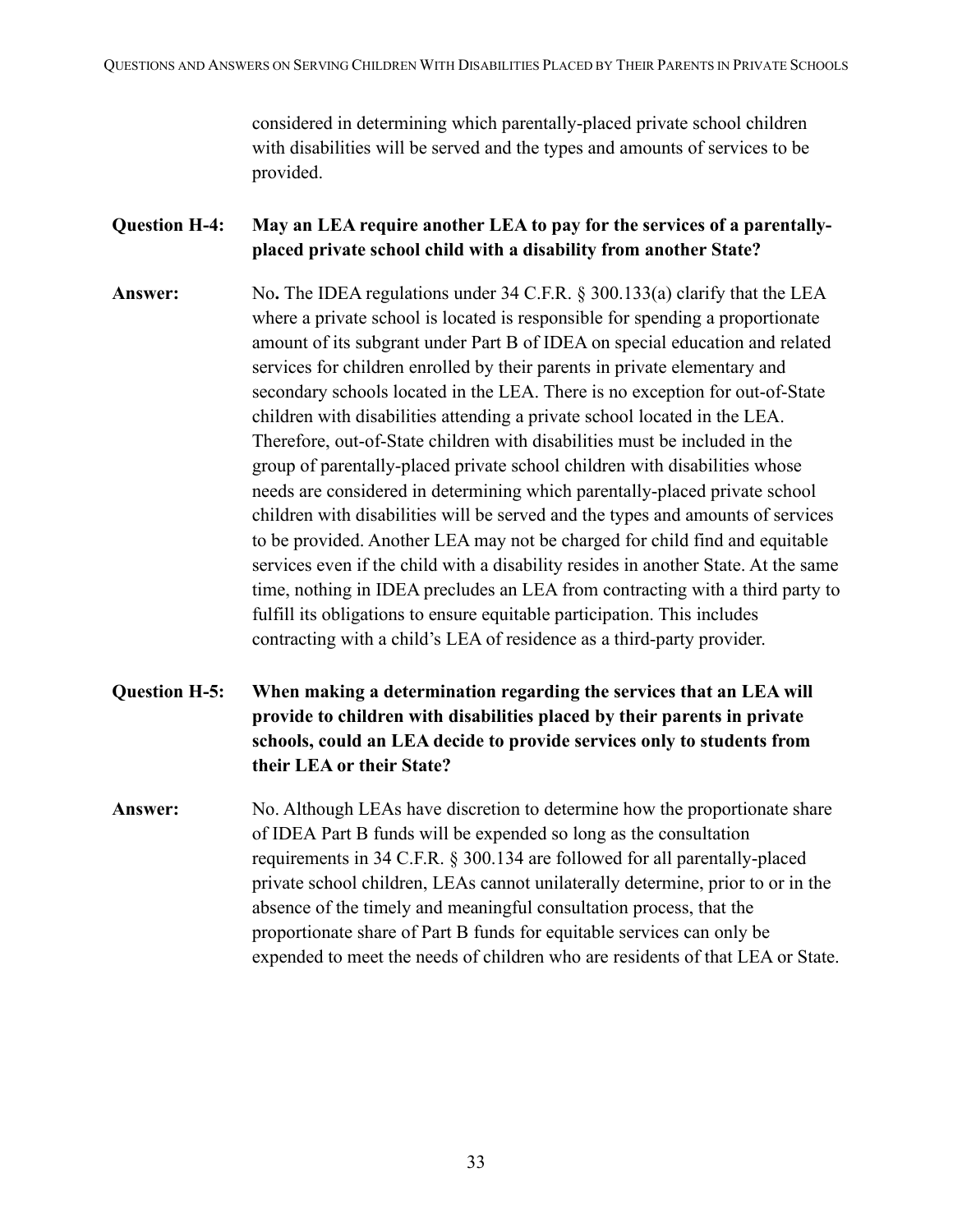considered in determining which parentally-placed private school children with disabilities will be served and the types and amounts of services to be provided.

**Question H-4: May an LEA require another LEA to pay for the services of a parentally-placed private school child with a disability from another State?**

**Answer:** No**.** The IDEA regulations under 34 C.F.R. § 300.133(a) clarify that the LEA where a private school is located is responsible for spending a proportionate amount of its subgrant under Part B of IDEA on special education and related services for children enrolled by their parents in private elementary and secondary schools located in the LEA. There is no exception for out-of-State children with disabilities attending a private school located in the LEA. Therefore, out-of-State children with disabilities must be included in the group of parentally-placed private school children with disabilities whose needs are considered in determining which parentally-placed private school children with disabilities will be served and the types and amounts of services to be provided. Another LEA may not be charged for child find and equitable services even if the child with a disability resides in another State. At the same time, nothing in IDEA precludes an LEA from contracting with a third party to fulfill its obligations to ensure equitable participation. This includes contracting with a child's LEA of residence as a third-party provider.

**Question H-5: When making a determination regarding the services that an LEA will provide to children with disabilities placed by their parents in private schools, could an LEA decide to provide services only to students from their LEA or their State?**

**Answer:** No. Although LEAs have discretion to determine how the proportionate share of IDEA Part B funds will be expended so long as the consultation requirements in 34 C.F.R. § 300.134 are followed for all parentally-placed private school children, LEAs cannot unilaterally determine, prior to or in the absence of the timely and meaningful consultation process, that the proportionate share of Part B funds for equitable services can only be expended to meet the needs of children who are residents of that LEA or State.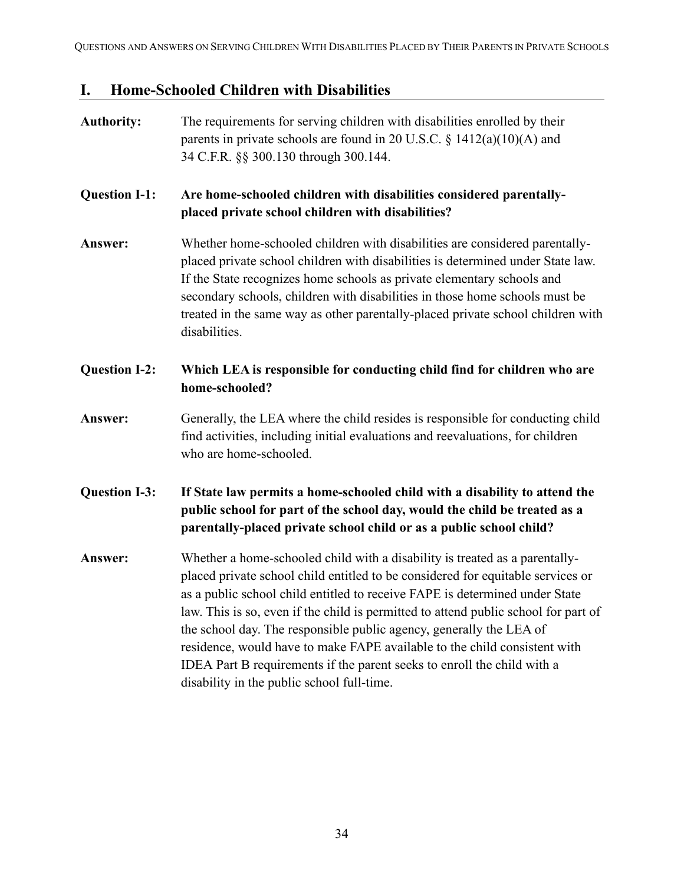## I. Home-Schooled Children with Disabilities

**Authority:** The requirements for serving children with disabilities enrolled by their parents in private schools are found in 20 U.S.C. § 1412(a)(10)(A) and 34 C.F.R. §§ 300.130 through 300.144.

**Question I-1: Are home-schooled children with disabilities considered parentally-placed private school children with disabilities?**

**Answer:** Whether home-schooled children with disabilities are considered parentally-placed private school children with disabilities is determined under State law. If the State recognizes home schools as private elementary schools and secondary schools, children with disabilities in those home schools must be treated in the same way as other parentally-placed private school children with disabilities.

**Question I-2: Which LEA is responsible for conducting child find for children who are home-schooled?**

**Answer:** Generally, the LEA where the child resides is responsible for conducting child find activities, including initial evaluations and reevaluations, for children who are home-schooled.

**Question I-3: If State law permits a home-schooled child with a disability to attend the public school for part of the school day, would the child be treated as a parentally-placed private school child or as a public school child?**

**Answer:** Whether a home-schooled child with a disability is treated as a parentally-placed private school child entitled to be considered for equitable services or as a public school child entitled to receive FAPE is determined under State law. This is so, even if the child is permitted to attend public school for part of the school day. The responsible public agency, generally the LEA of residence, would have to make FAPE available to the child consistent with IDEA Part B requirements if the parent seeks to enroll the child with a disability in the public school full-time.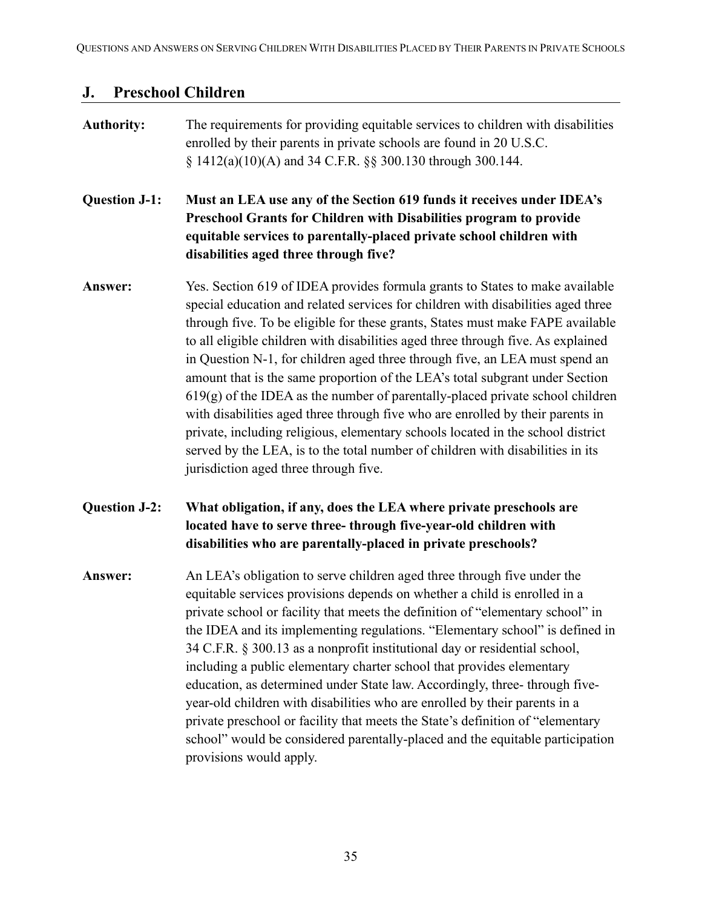## J. Preschool Children

**Authority:** The requirements for providing equitable services to children with disabilities enrolled by their parents in private schools are found in 20 U.S.C. § 1412(a)(10)(A) and 34 C.F.R. §§ 300.130 through 300.144.

**Question J-1: Must an LEA use any of the Section 619 funds it receives under IDEA's Preschool Grants for Children with Disabilities program to provide equitable services to parentally-placed private school children with disabilities aged three through five?**

**Answer:** Yes. Section 619 of IDEA provides formula grants to States to make available special education and related services for children with disabilities aged three through five. To be eligible for these grants, States must make FAPE available to all eligible children with disabilities aged three through five. As explained in Question N-1, for children aged three through five, an LEA must spend an amount that is the same proportion of the LEA's total subgrant under Section 619(g) of the IDEA as the number of parentally-placed private school children with disabilities aged three through five who are enrolled by their parents in private, including religious, elementary schools located in the school district served by the LEA, is to the total number of children with disabilities in its jurisdiction aged three through five.

**Question J-2: What obligation, if any, does the LEA where private preschools are located have to serve three- through five-year-old children with disabilities who are parentally-placed in private preschools?**

**Answer:** An LEA's obligation to serve children aged three through five under the equitable services provisions depends on whether a child is enrolled in a private school or facility that meets the definition of "elementary school" in the IDEA and its implementing regulations. "Elementary school" is defined in 34 C.F.R. § 300.13 as a nonprofit institutional day or residential school, including a public elementary charter school that provides elementary education, as determined under State law. Accordingly, three- through five-year-old children with disabilities who are enrolled by their parents in a private preschool or facility that meets the State's definition of "elementary school" would be considered parentally-placed and the equitable participation provisions would apply.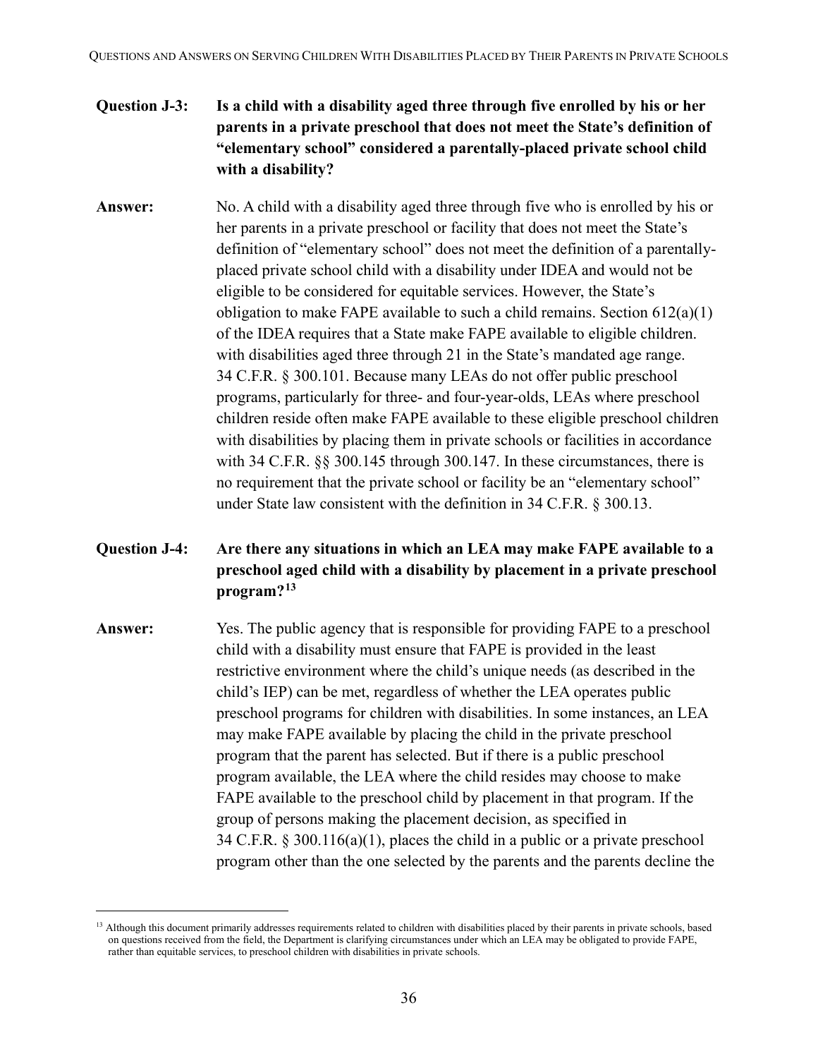**Question J-3: Is a child with a disability aged three through five enrolled by his or her parents in a private preschool that does not meet the State's definition of "elementary school" considered a parentally-placed private school child with a disability?**

**Answer:** No. A child with a disability aged three through five who is enrolled by his or her parents in a private preschool or facility that does not meet the State's definition of "elementary school" does not meet the definition of a parentally-placed private school child with a disability under IDEA and would not be eligible to be considered for equitable services. However, the State's obligation to make FAPE available to such a child remains. Section 612(a)(1) of the IDEA requires that a State make FAPE available to eligible children. with disabilities aged three through 21 in the State's mandated age range. 34 C.F.R. § 300.101. Because many LEAs do not offer public preschool programs, particularly for three- and four-year-olds, LEAs where preschool children reside often make FAPE available to these eligible preschool children with disabilities by placing them in private schools or facilities in accordance with 34 C.F.R. §§ 300.145 through 300.147. In these circumstances, there is no requirement that the private school or facility be an "elementary school" under State law consistent with the definition in 34 C.F.R. § 300.13.

**Question J-4: Are there any situations in which an LEA may make FAPE available to a preschool aged child with a disability by placement in a private preschool program?[13]**

**Answer:** Yes. The public agency that is responsible for providing FAPE to a preschool child with a disability must ensure that FAPE is provided in the least restrictive environment where the child's unique needs (as described in the child's IEP) can be met, regardless of whether the LEA operates public preschool programs for children with disabilities. In some instances, an LEA may make FAPE available by placing the child in the private preschool program that the parent has selected. But if there is a public preschool program available, the LEA where the child resides may choose to make FAPE available to the preschool child by placement in that program. If the group of persons making the placement decision, as specified in 34 C.F.R. § 300.116(a)(1), places the child in a public or a private preschool program other than the one selected by the parents and the parents decline the

[13] Although this document primarily addresses requirements related to children with disabilities placed by their parents in private schools, based on questions received from the field, the Department is clarifying circumstances under which an LEA may be obligated to provide FAPE, rather than equitable services, to preschool children with disabilities in private schools.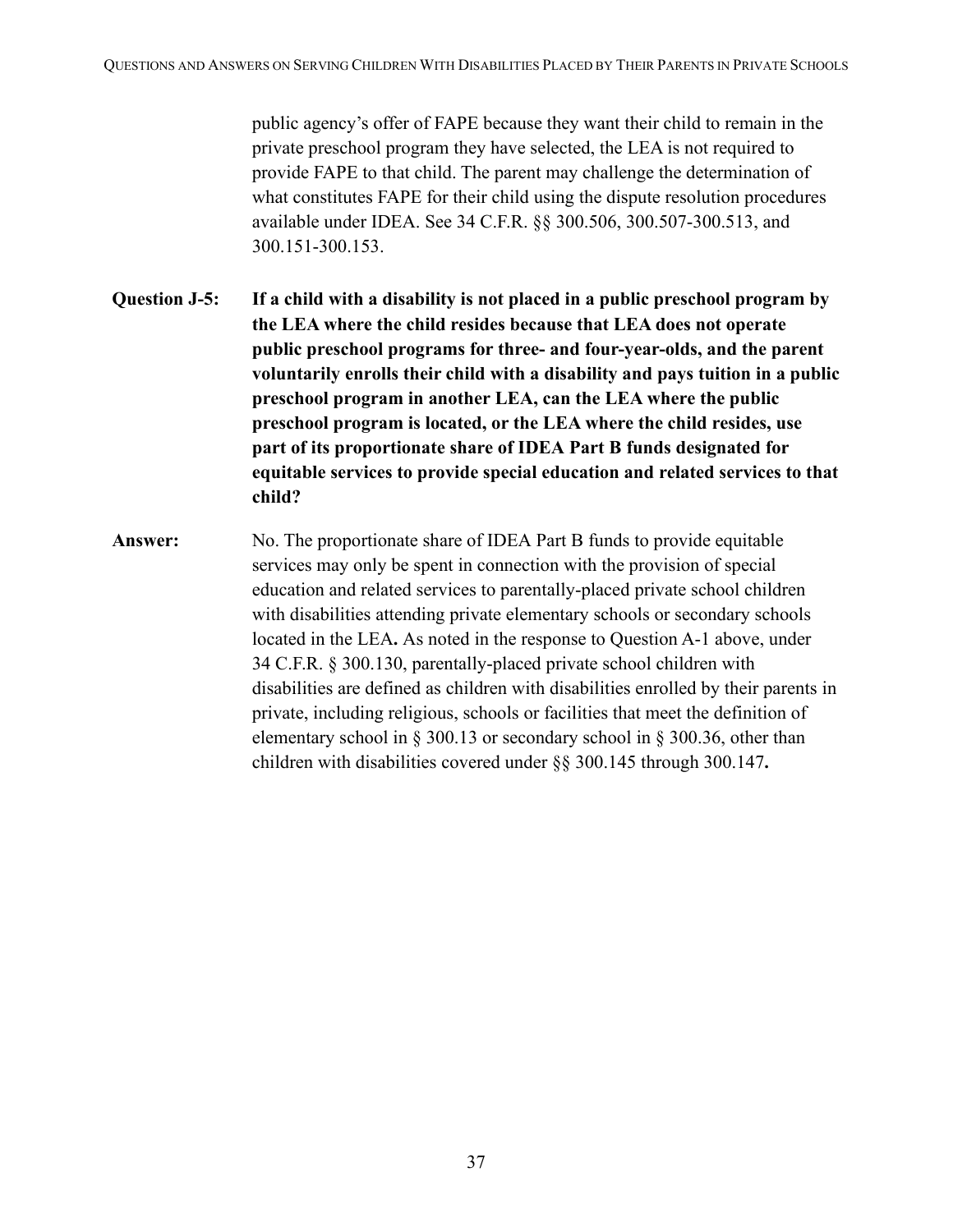public agency's offer of FAPE because they want their child to remain in the private preschool program they have selected, the LEA is not required to provide FAPE to that child. The parent may challenge the determination of what constitutes FAPE for their child using the dispute resolution procedures available under IDEA. See 34 C.F.R. §§ 300.506, 300.507-300.513, and 300.151-300.153.

**Question J-5: If a child with a disability is not placed in a public preschool program by the LEA where the child resides because that LEA does not operate public preschool programs for three- and four-year-olds, and the parent voluntarily enrolls their child with a disability and pays tuition in a public preschool program in another LEA, can the LEA where the public preschool program is located, or the LEA where the child resides, use part of its proportionate share of IDEA Part B funds designated for equitable services to provide special education and related services to that child?**

**Answer:** No. The proportionate share of IDEA Part B funds to provide equitable services may only be spent in connection with the provision of special education and related services to parentally-placed private school children with disabilities attending private elementary schools or secondary schools located in the LEA**.** As noted in the response to Question A-1 above, under 34 C.F.R. § 300.130, parentally-placed private school children with disabilities are defined as children with disabilities enrolled by their parents in private, including religious, schools or facilities that meet the definition of elementary school in § 300.13 or secondary school in § 300.36, other than children with disabilities covered under §§ 300.145 through 300.147**.**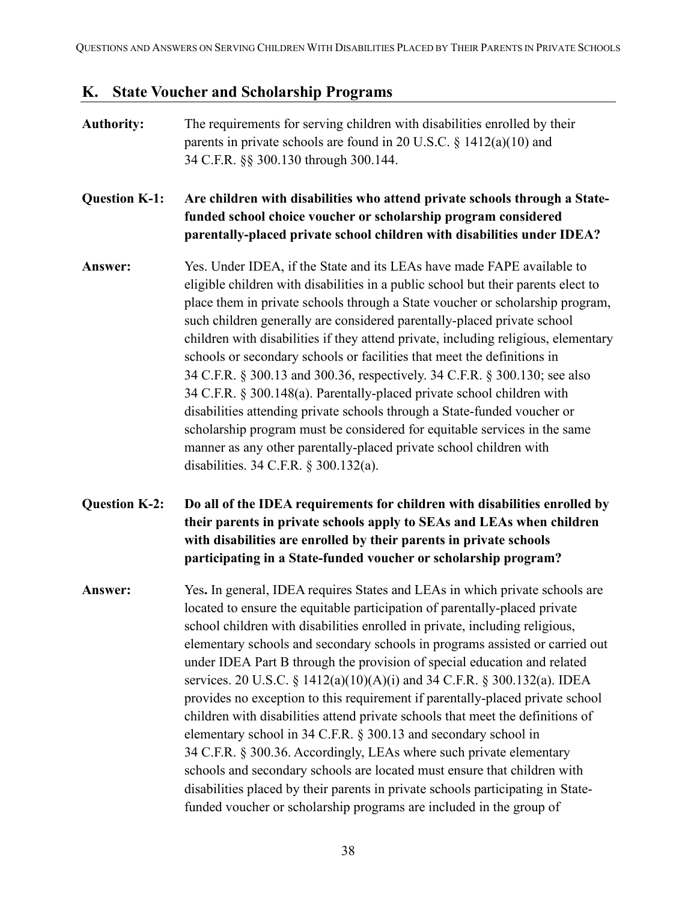## K. State Voucher and Scholarship Programs

**Authority:** The requirements for serving children with disabilities enrolled by their parents in private schools are found in 20 U.S.C. § 1412(a)(10) and 34 C.F.R. §§ 300.130 through 300.144.

**Question K-1: Are children with disabilities who attend private schools through a State-funded school choice voucher or scholarship program considered parentally-placed private school children with disabilities under IDEA?**

**Answer:** Yes. Under IDEA, if the State and its LEAs have made FAPE available to eligible children with disabilities in a public school but their parents elect to place them in private schools through a State voucher or scholarship program, such children generally are considered parentally-placed private school children with disabilities if they attend private, including religious, elementary schools or secondary schools or facilities that meet the definitions in 34 C.F.R. § 300.13 and 300.36, respectively. 34 C.F.R. § 300.130; see also 34 C.F.R. § 300.148(a). Parentally-placed private school children with disabilities attending private schools through a State-funded voucher or scholarship program must be considered for equitable services in the same manner as any other parentally-placed private school children with disabilities. 34 C.F.R. § 300.132(a).

**Question K-2: Do all of the IDEA requirements for children with disabilities enrolled by their parents in private schools apply to SEAs and LEAs when children with disabilities are enrolled by their parents in private schools participating in a State-funded voucher or scholarship program?**

**Answer:** Yes**.** In general, IDEA requires States and LEAs in which private schools are located to ensure the equitable participation of parentally-placed private school children with disabilities enrolled in private, including religious, elementary schools and secondary schools in programs assisted or carried out under IDEA Part B through the provision of special education and related services. 20 U.S.C. § 1412(a)(10)(A)(i) and 34 C.F.R. § 300.132(a). IDEA provides no exception to this requirement if parentally-placed private school children with disabilities attend private schools that meet the definitions of elementary school in 34 C.F.R. § 300.13 and secondary school in 34 C.F.R. § 300.36. Accordingly, LEAs where such private elementary schools and secondary schools are located must ensure that children with disabilities placed by their parents in private schools participating in State-funded voucher or scholarship programs are included in the group of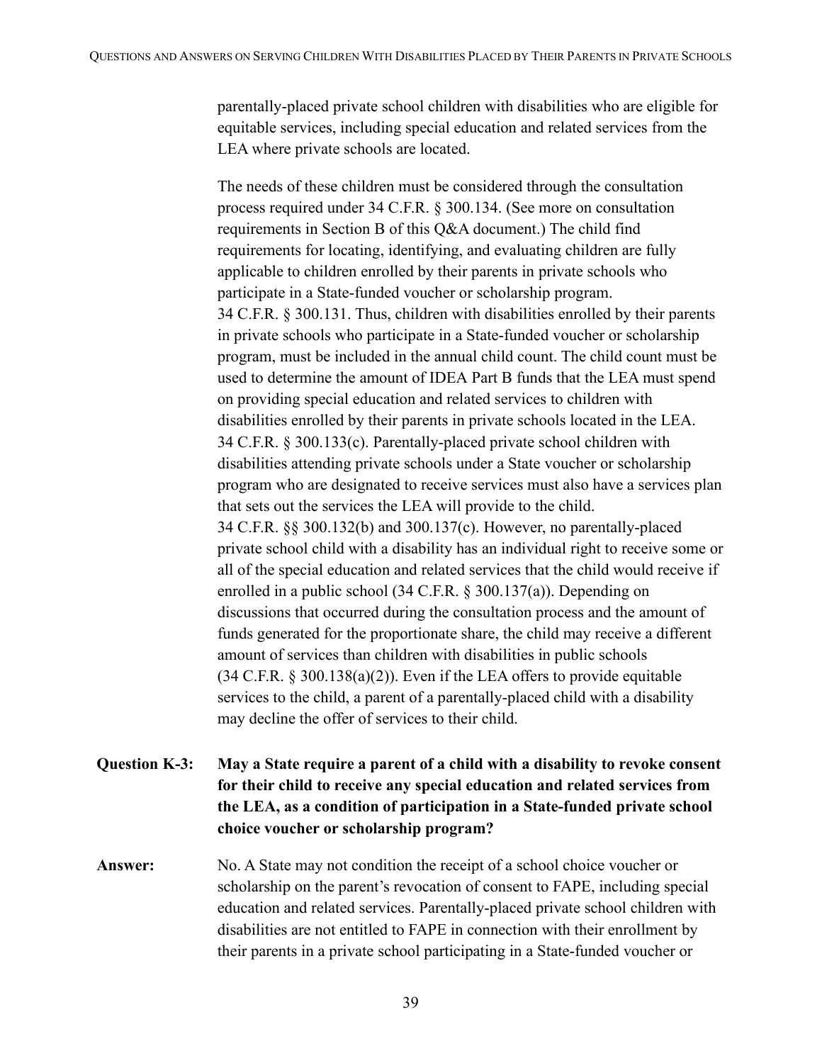parentally-placed private school children with disabilities who are eligible for equitable services, including special education and related services from the LEA where private schools are located.

The needs of these children must be considered through the consultation process required under 34 C.F.R. § 300.134. (See more on consultation requirements in Section B of this Q&A document.) The child find requirements for locating, identifying, and evaluating children are fully applicable to children enrolled by their parents in private schools who participate in a State-funded voucher or scholarship program. 34 C.F.R. § 300.131. Thus, children with disabilities enrolled by their parents in private schools who participate in a State-funded voucher or scholarship program, must be included in the annual child count. The child count must be used to determine the amount of IDEA Part B funds that the LEA must spend on providing special education and related services to children with disabilities enrolled by their parents in private schools located in the LEA. 34 C.F.R. § 300.133(c). Parentally-placed private school children with disabilities attending private schools under a State voucher or scholarship program who are designated to receive services must also have a services plan that sets out the services the LEA will provide to the child. 34 C.F.R. §§ 300.132(b) and 300.137(c). However, no parentally-placed private school child with a disability has an individual right to receive some or all of the special education and related services that the child would receive if enrolled in a public school (34 C.F.R. § 300.137(a)). Depending on discussions that occurred during the consultation process and the amount of funds generated for the proportionate share, the child may receive a different amount of services than children with disabilities in public schools (34 C.F.R. § 300.138(a)(2)). Even if the LEA offers to provide equitable services to the child, a parent of a parentally-placed child with a disability may decline the offer of services to their child.

**Question K-3: May a State require a parent of a child with a disability to revoke consent for their child to receive any special education and related services from the LEA, as a condition of participation in a State-funded private school choice voucher or scholarship program?**

**Answer:** No. A State may not condition the receipt of a school choice voucher or scholarship on the parent's revocation of consent to FAPE, including special education and related services. Parentally-placed private school children with disabilities are not entitled to FAPE in connection with their enrollment by their parents in a private school participating in a State-funded voucher or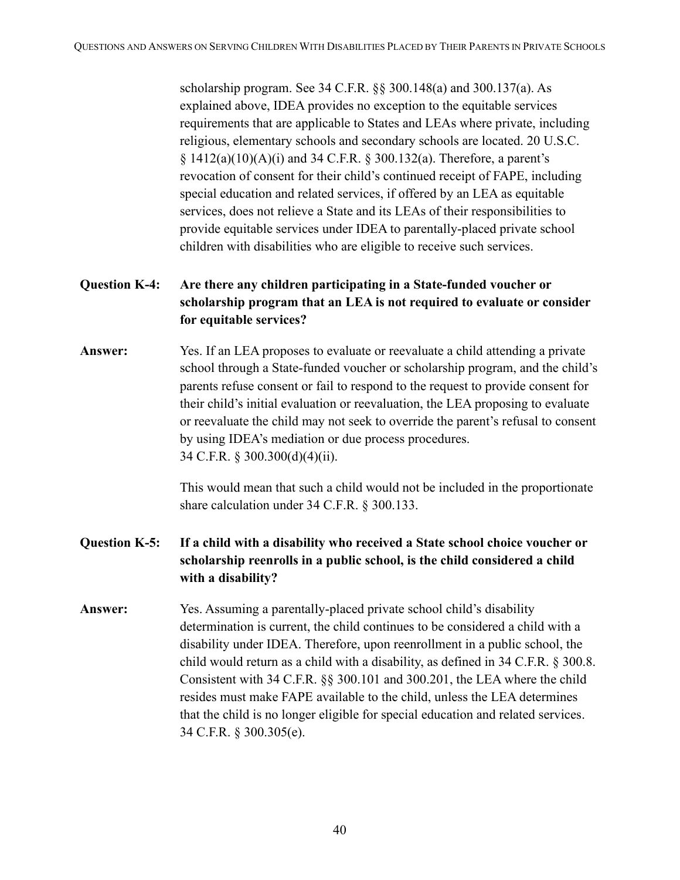scholarship program. See 34 C.F.R. §§ 300.148(a) and 300.137(a). As explained above, IDEA provides no exception to the equitable services requirements that are applicable to States and LEAs where private, including religious, elementary schools and secondary schools are located. 20 U.S.C. § 1412(a)(10)(A)(i) and 34 C.F.R. § 300.132(a). Therefore, a parent's revocation of consent for their child's continued receipt of FAPE, including special education and related services, if offered by an LEA as equitable services, does not relieve a State and its LEAs of their responsibilities to provide equitable services under IDEA to parentally-placed private school children with disabilities who are eligible to receive such services.

**Question K-4: Are there any children participating in a State-funded voucher or scholarship program that an LEA is not required to evaluate or consider for equitable services?**

**Answer:** Yes. If an LEA proposes to evaluate or reevaluate a child attending a private school through a State-funded voucher or scholarship program, and the child's parents refuse consent or fail to respond to the request to provide consent for their child's initial evaluation or reevaluation, the LEA proposing to evaluate or reevaluate the child may not seek to override the parent's refusal to consent by using IDEA's mediation or due process procedures. 34 C.F.R. § 300.300(d)(4)(ii).

This would mean that such a child would not be included in the proportionate share calculation under 34 C.F.R. § 300.133.

**Question K-5: If a child with a disability who received a State school choice voucher or scholarship reenrolls in a public school, is the child considered a child with a disability?**

**Answer:** Yes. Assuming a parentally-placed private school child's disability determination is current, the child continues to be considered a child with a disability under IDEA. Therefore, upon reenrollment in a public school, the child would return as a child with a disability, as defined in 34 C.F.R. § 300.8. Consistent with 34 C.F.R. §§ 300.101 and 300.201, the LEA where the child resides must make FAPE available to the child, unless the LEA determines that the child is no longer eligible for special education and related services. 34 C.F.R. § 300.305(e).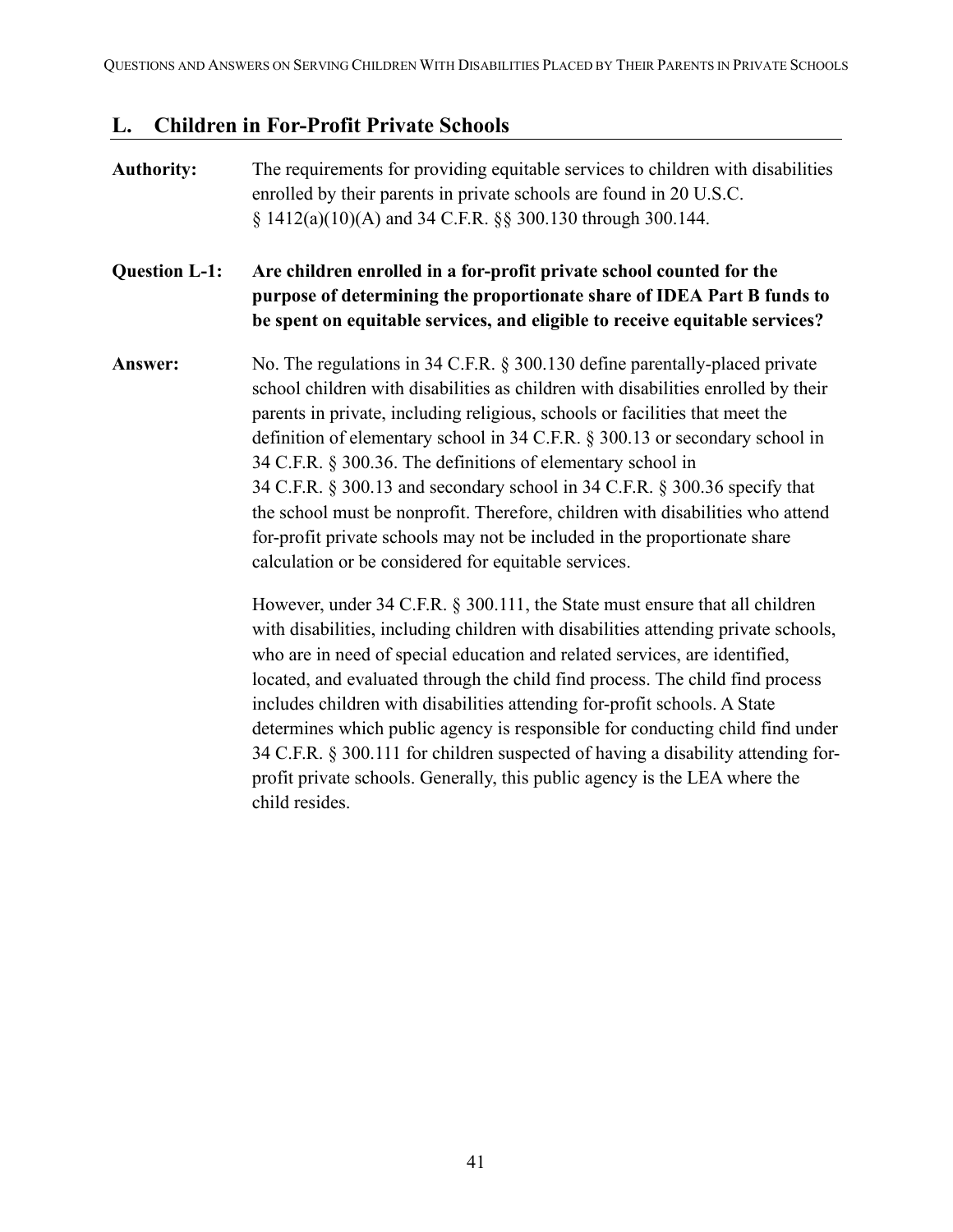## L. Children in For-Profit Private Schools

**Authority:** The requirements for providing equitable services to children with disabilities enrolled by their parents in private schools are found in 20 U.S.C. § 1412(a)(10)(A) and 34 C.F.R. §§ 300.130 through 300.144.

**Question L-1: Are children enrolled in a for-profit private school counted for the purpose of determining the proportionate share of IDEA Part B funds to be spent on equitable services, and eligible to receive equitable services?**

**Answer:** No. The regulations in 34 C.F.R. § 300.130 define parentally-placed private school children with disabilities as children with disabilities enrolled by their parents in private, including religious, schools or facilities that meet the definition of elementary school in 34 C.F.R. § 300.13 or secondary school in 34 C.F.R. § 300.36. The definitions of elementary school in 34 C.F.R. § 300.13 and secondary school in 34 C.F.R. § 300.36 specify that the school must be nonprofit. Therefore, children with disabilities who attend for-profit private schools may not be included in the proportionate share calculation or be considered for equitable services.

However, under 34 C.F.R. § 300.111, the State must ensure that all children with disabilities, including children with disabilities attending private schools, who are in need of special education and related services, are identified, located, and evaluated through the child find process. The child find process includes children with disabilities attending for-profit schools. A State determines which public agency is responsible for conducting child find under 34 C.F.R. § 300.111 for children suspected of having a disability attending for-profit private schools. Generally, this public agency is the LEA where the child resides.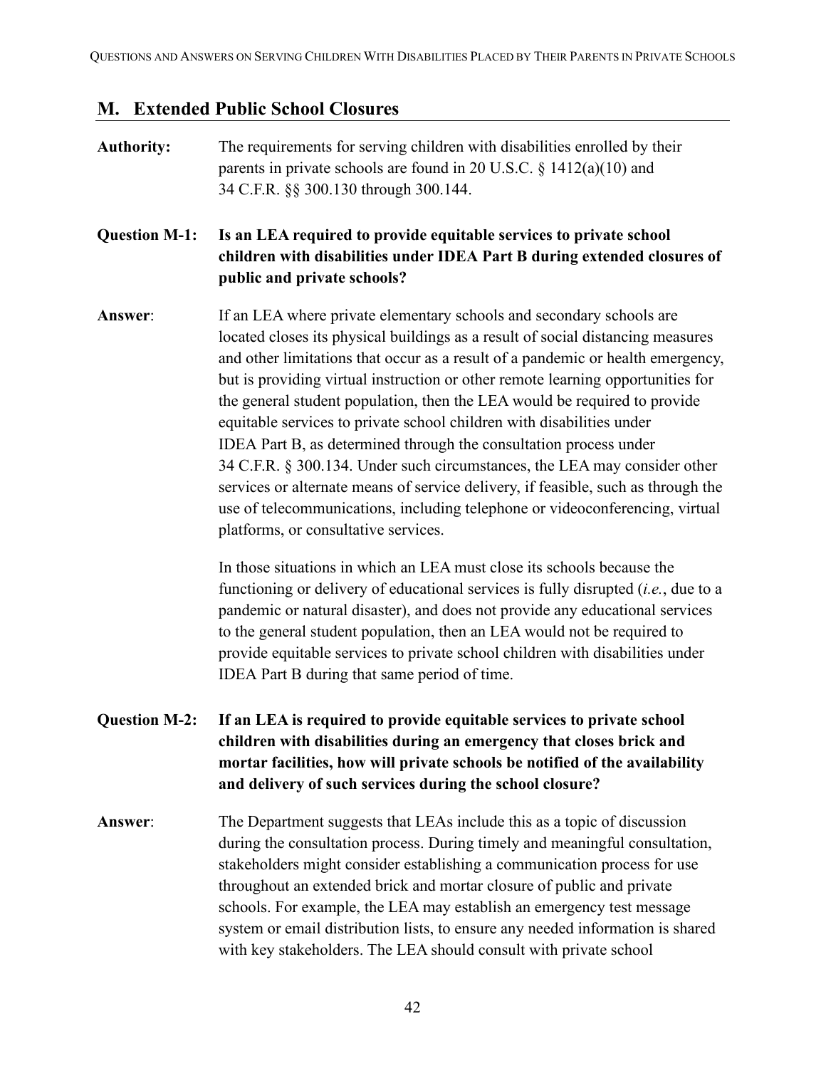## M. Extended Public School Closures

**Authority:** The requirements for serving children with disabilities enrolled by their parents in private schools are found in 20 U.S.C. § 1412(a)(10) and 34 C.F.R. §§ 300.130 through 300.144.

**Question M-1: Is an LEA required to provide equitable services to private school children with disabilities under IDEA Part B during extended closures of public and private schools?**

**Answer**: If an LEA where private elementary schools and secondary schools are located closes its physical buildings as a result of social distancing measures and other limitations that occur as a result of a pandemic or health emergency, but is providing virtual instruction or other remote learning opportunities for the general student population, then the LEA would be required to provide equitable services to private school children with disabilities under IDEA Part B, as determined through the consultation process under 34 C.F.R. § 300.134. Under such circumstances, the LEA may consider other services or alternate means of service delivery, if feasible, such as through the use of telecommunications, including telephone or videoconferencing, virtual platforms, or consultative services.

In those situations in which an LEA must close its schools because the functioning or delivery of educational services is fully disrupted (*i.e.*, due to a pandemic or natural disaster), and does not provide any educational services to the general student population, then an LEA would not be required to provide equitable services to private school children with disabilities under IDEA Part B during that same period of time.

**Question M-2: If an LEA is required to provide equitable services to private school children with disabilities during an emergency that closes brick and mortar facilities, how will private schools be notified of the availability and delivery of such services during the school closure?**

**Answer**: The Department suggests that LEAs include this as a topic of discussion during the consultation process. During timely and meaningful consultation, stakeholders might consider establishing a communication process for use throughout an extended brick and mortar closure of public and private schools. For example, the LEA may establish an emergency test message system or email distribution lists, to ensure any needed information is shared with key stakeholders. The LEA should consult with private school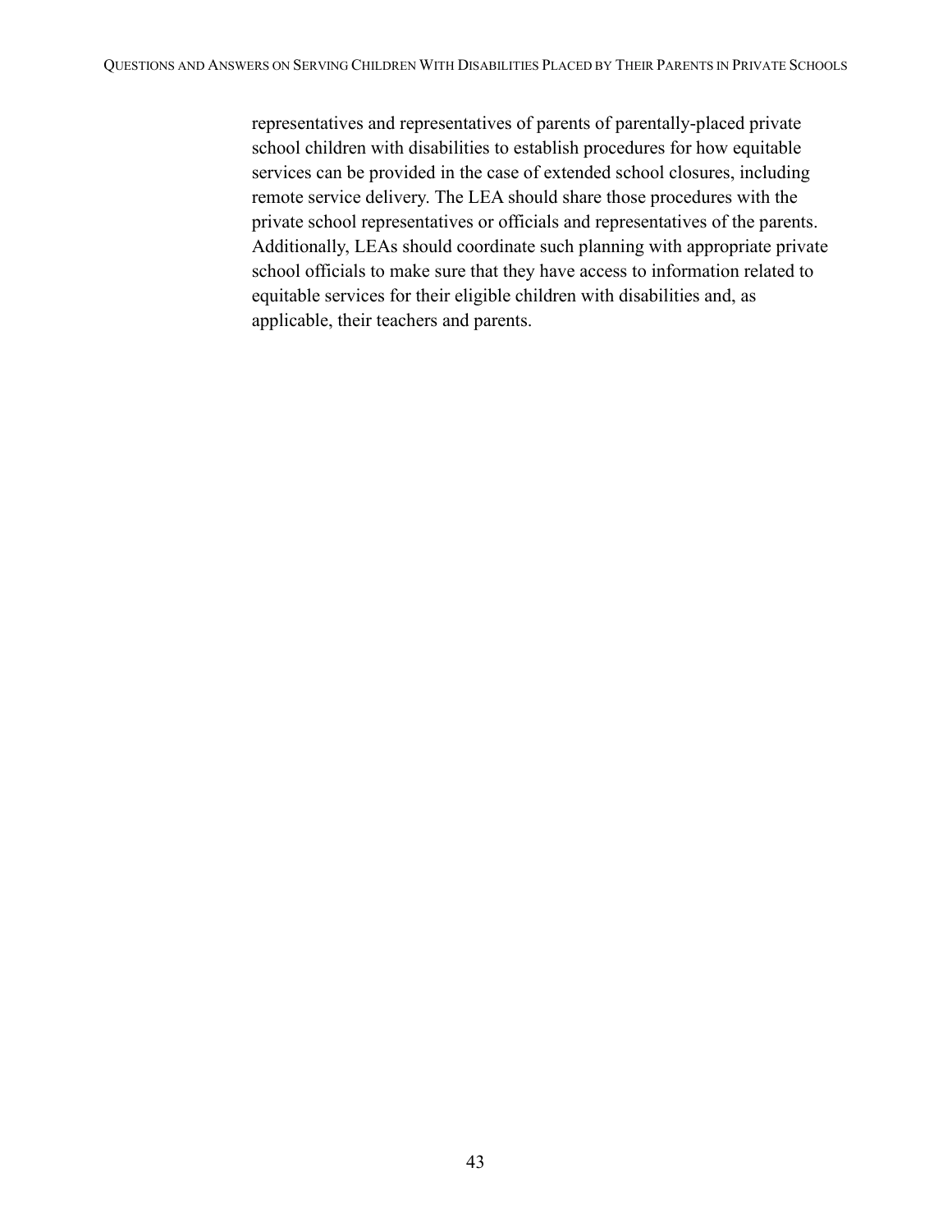representatives and representatives of parents of parentally-placed private school children with disabilities to establish procedures for how equitable services can be provided in the case of extended school closures, including remote service delivery. The LEA should share those procedures with the private school representatives or officials and representatives of the parents. Additionally, LEAs should coordinate such planning with appropriate private school officials to make sure that they have access to information related to equitable services for their eligible children with disabilities and, as applicable, their teachers and parents.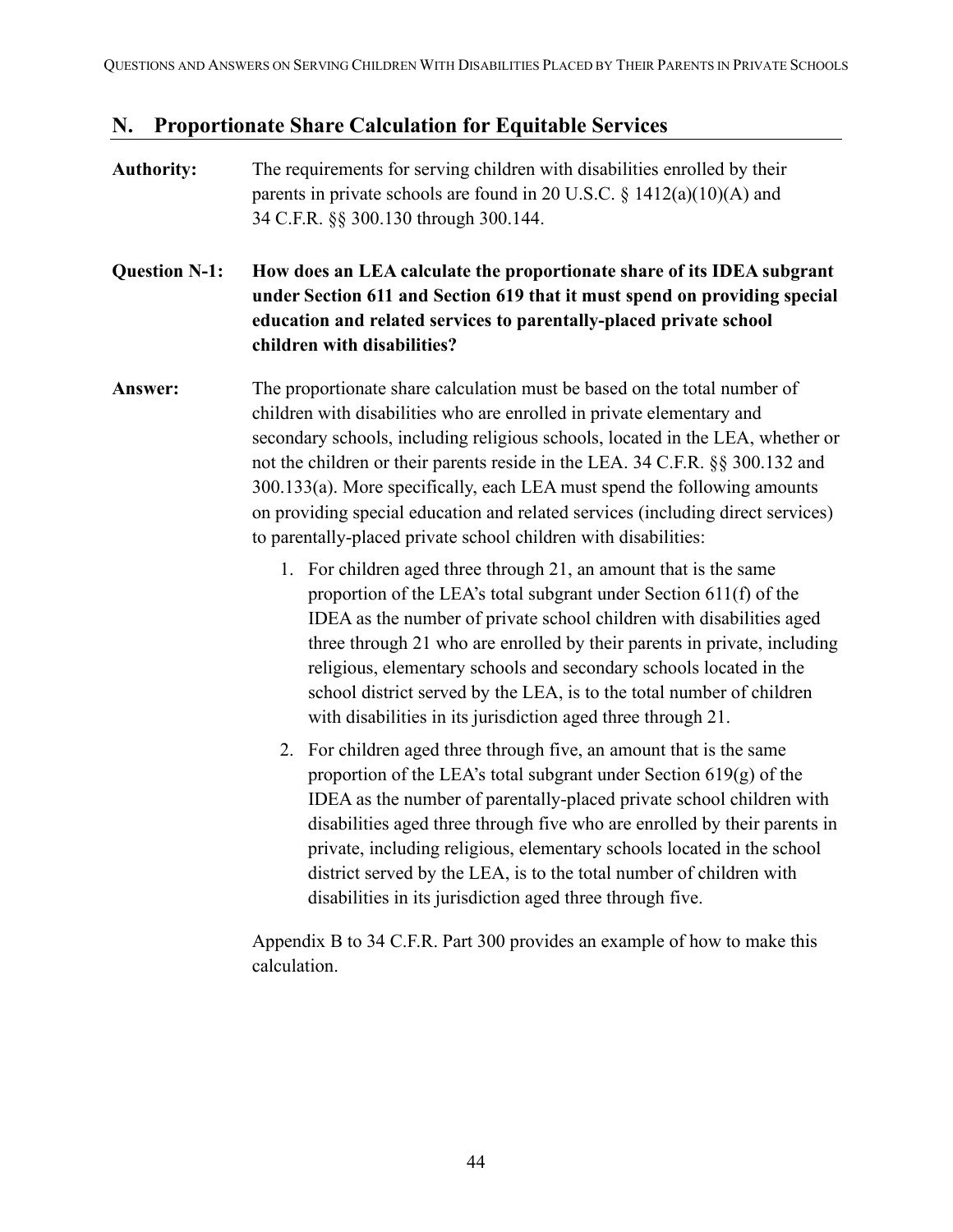## N. Proportionate Share Calculation for Equitable Services

**Authority:** The requirements for serving children with disabilities enrolled by their parents in private schools are found in 20 U.S.C. § 1412(a)(10)(A) and 34 C.F.R. §§ 300.130 through 300.144.

**Question N-1: How does an LEA calculate the proportionate share of its IDEA subgrant under Section 611 and Section 619 that it must spend on providing special education and related services to parentally-placed private school children with disabilities?**

**Answer:** The proportionate share calculation must be based on the total number of children with disabilities who are enrolled in private elementary and secondary schools, including religious schools, located in the LEA, whether or not the children or their parents reside in the LEA. 34 C.F.R. §§ 300.132 and 300.133(a). More specifically, each LEA must spend the following amounts on providing special education and related services (including direct services) to parentally-placed private school children with disabilities:

1. For children aged three through 21, an amount that is the same proportion of the LEA's total subgrant under Section 611(f) of the IDEA as the number of private school children with disabilities aged three through 21 who are enrolled by their parents in private, including religious, elementary schools and secondary schools located in the school district served by the LEA, is to the total number of children with disabilities in its jurisdiction aged three through 21.

2. For children aged three through five, an amount that is the same proportion of the LEA's total subgrant under Section 619(g) of the IDEA as the number of parentally-placed private school children with disabilities aged three through five who are enrolled by their parents in private, including religious, elementary schools located in the school district served by the LEA, is to the total number of children with disabilities in its jurisdiction aged three through five.

Appendix B to 34 C.F.R. Part 300 provides an example of how to make this calculation.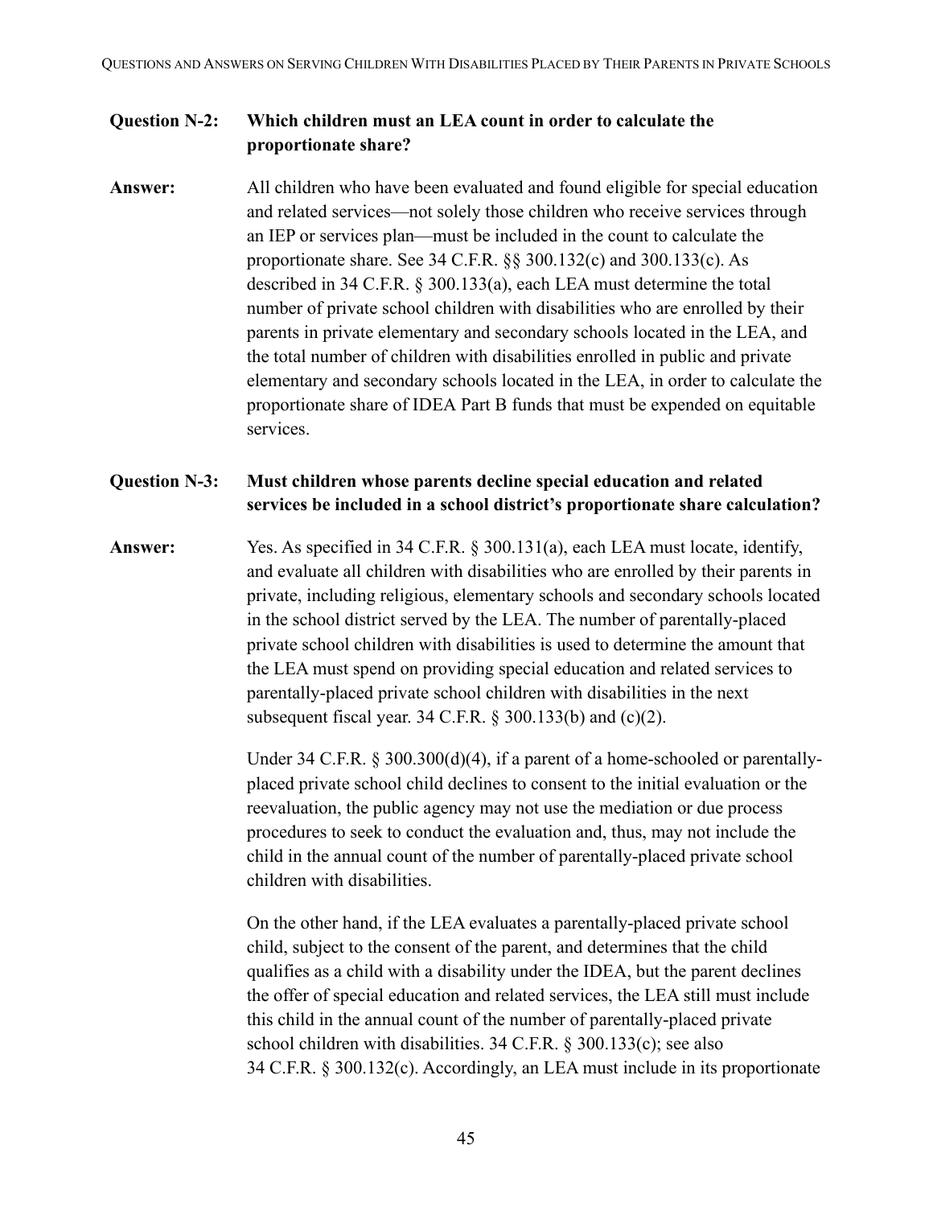**Question N-2: Which children must an LEA count in order to calculate the proportionate share?**

**Answer:** All children who have been evaluated and found eligible for special education and related services—not solely those children who receive services through an IEP or services plan—must be included in the count to calculate the proportionate share. See 34 C.F.R. §§ 300.132(c) and 300.133(c). As described in 34 C.F.R. § 300.133(a), each LEA must determine the total number of private school children with disabilities who are enrolled by their parents in private elementary and secondary schools located in the LEA, and the total number of children with disabilities enrolled in public and private elementary and secondary schools located in the LEA, in order to calculate the proportionate share of IDEA Part B funds that must be expended on equitable services.

**Question N-3: Must children whose parents decline special education and related services be included in a school district's proportionate share calculation?**

**Answer:** Yes. As specified in 34 C.F.R. § 300.131(a), each LEA must locate, identify, and evaluate all children with disabilities who are enrolled by their parents in private, including religious, elementary schools and secondary schools located in the school district served by the LEA. The number of parentally-placed private school children with disabilities is used to determine the amount that the LEA must spend on providing special education and related services to parentally-placed private school children with disabilities in the next subsequent fiscal year. 34 C.F.R. § 300.133(b) and (c)(2).

Under 34 C.F.R. § 300.300(d)(4), if a parent of a home-schooled or parentally-placed private school child declines to consent to the initial evaluation or the reevaluation, the public agency may not use the mediation or due process procedures to seek to conduct the evaluation and, thus, may not include the child in the annual count of the number of parentally-placed private school children with disabilities.

On the other hand, if the LEA evaluates a parentally-placed private school child, subject to the consent of the parent, and determines that the child qualifies as a child with a disability under the IDEA, but the parent declines the offer of special education and related services, the LEA still must include this child in the annual count of the number of parentally-placed private school children with disabilities. 34 C.F.R. § 300.133(c); see also 34 C.F.R. § 300.132(c). Accordingly, an LEA must include in its proportionate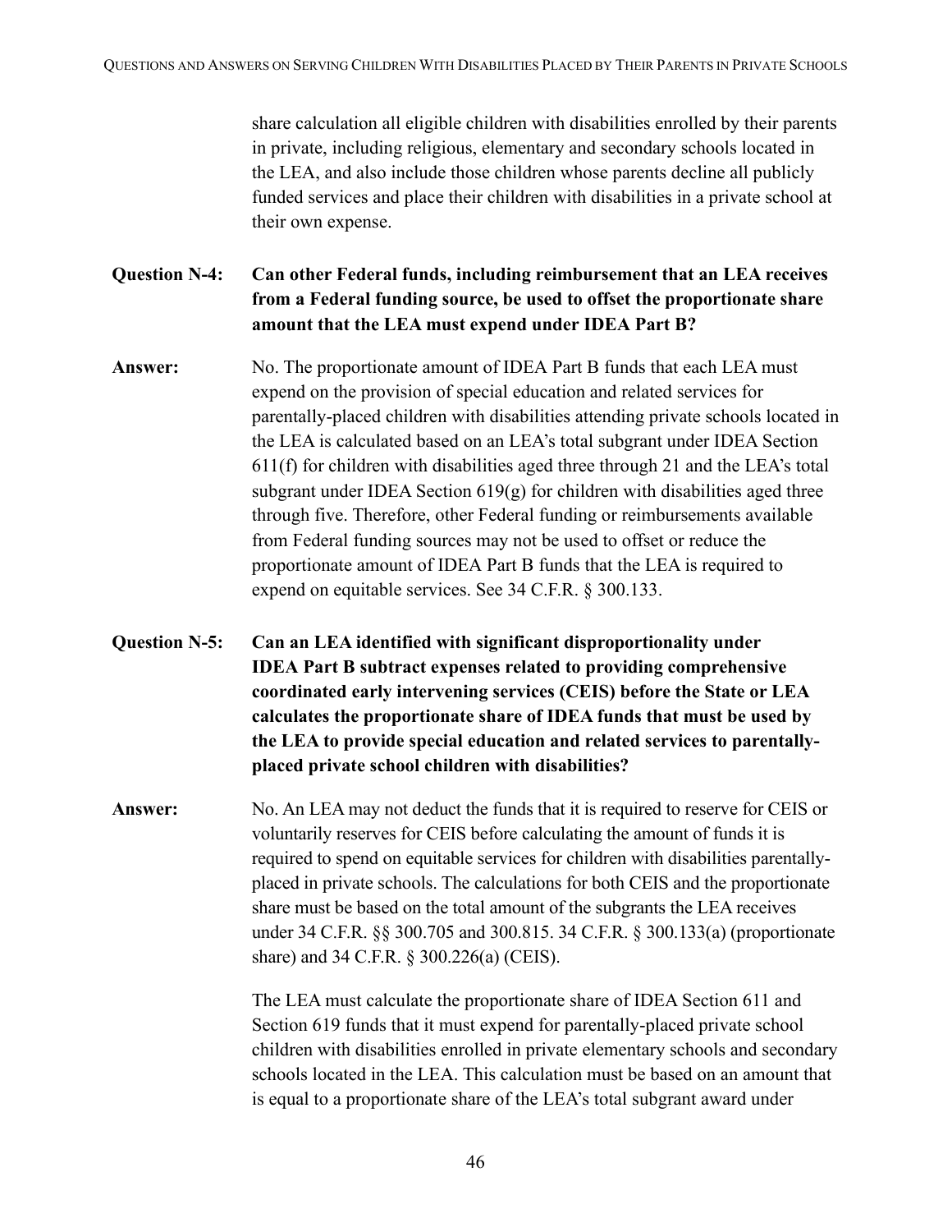share calculation all eligible children with disabilities enrolled by their parents in private, including religious, elementary and secondary schools located in the LEA, and also include those children whose parents decline all publicly funded services and place their children with disabilities in a private school at their own expense.

**Question N-4: Can other Federal funds, including reimbursement that an LEA receives from a Federal funding source, be used to offset the proportionate share amount that the LEA must expend under IDEA Part B?**

**Answer:** No. The proportionate amount of IDEA Part B funds that each LEA must expend on the provision of special education and related services for parentally-placed children with disabilities attending private schools located in the LEA is calculated based on an LEA's total subgrant under IDEA Section 611(f) for children with disabilities aged three through 21 and the LEA's total subgrant under IDEA Section 619(g) for children with disabilities aged three through five. Therefore, other Federal funding or reimbursements available from Federal funding sources may not be used to offset or reduce the proportionate amount of IDEA Part B funds that the LEA is required to expend on equitable services. See 34 C.F.R. § 300.133.

**Question N-5: Can an LEA identified with significant disproportionality under IDEA Part B subtract expenses related to providing comprehensive coordinated early intervening services (CEIS) before the State or LEA calculates the proportionate share of IDEA funds that must be used by the LEA to provide special education and related services to parentally-placed private school children with disabilities?**

**Answer:** No. An LEA may not deduct the funds that it is required to reserve for CEIS or voluntarily reserves for CEIS before calculating the amount of funds it is required to spend on equitable services for children with disabilities parentally-placed in private schools. The calculations for both CEIS and the proportionate share must be based on the total amount of the subgrants the LEA receives under 34 C.F.R. §§ 300.705 and 300.815. 34 C.F.R. § 300.133(a) (proportionate share) and 34 C.F.R. § 300.226(a) (CEIS).

The LEA must calculate the proportionate share of IDEA Section 611 and Section 619 funds that it must expend for parentally-placed private school children with disabilities enrolled in private elementary schools and secondary schools located in the LEA. This calculation must be based on an amount that is equal to a proportionate share of the LEA's total subgrant award under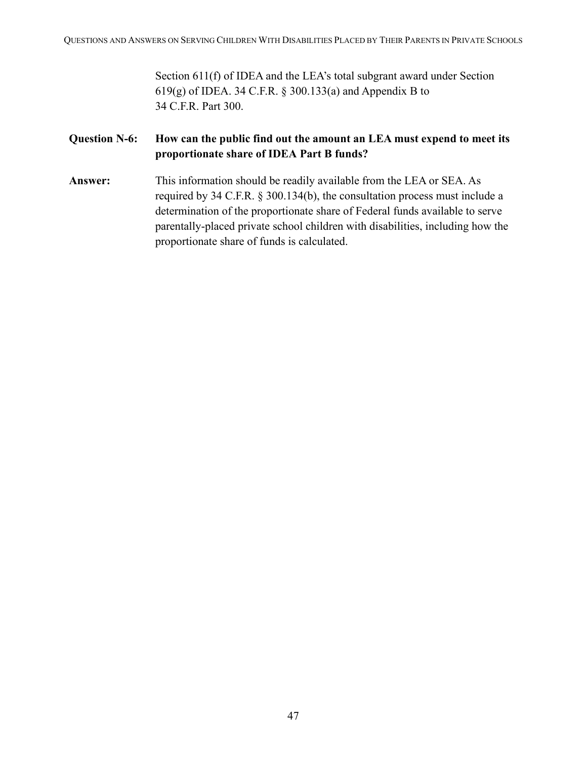Section 611(f) of IDEA and the LEA's total subgrant award under Section 619(g) of IDEA. 34 C.F.R. § 300.133(a) and Appendix B to 34 C.F.R. Part 300.

**Question N-6: How can the public find out the amount an LEA must expend to meet its proportionate share of IDEA Part B funds?**

**Answer:** This information should be readily available from the LEA or SEA. As required by 34 C.F.R. § 300.134(b), the consultation process must include a determination of the proportionate share of Federal funds available to serve parentally-placed private school children with disabilities, including how the proportionate share of funds is calculated.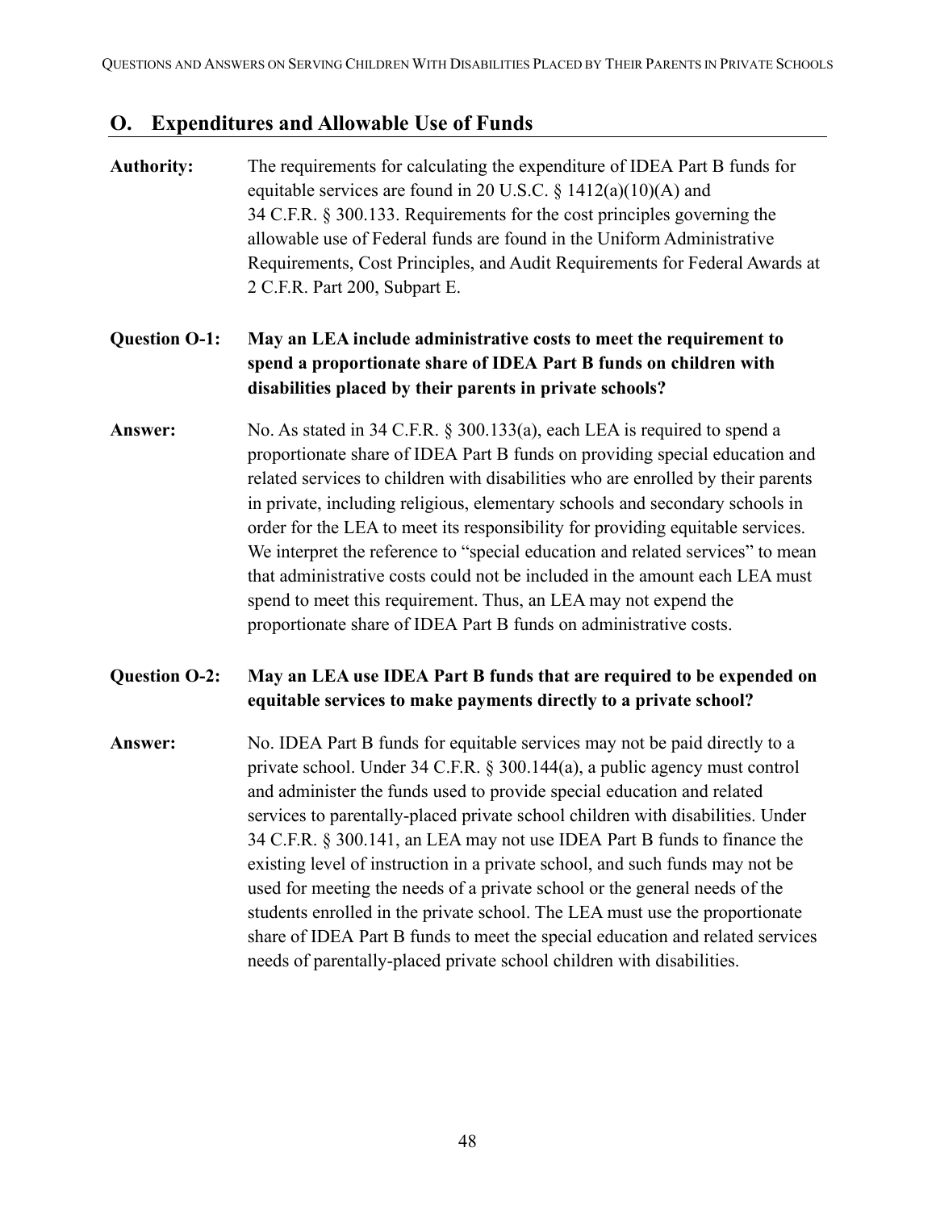## O. Expenditures and Allowable Use of Funds

**Authority:** The requirements for calculating the expenditure of IDEA Part B funds for equitable services are found in 20 U.S.C. § 1412(a)(10)(A) and 34 C.F.R. § 300.133. Requirements for the cost principles governing the allowable use of Federal funds are found in the Uniform Administrative Requirements, Cost Principles, and Audit Requirements for Federal Awards at 2 C.F.R. Part 200, Subpart E.

**Question O-1: May an LEA include administrative costs to meet the requirement to spend a proportionate share of IDEA Part B funds on children with disabilities placed by their parents in private schools?**

**Answer:** No. As stated in 34 C.F.R. § 300.133(a), each LEA is required to spend a proportionate share of IDEA Part B funds on providing special education and related services to children with disabilities who are enrolled by their parents in private, including religious, elementary schools and secondary schools in order for the LEA to meet its responsibility for providing equitable services. We interpret the reference to "special education and related services" to mean that administrative costs could not be included in the amount each LEA must spend to meet this requirement. Thus, an LEA may not expend the proportionate share of IDEA Part B funds on administrative costs.

**Question O-2: May an LEA use IDEA Part B funds that are required to be expended on equitable services to make payments directly to a private school?**

**Answer:** No. IDEA Part B funds for equitable services may not be paid directly to a private school. Under 34 C.F.R. § 300.144(a), a public agency must control and administer the funds used to provide special education and related services to parentally-placed private school children with disabilities. Under 34 C.F.R. § 300.141, an LEA may not use IDEA Part B funds to finance the existing level of instruction in a private school, and such funds may not be used for meeting the needs of a private school or the general needs of the students enrolled in the private school. The LEA must use the proportionate share of IDEA Part B funds to meet the special education and related services needs of parentally-placed private school children with disabilities.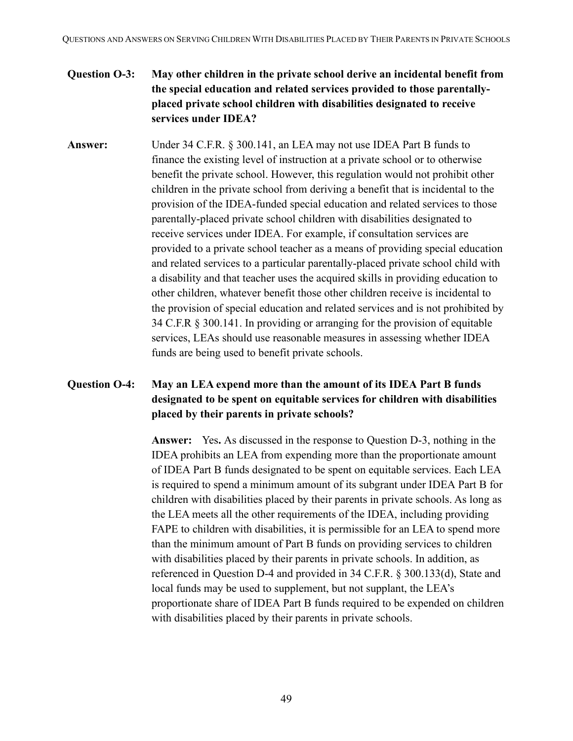**Question O-3: May other children in the private school derive an incidental benefit from the special education and related services provided to those parentally-placed private school children with disabilities designated to receive services under IDEA?**

**Answer:** Under 34 C.F.R. § 300.141, an LEA may not use IDEA Part B funds to finance the existing level of instruction at a private school or to otherwise benefit the private school. However, this regulation would not prohibit other children in the private school from deriving a benefit that is incidental to the provision of the IDEA-funded special education and related services to those parentally-placed private school children with disabilities designated to receive services under IDEA. For example, if consultation services are provided to a private school teacher as a means of providing special education and related services to a particular parentally-placed private school child with a disability and that teacher uses the acquired skills in providing education to other children, whatever benefit those other children receive is incidental to the provision of special education and related services and is not prohibited by 34 C.F.R § 300.141. In providing or arranging for the provision of equitable services, LEAs should use reasonable measures in assessing whether IDEA funds are being used to benefit private schools.

**Question O-4: May an LEA expend more than the amount of its IDEA Part B funds designated to be spent on equitable services for children with disabilities placed by their parents in private schools?**

**Answer:** Yes**.** As discussed in the response to Question D-3, nothing in the IDEA prohibits an LEA from expending more than the proportionate amount of IDEA Part B funds designated to be spent on equitable services. Each LEA is required to spend a minimum amount of its subgrant under IDEA Part B for children with disabilities placed by their parents in private schools. As long as the LEA meets all the other requirements of the IDEA, including providing FAPE to children with disabilities, it is permissible for an LEA to spend more than the minimum amount of Part B funds on providing services to children with disabilities placed by their parents in private schools. In addition, as referenced in Question D-4 and provided in 34 C.F.R. § 300.133(d), State and local funds may be used to supplement, but not supplant, the LEA's proportionate share of IDEA Part B funds required to be expended on children with disabilities placed by their parents in private schools.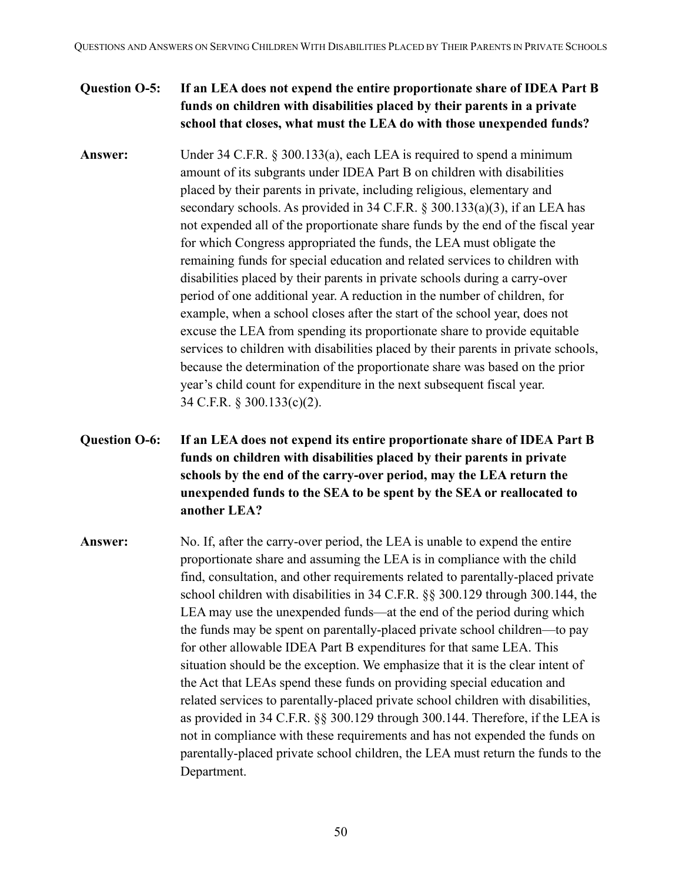**Question O-5: If an LEA does not expend the entire proportionate share of IDEA Part B funds on children with disabilities placed by their parents in a private school that closes, what must the LEA do with those unexpended funds?**

**Answer:** Under 34 C.F.R. § 300.133(a), each LEA is required to spend a minimum amount of its subgrants under IDEA Part B on children with disabilities placed by their parents in private, including religious, elementary and secondary schools. As provided in 34 C.F.R. § 300.133(a)(3), if an LEA has not expended all of the proportionate share funds by the end of the fiscal year for which Congress appropriated the funds, the LEA must obligate the remaining funds for special education and related services to children with disabilities placed by their parents in private schools during a carry-over period of one additional year. A reduction in the number of children, for example, when a school closes after the start of the school year, does not excuse the LEA from spending its proportionate share to provide equitable services to children with disabilities placed by their parents in private schools, because the determination of the proportionate share was based on the prior year's child count for expenditure in the next subsequent fiscal year. 34 C.F.R. § 300.133(c)(2).

**Question O-6: If an LEA does not expend its entire proportionate share of IDEA Part B funds on children with disabilities placed by their parents in private schools by the end of the carry-over period, may the LEA return the unexpended funds to the SEA to be spent by the SEA or reallocated to another LEA?**

**Answer:** No. If, after the carry-over period, the LEA is unable to expend the entire proportionate share and assuming the LEA is in compliance with the child find, consultation, and other requirements related to parentally-placed private school children with disabilities in 34 C.F.R. §§ 300.129 through 300.144, the LEA may use the unexpended funds—at the end of the period during which the funds may be spent on parentally-placed private school children—to pay for other allowable IDEA Part B expenditures for that same LEA. This situation should be the exception. We emphasize that it is the clear intent of the Act that LEAs spend these funds on providing special education and related services to parentally-placed private school children with disabilities, as provided in 34 C.F.R. §§ 300.129 through 300.144. Therefore, if the LEA is not in compliance with these requirements and has not expended the funds on parentally-placed private school children, the LEA must return the funds to the Department.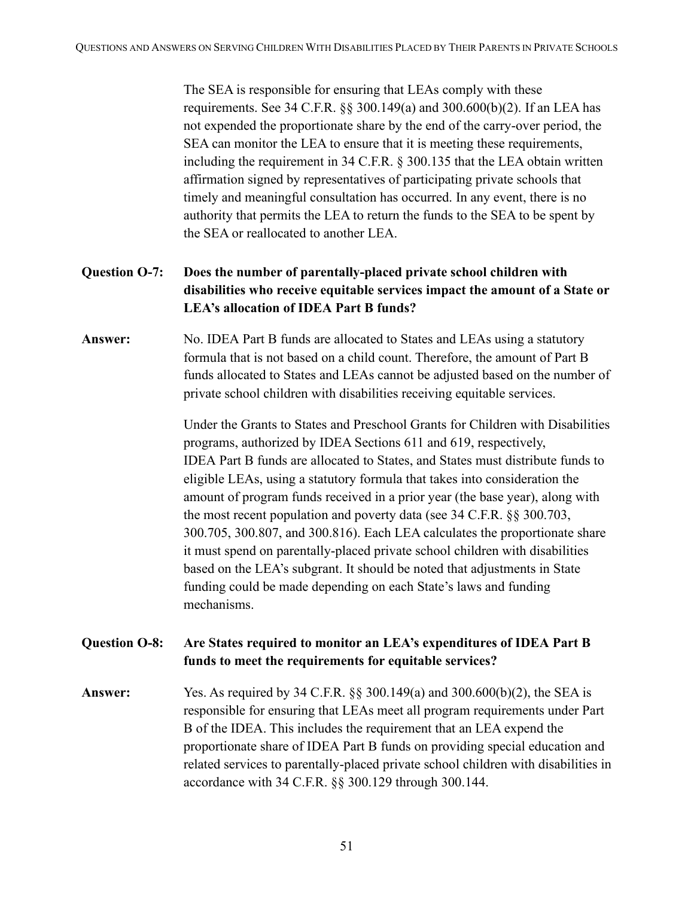The SEA is responsible for ensuring that LEAs comply with these requirements. See 34 C.F.R. §§ 300.149(a) and 300.600(b)(2). If an LEA has not expended the proportionate share by the end of the carry-over period, the SEA can monitor the LEA to ensure that it is meeting these requirements, including the requirement in 34 C.F.R. § 300.135 that the LEA obtain written affirmation signed by representatives of participating private schools that timely and meaningful consultation has occurred. In any event, there is no authority that permits the LEA to return the funds to the SEA to be spent by the SEA or reallocated to another LEA.

**Question O-7: Does the number of parentally-placed private school children with disabilities who receive equitable services impact the amount of a State or LEA's allocation of IDEA Part B funds?**

**Answer:** No. IDEA Part B funds are allocated to States and LEAs using a statutory formula that is not based on a child count. Therefore, the amount of Part B funds allocated to States and LEAs cannot be adjusted based on the number of private school children with disabilities receiving equitable services.

Under the Grants to States and Preschool Grants for Children with Disabilities programs, authorized by IDEA Sections 611 and 619, respectively, IDEA Part B funds are allocated to States, and States must distribute funds to eligible LEAs, using a statutory formula that takes into consideration the amount of program funds received in a prior year (the base year), along with the most recent population and poverty data (see 34 C.F.R. §§ 300.703, 300.705, 300.807, and 300.816). Each LEA calculates the proportionate share it must spend on parentally-placed private school children with disabilities based on the LEA's subgrant. It should be noted that adjustments in State funding could be made depending on each State's laws and funding mechanisms.

**Question O-8: Are States required to monitor an LEA's expenditures of IDEA Part B funds to meet the requirements for equitable services?**

**Answer:** Yes. As required by 34 C.F.R. §§ 300.149(a) and 300.600(b)(2), the SEA is responsible for ensuring that LEAs meet all program requirements under Part B of the IDEA. This includes the requirement that an LEA expend the proportionate share of IDEA Part B funds on providing special education and related services to parentally-placed private school children with disabilities in accordance with 34 C.F.R. §§ 300.129 through 300.144.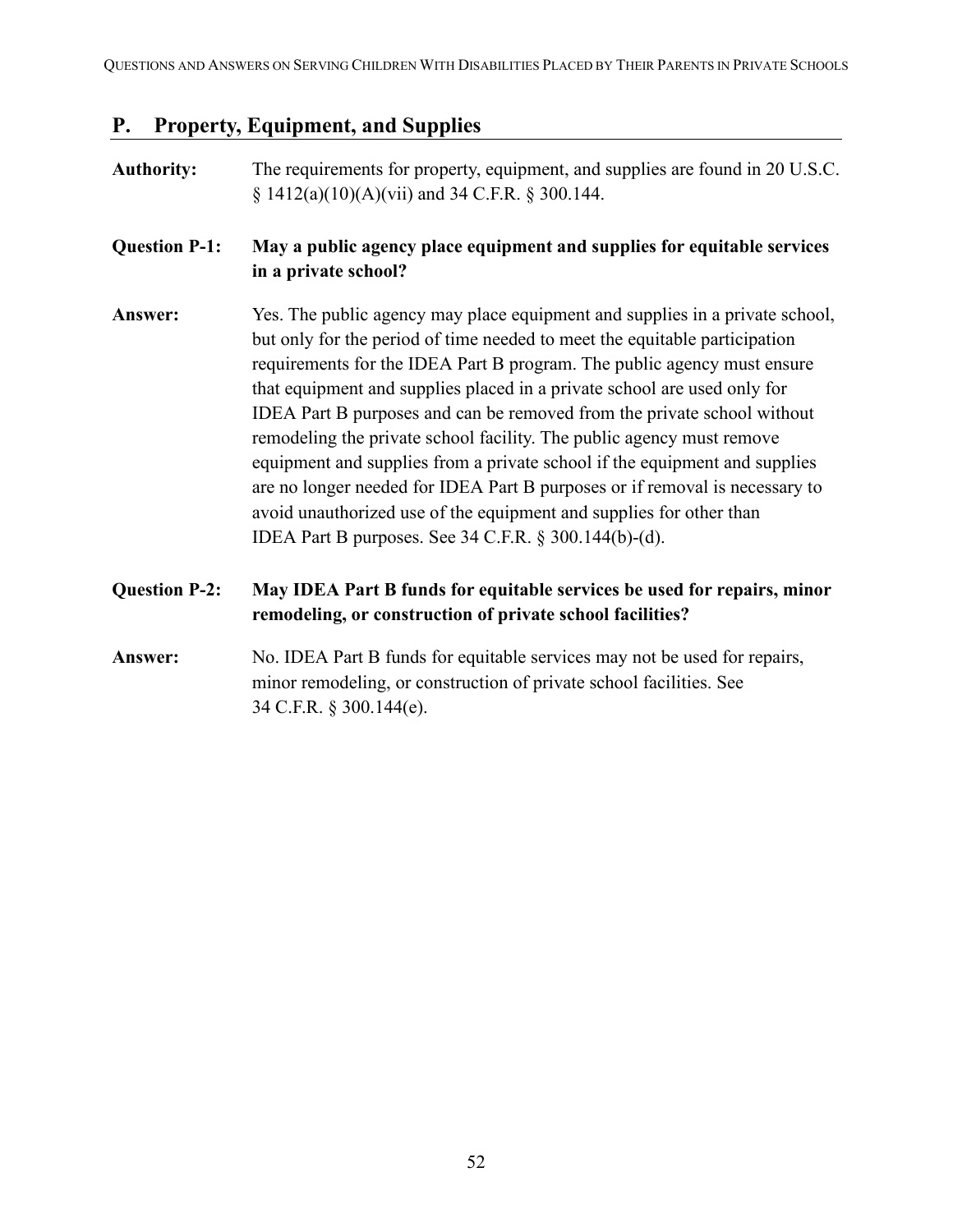## P. Property, Equipment, and Supplies

**Authority:** The requirements for property, equipment, and supplies are found in 20 U.S.C. § 1412(a)(10)(A)(vii) and 34 C.F.R. § 300.144.

**Question P-1: May a public agency place equipment and supplies for equitable services in a private school?**

**Answer:** Yes. The public agency may place equipment and supplies in a private school, but only for the period of time needed to meet the equitable participation requirements for the IDEA Part B program. The public agency must ensure that equipment and supplies placed in a private school are used only for IDEA Part B purposes and can be removed from the private school without remodeling the private school facility. The public agency must remove equipment and supplies from a private school if the equipment and supplies are no longer needed for IDEA Part B purposes or if removal is necessary to avoid unauthorized use of the equipment and supplies for other than IDEA Part B purposes. See 34 C.F.R. § 300.144(b)-(d).

**Question P-2: May IDEA Part B funds for equitable services be used for repairs, minor remodeling, or construction of private school facilities?**

**Answer:** No. IDEA Part B funds for equitable services may not be used for repairs, minor remodeling, or construction of private school facilities. See 34 C.F.R. § 300.144(e).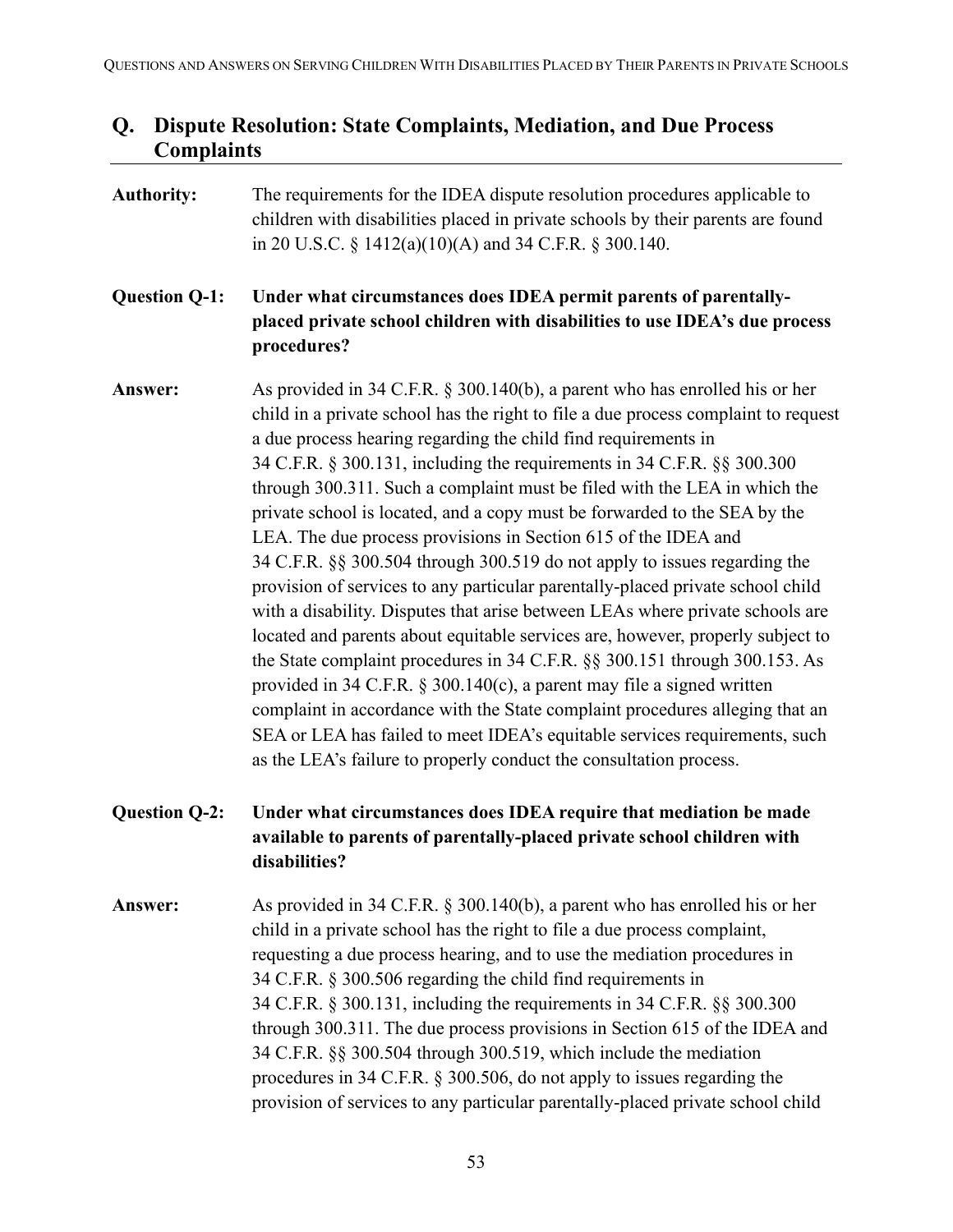## Q. Dispute Resolution: State Complaints, Mediation, and Due Process Complaints

**Authority:** The requirements for the IDEA dispute resolution procedures applicable to children with disabilities placed in private schools by their parents are found in 20 U.S.C. § 1412(a)(10)(A) and 34 C.F.R. § 300.140.

**Question Q-1: Under what circumstances does IDEA permit parents of parentally-placed private school children with disabilities to use IDEA's due process procedures?**

**Answer:** As provided in 34 C.F.R. § 300.140(b), a parent who has enrolled his or her child in a private school has the right to file a due process complaint to request a due process hearing regarding the child find requirements in 34 C.F.R. § 300.131, including the requirements in 34 C.F.R. §§ 300.300 through 300.311. Such a complaint must be filed with the LEA in which the private school is located, and a copy must be forwarded to the SEA by the LEA. The due process provisions in Section 615 of the IDEA and 34 C.F.R. §§ 300.504 through 300.519 do not apply to issues regarding the provision of services to any particular parentally-placed private school child with a disability. Disputes that arise between LEAs where private schools are located and parents about equitable services are, however, properly subject to the State complaint procedures in 34 C.F.R. §§ 300.151 through 300.153. As provided in 34 C.F.R. § 300.140(c), a parent may file a signed written complaint in accordance with the State complaint procedures alleging that an SEA or LEA has failed to meet IDEA's equitable services requirements, such as the LEA's failure to properly conduct the consultation process.

**Question Q-2: Under what circumstances does IDEA require that mediation be made available to parents of parentally-placed private school children with disabilities?**

**Answer:** As provided in 34 C.F.R. § 300.140(b), a parent who has enrolled his or her child in a private school has the right to file a due process complaint, requesting a due process hearing, and to use the mediation procedures in 34 C.F.R. § 300.506 regarding the child find requirements in 34 C.F.R. § 300.131, including the requirements in 34 C.F.R. §§ 300.300 through 300.311. The due process provisions in Section 615 of the IDEA and 34 C.F.R. §§ 300.504 through 300.519, which include the mediation procedures in 34 C.F.R. § 300.506, do not apply to issues regarding the provision of services to any particular parentally-placed private school child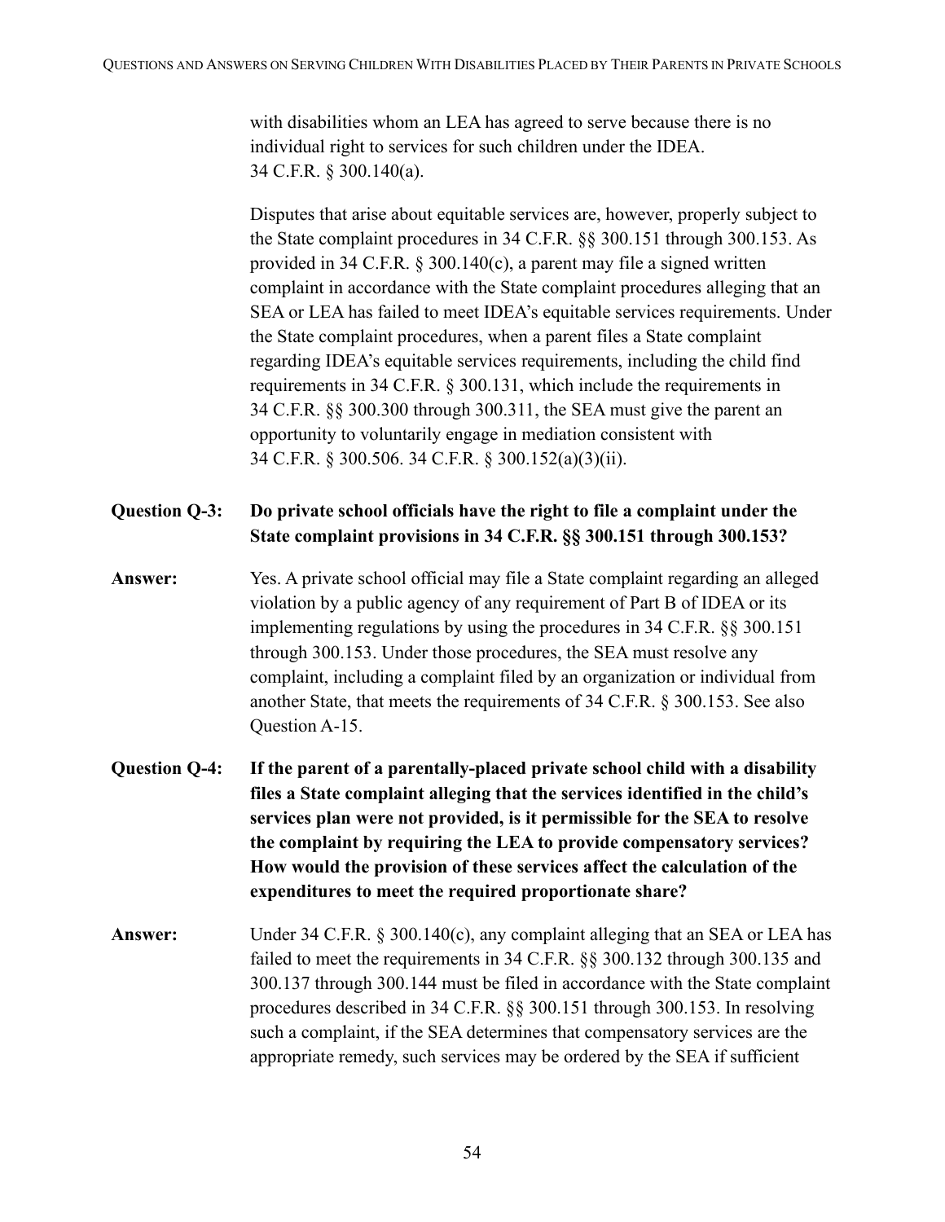with disabilities whom an LEA has agreed to serve because there is no individual right to services for such children under the IDEA. 34 C.F.R. § 300.140(a).

Disputes that arise about equitable services are, however, properly subject to the State complaint procedures in 34 C.F.R. §§ 300.151 through 300.153. As provided in 34 C.F.R. § 300.140(c), a parent may file a signed written complaint in accordance with the State complaint procedures alleging that an SEA or LEA has failed to meet IDEA's equitable services requirements. Under the State complaint procedures, when a parent files a State complaint regarding IDEA's equitable services requirements, including the child find requirements in 34 C.F.R. § 300.131, which include the requirements in 34 C.F.R. §§ 300.300 through 300.311, the SEA must give the parent an opportunity to voluntarily engage in mediation consistent with 34 C.F.R. § 300.506. 34 C.F.R. § 300.152(a)(3)(ii).

**Question Q-3: Do private school officials have the right to file a complaint under the State complaint provisions in 34 C.F.R. §§ 300.151 through 300.153?**

**Answer:** Yes. A private school official may file a State complaint regarding an alleged violation by a public agency of any requirement of Part B of IDEA or its implementing regulations by using the procedures in 34 C.F.R. §§ 300.151 through 300.153. Under those procedures, the SEA must resolve any complaint, including a complaint filed by an organization or individual from another State, that meets the requirements of 34 C.F.R. § 300.153. See also Question A-15.

**Question Q-4: If the parent of a parentally-placed private school child with a disability files a State complaint alleging that the services identified in the child's services plan were not provided, is it permissible for the SEA to resolve the complaint by requiring the LEA to provide compensatory services? How would the provision of these services affect the calculation of the expenditures to meet the required proportionate share?**

**Answer:** Under 34 C.F.R. § 300.140(c), any complaint alleging that an SEA or LEA has failed to meet the requirements in 34 C.F.R. §§ 300.132 through 300.135 and 300.137 through 300.144 must be filed in accordance with the State complaint procedures described in 34 C.F.R. §§ 300.151 through 300.153. In resolving such a complaint, if the SEA determines that compensatory services are the appropriate remedy, such services may be ordered by the SEA if sufficient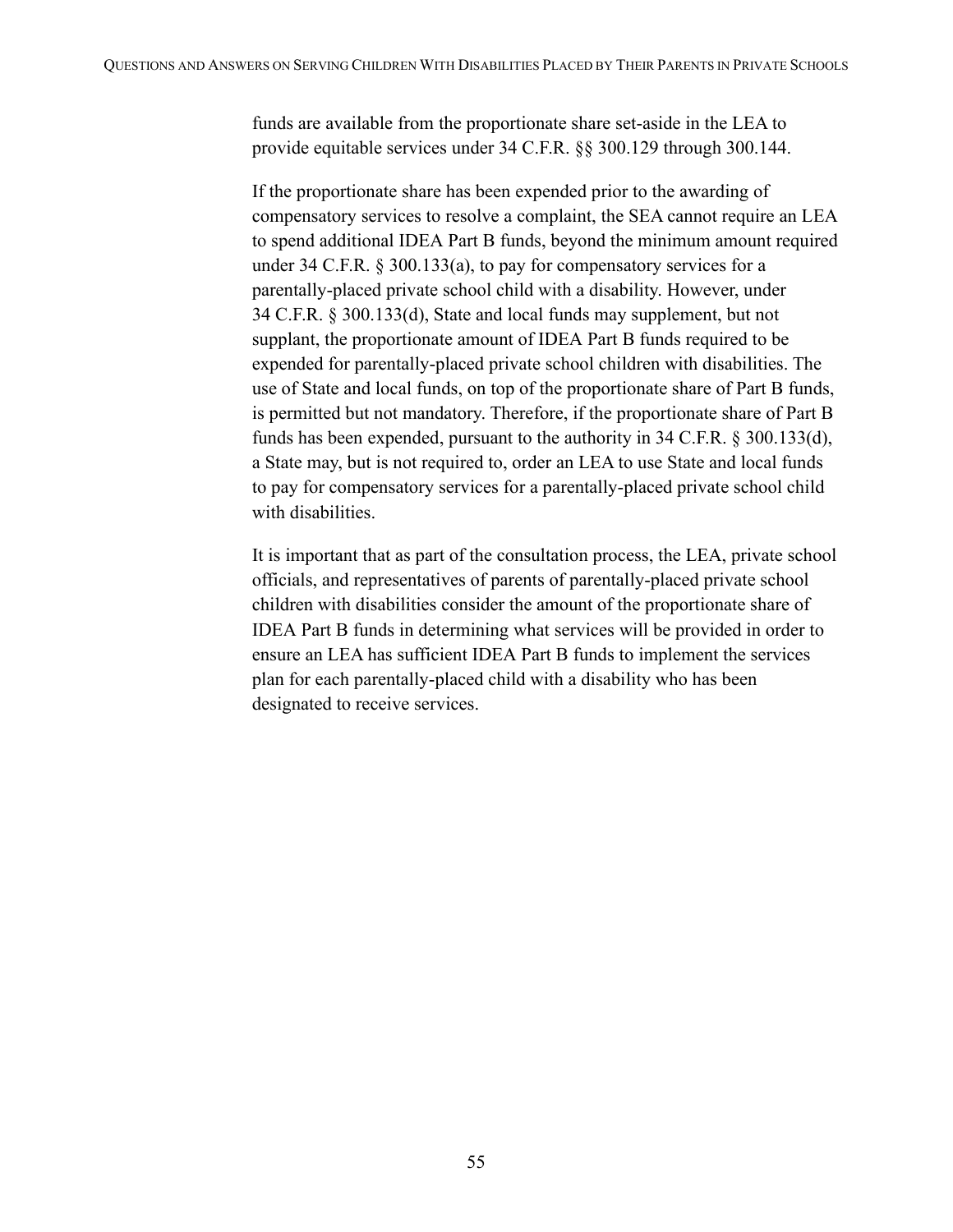funds are available from the proportionate share set-aside in the LEA to provide equitable services under 34 C.F.R. §§ 300.129 through 300.144.

If the proportionate share has been expended prior to the awarding of compensatory services to resolve a complaint, the SEA cannot require an LEA to spend additional IDEA Part B funds, beyond the minimum amount required under 34 C.F.R. § 300.133(a), to pay for compensatory services for a parentally-placed private school child with a disability. However, under 34 C.F.R. § 300.133(d), State and local funds may supplement, but not supplant, the proportionate amount of IDEA Part B funds required to be expended for parentally-placed private school children with disabilities. The use of State and local funds, on top of the proportionate share of Part B funds, is permitted but not mandatory. Therefore, if the proportionate share of Part B funds has been expended, pursuant to the authority in 34 C.F.R. § 300.133(d), a State may, but is not required to, order an LEA to use State and local funds to pay for compensatory services for a parentally-placed private school child with disabilities.

It is important that as part of the consultation process, the LEA, private school officials, and representatives of parents of parentally-placed private school children with disabilities consider the amount of the proportionate share of IDEA Part B funds in determining what services will be provided in order to ensure an LEA has sufficient IDEA Part B funds to implement the services plan for each parentally-placed child with a disability who has been designated to receive services.